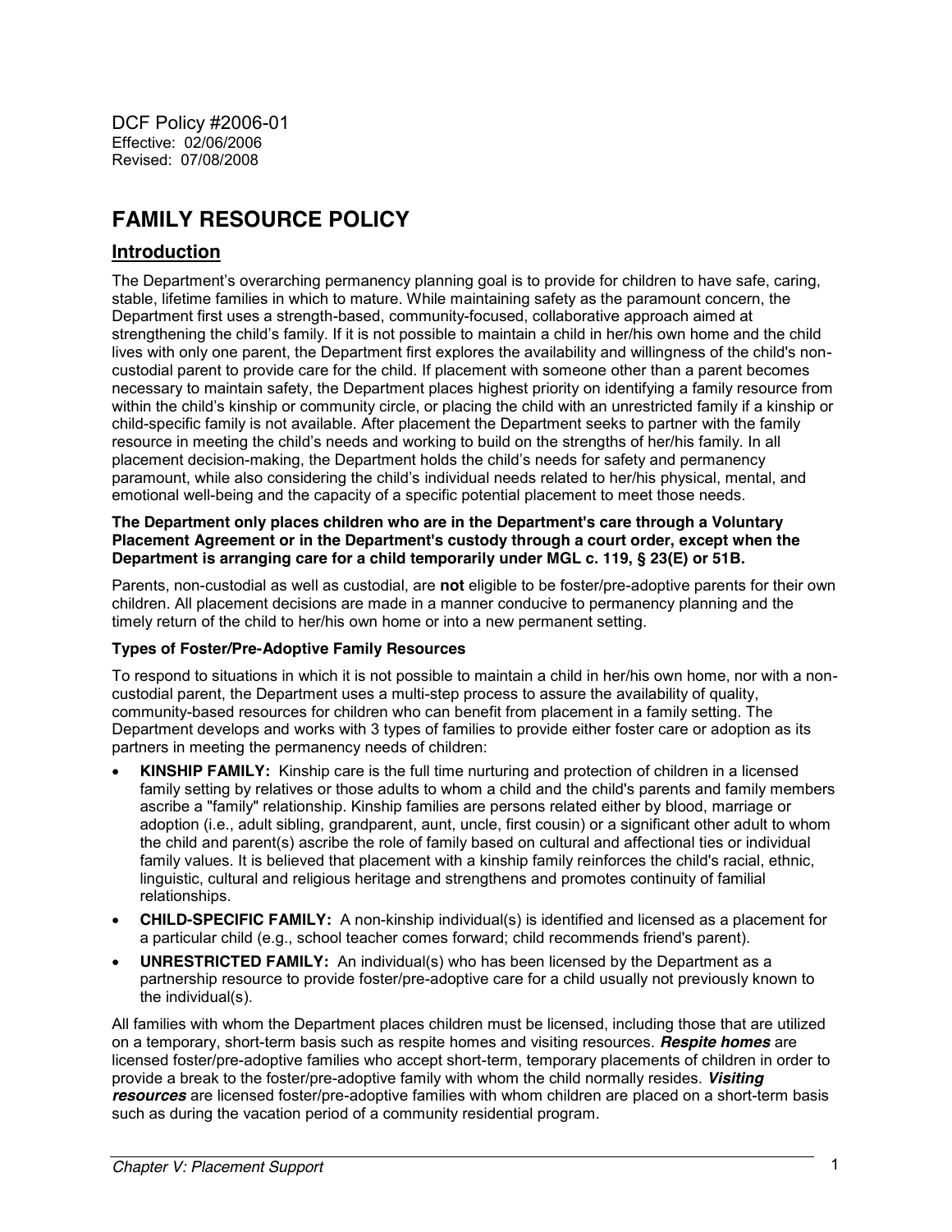DCF Policy #2006-01
Effective: 02/06/2006
Revised: 07/08/2008

# FAMILY RESOURCE POLICY

## Introduction

The Department's overarching permanency planning goal is to provide for children to have safe, caring, stable, lifetime families in which to mature. While maintaining safety as the paramount concern, the Department first uses a strength-based, community-focused, collaborative approach aimed at strengthening the child's family. If it is not possible to maintain a child in her/his own home and the child lives with only one parent, the Department first explores the availability and willingness of the child's non-custodial parent to provide care for the child. If placement with someone other than a parent becomes necessary to maintain safety, the Department places highest priority on identifying a family resource from within the child's kinship or community circle, or placing the child with an unrestricted family if a kinship or child-specific family is not available. After placement the Department seeks to partner with the family resource in meeting the child's needs and working to build on the strengths of her/his family. In all placement decision-making, the Department holds the child's needs for safety and permanency paramount, while also considering the child's individual needs related to her/his physical, mental, and emotional well-being and the capacity of a specific potential placement to meet those needs.

**The Department only places children who are in the Department's care through a Voluntary Placement Agreement or in the Department's custody through a court order, except when the Department is arranging care for a child temporarily under MGL c. 119, § 23(E) or 51B.**

Parents, non-custodial as well as custodial, are **not** eligible to be foster/pre-adoptive parents for their own children. All placement decisions are made in a manner conducive to permanency planning and the timely return of the child to her/his own home or into a new permanent setting.

**Types of Foster/Pre-Adoptive Family Resources**

To respond to situations in which it is not possible to maintain a child in her/his own home, nor with a non-custodial parent, the Department uses a multi-step process to assure the availability of quality, community-based resources for children who can benefit from placement in a family setting. The Department develops and works with 3 types of families to provide either foster care or adoption as its partners in meeting the permanency needs of children:

- **KINSHIP FAMILY:** Kinship care is the full time nurturing and protection of children in a licensed family setting by relatives or those adults to whom a child and the child's parents and family members ascribe a "family" relationship. Kinship families are persons related either by blood, marriage or adoption (i.e., adult sibling, grandparent, aunt, uncle, first cousin) or a significant other adult to whom the child and parent(s) ascribe the role of family based on cultural and affectional ties or individual family values. It is believed that placement with a kinship family reinforces the child's racial, ethnic, linguistic, cultural and religious heritage and strengthens and promotes continuity of familial relationships.
- **CHILD-SPECIFIC FAMILY:** A non-kinship individual(s) is identified and licensed as a placement for a particular child (e.g., school teacher comes forward; child recommends friend's parent).
- **UNRESTRICTED FAMILY:** An individual(s) who has been licensed by the Department as a partnership resource to provide foster/pre-adoptive care for a child usually not previously known to the individual(s).

All families with whom the Department places children must be licensed, including those that are utilized on a temporary, short-term basis such as respite homes and visiting resources. ***Respite homes*** are licensed foster/pre-adoptive families who accept short-term, temporary placements of children in order to provide a break to the foster/pre-adoptive family with whom the child normally resides. ***Visiting resources*** are licensed foster/pre-adoptive families with whom children are placed on a short-term basis such as during the vacation period of a community residential program.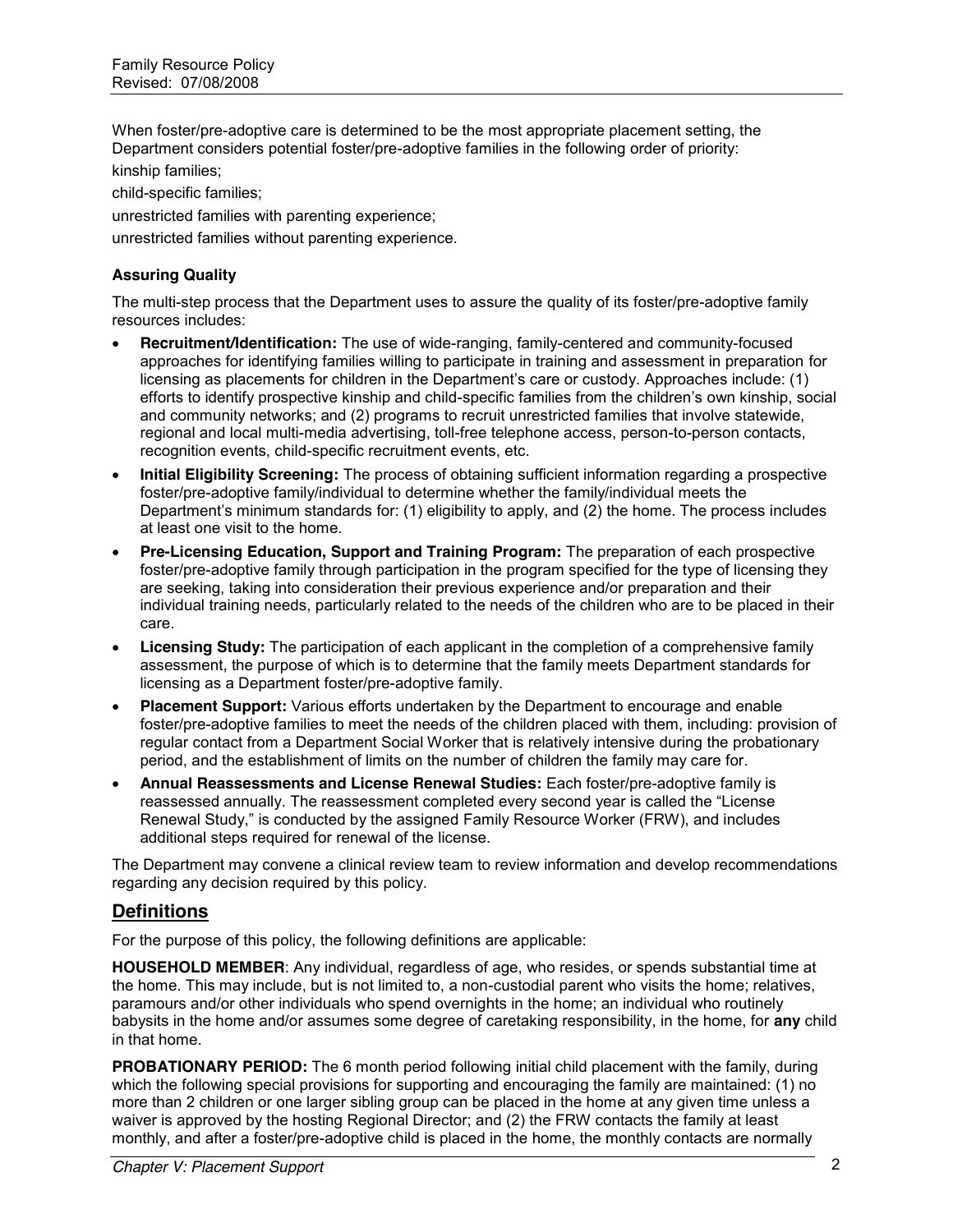When foster/pre-adoptive care is determined to be the most appropriate placement setting, the Department considers potential foster/pre-adoptive families in the following order of priority:

kinship families;

child-specific families;

unrestricted families with parenting experience;

unrestricted families without parenting experience.

### Assuring Quality

The multi-step process that the Department uses to assure the quality of its foster/pre-adoptive family resources includes:

- **Recruitment/Identification:** The use of wide-ranging, family-centered and community-focused approaches for identifying families willing to participate in training and assessment in preparation for licensing as placements for children in the Department's care or custody. Approaches include: (1) efforts to identify prospective kinship and child-specific families from the children's own kinship, social and community networks; and (2) programs to recruit unrestricted families that involve statewide, regional and local multi-media advertising, toll-free telephone access, person-to-person contacts, recognition events, child-specific recruitment events, etc.
- **Initial Eligibility Screening:** The process of obtaining sufficient information regarding a prospective foster/pre-adoptive family/individual to determine whether the family/individual meets the Department's minimum standards for: (1) eligibility to apply, and (2) the home. The process includes at least one visit to the home.
- **Pre-Licensing Education, Support and Training Program:** The preparation of each prospective foster/pre-adoptive family through participation in the program specified for the type of licensing they are seeking, taking into consideration their previous experience and/or preparation and their individual training needs, particularly related to the needs of the children who are to be placed in their care.
- **Licensing Study:** The participation of each applicant in the completion of a comprehensive family assessment, the purpose of which is to determine that the family meets Department standards for licensing as a Department foster/pre-adoptive family.
- **Placement Support:** Various efforts undertaken by the Department to encourage and enable foster/pre-adoptive families to meet the needs of the children placed with them, including: provision of regular contact from a Department Social Worker that is relatively intensive during the probationary period, and the establishment of limits on the number of children the family may care for.
- **Annual Reassessments and License Renewal Studies:** Each foster/pre-adoptive family is reassessed annually. The reassessment completed every second year is called the "License Renewal Study," is conducted by the assigned Family Resource Worker (FRW), and includes additional steps required for renewal of the license.

The Department may convene a clinical review team to review information and develop recommendations regarding any decision required by this policy.

## Definitions

For the purpose of this policy, the following definitions are applicable:

**HOUSEHOLD MEMBER**: Any individual, regardless of age, who resides, or spends substantial time at the home. This may include, but is not limited to, a non-custodial parent who visits the home; relatives, paramours and/or other individuals who spend overnights in the home; an individual who routinely babysits in the home and/or assumes some degree of caretaking responsibility, in the home, for **any** child in that home.

**PROBATIONARY PERIOD:** The 6 month period following initial child placement with the family, during which the following special provisions for supporting and encouraging the family are maintained: (1) no more than 2 children or one larger sibling group can be placed in the home at any given time unless a waiver is approved by the hosting Regional Director; and (2) the FRW contacts the family at least monthly, and after a foster/pre-adoptive child is placed in the home, the monthly contacts are normally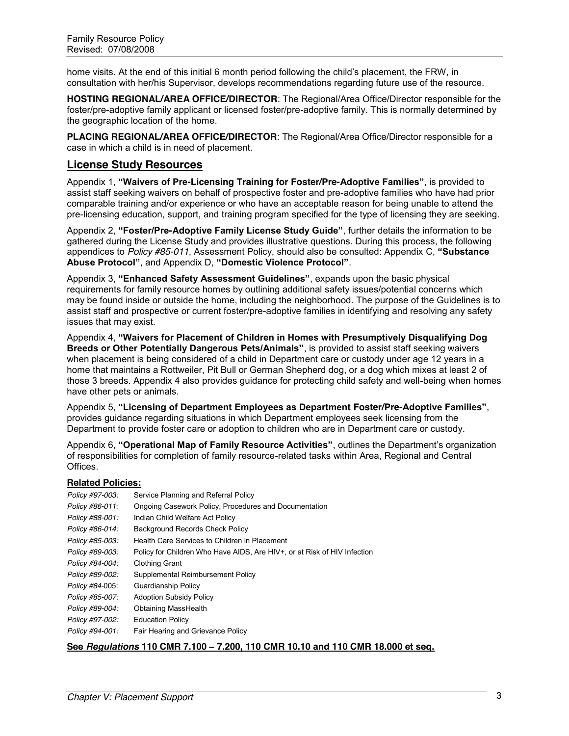home visits. At the end of this initial 6 month period following the child's placement, the FRW, in consultation with her/his Supervisor, develops recommendations regarding future use of the resource.

**HOSTING REGIONAL/AREA OFFICE/DIRECTOR**: The Regional/Area Office/Director responsible for the foster/pre-adoptive family applicant or licensed foster/pre-adoptive family. This is normally determined by the geographic location of the home.

**PLACING REGIONAL/AREA OFFICE/DIRECTOR**: The Regional/Area Office/Director responsible for a case in which a child is in need of placement.

## License Study Resources

Appendix 1, **"Waivers of Pre-Licensing Training for Foster/Pre-Adoptive Families"**, is provided to assist staff seeking waivers on behalf of prospective foster and pre-adoptive families who have had prior comparable training and/or experience or who have an acceptable reason for being unable to attend the pre-licensing education, support, and training program specified for the type of licensing they are seeking.

Appendix 2, **"Foster/Pre-Adoptive Family License Study Guide"**, further details the information to be gathered during the License Study and provides illustrative questions. During this process, the following appendices to *Policy #85-011*, Assessment Policy, should also be consulted: Appendix C, **"Substance Abuse Protocol"**, and Appendix D, **"Domestic Violence Protocol"**.

Appendix 3, **"Enhanced Safety Assessment Guidelines"**, expands upon the basic physical requirements for family resource homes by outlining additional safety issues/potential concerns which may be found inside or outside the home, including the neighborhood. The purpose of the Guidelines is to assist staff and prospective or current foster/pre-adoptive families in identifying and resolving any safety issues that may exist.

Appendix 4, **"Waivers for Placement of Children in Homes with Presumptively Disqualifying Dog Breeds or Other Potentially Dangerous Pets/Animals"**, is provided to assist staff seeking waivers when placement is being considered of a child in Department care or custody under age 12 years in a home that maintains a Rottweiler, Pit Bull or German Shepherd dog, or a dog which mixes at least 2 of those 3 breeds. Appendix 4 also provides guidance for protecting child safety and well-being when homes have other pets or animals.

Appendix 5, **"Licensing of Department Employees as Department Foster/Pre-Adoptive Families"**, provides guidance regarding situations in which Department employees seek licensing from the Department to provide foster care or adoption to children who are in Department care or custody.

Appendix 6, **"Operational Map of Family Resource Activities"**, outlines the Department's organization of responsibilities for completion of family resource-related tasks within Area, Regional and Central Offices.

### Related Policies:

| | |
|---|---|
| *Policy #97-003:* | Service Planning and Referral Policy |
| *Policy #86-011*: | Ongoing Casework Policy, Procedures and Documentation |
| *Policy #88-001:* | Indian Child Welfare Act Policy |
| *Policy #86-014:* | Background Records Check Policy |
| *Policy #85-003:* | Health Care Services to Children in Placement |
| *Policy #89-003:* | Policy for Children Who Have AIDS, Are HIV+, or at Risk of HIV Infection |
| *Policy #84-004:* | Clothing Grant |
| *Policy #89-002:* | Supplemental Reimbursement Policy |
| *Policy #84-*005: | Guardianship Policy |
| *Policy #85-007:* | Adoption Subsidy Policy |
| *Policy #89-004:* | Obtaining MassHealth |
| *Policy #97-002:* | Education Policy |
| *Policy #94-001:* | Fair Hearing and Grievance Policy |

**See *Regulations* 110 CMR 7.100 – 7.200, 110 CMR 10.10 and 110 CMR 18.000 et seq.**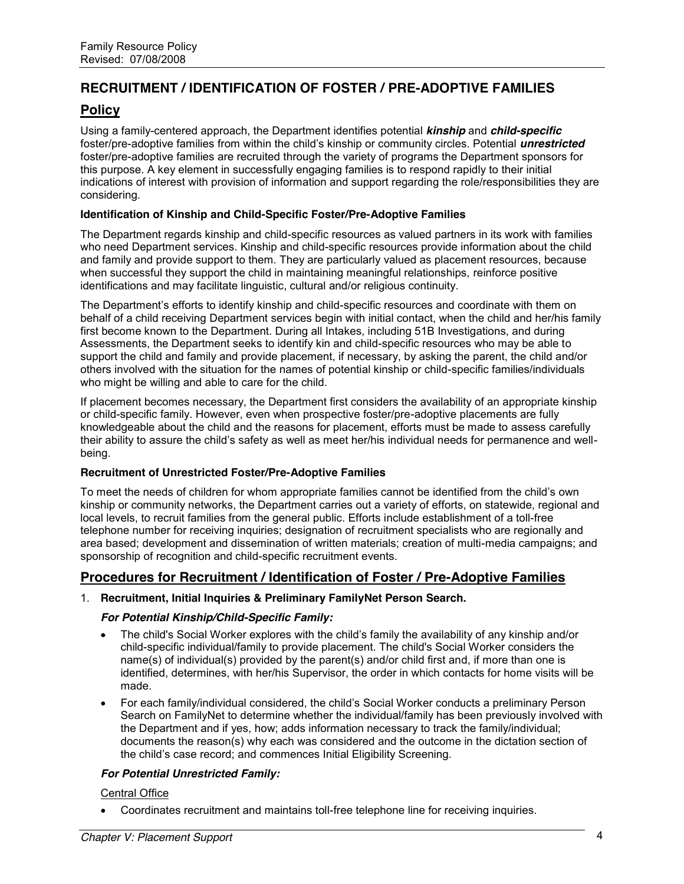# RECRUITMENT / IDENTIFICATION OF FOSTER / PRE-ADOPTIVE FAMILIES

## Policy

Using a family-centered approach, the Department identifies potential ***kinship*** and ***child-specific*** foster/pre-adoptive families from within the child's kinship or community circles. Potential ***unrestricted*** foster/pre-adoptive families are recruited through the variety of programs the Department sponsors for this purpose. A key element in successfully engaging families is to respond rapidly to their initial indications of interest with provision of information and support regarding the role/responsibilities they are considering.

**Identification of Kinship and Child-Specific Foster/Pre-Adoptive Families**

The Department regards kinship and child-specific resources as valued partners in its work with families who need Department services. Kinship and child-specific resources provide information about the child and family and provide support to them. They are particularly valued as placement resources, because when successful they support the child in maintaining meaningful relationships, reinforce positive identifications and may facilitate linguistic, cultural and/or religious continuity.

The Department's efforts to identify kinship and child-specific resources and coordinate with them on behalf of a child receiving Department services begin with initial contact, when the child and her/his family first become known to the Department. During all Intakes, including 51B Investigations, and during Assessments, the Department seeks to identify kin and child-specific resources who may be able to support the child and family and provide placement, if necessary, by asking the parent, the child and/or others involved with the situation for the names of potential kinship or child-specific families/individuals who might be willing and able to care for the child.

If placement becomes necessary, the Department first considers the availability of an appropriate kinship or child-specific family. However, even when prospective foster/pre-adoptive placements are fully knowledgeable about the child and the reasons for placement, efforts must be made to assess carefully their ability to assure the child's safety as well as meet her/his individual needs for permanence and well-being.

**Recruitment of Unrestricted Foster/Pre-Adoptive Families**

To meet the needs of children for whom appropriate families cannot be identified from the child's own kinship or community networks, the Department carries out a variety of efforts, on statewide, regional and local levels, to recruit families from the general public. Efforts include establishment of a toll-free telephone number for receiving inquiries; designation of recruitment specialists who are regionally and area based; development and dissemination of written materials; creation of multi-media campaigns; and sponsorship of recognition and child-specific recruitment events.

## Procedures for Recruitment / Identification of Foster / Pre-Adoptive Families

1. **Recruitment, Initial Inquiries & Preliminary FamilyNet Person Search.**

   ***For Potential Kinship/Child-Specific Family:***

   - The child's Social Worker explores with the child's family the availability of any kinship and/or child-specific individual/family to provide placement. The child's Social Worker considers the name(s) of individual(s) provided by the parent(s) and/or child first and, if more than one is identified, determines, with her/his Supervisor, the order in which contacts for home visits will be made.
   - For each family/individual considered, the child's Social Worker conducts a preliminary Person Search on FamilyNet to determine whether the individual/family has been previously involved with the Department and if yes, how; adds information necessary to track the family/individual; documents the reason(s) why each was considered and the outcome in the dictation section of the child's case record; and commences Initial Eligibility Screening.

   ***For Potential Unrestricted Family:***

   Central Office

   - Coordinates recruitment and maintains toll-free telephone line for receiving inquiries.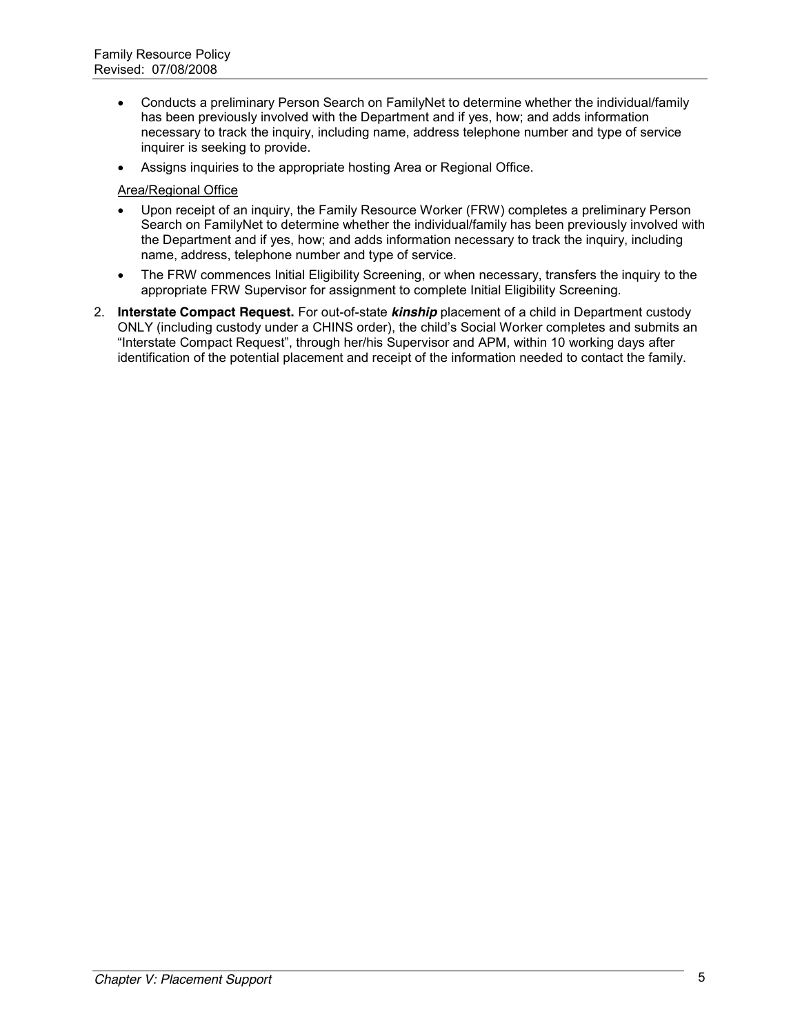- Conducts a preliminary Person Search on FamilyNet to determine whether the individual/family has been previously involved with the Department and if yes, how; and adds information necessary to track the inquiry, including name, address telephone number and type of service inquirer is seeking to provide.
- Assigns inquiries to the appropriate hosting Area or Regional Office.

<u>Area/Regional Office</u>

- Upon receipt of an inquiry, the Family Resource Worker (FRW) completes a preliminary Person Search on FamilyNet to determine whether the individual/family has been previously involved with the Department and if yes, how; and adds information necessary to track the inquiry, including name, address, telephone number and type of service.
- The FRW commences Initial Eligibility Screening, or when necessary, transfers the inquiry to the appropriate FRW Supervisor for assignment to complete Initial Eligibility Screening.

2. **Interstate Compact Request.** For out-of-state ***kinship*** placement of a child in Department custody ONLY (including custody under a CHINS order), the child's Social Worker completes and submits an "Interstate Compact Request", through her/his Supervisor and APM, within 10 working days after identification of the potential placement and receipt of the information needed to contact the family.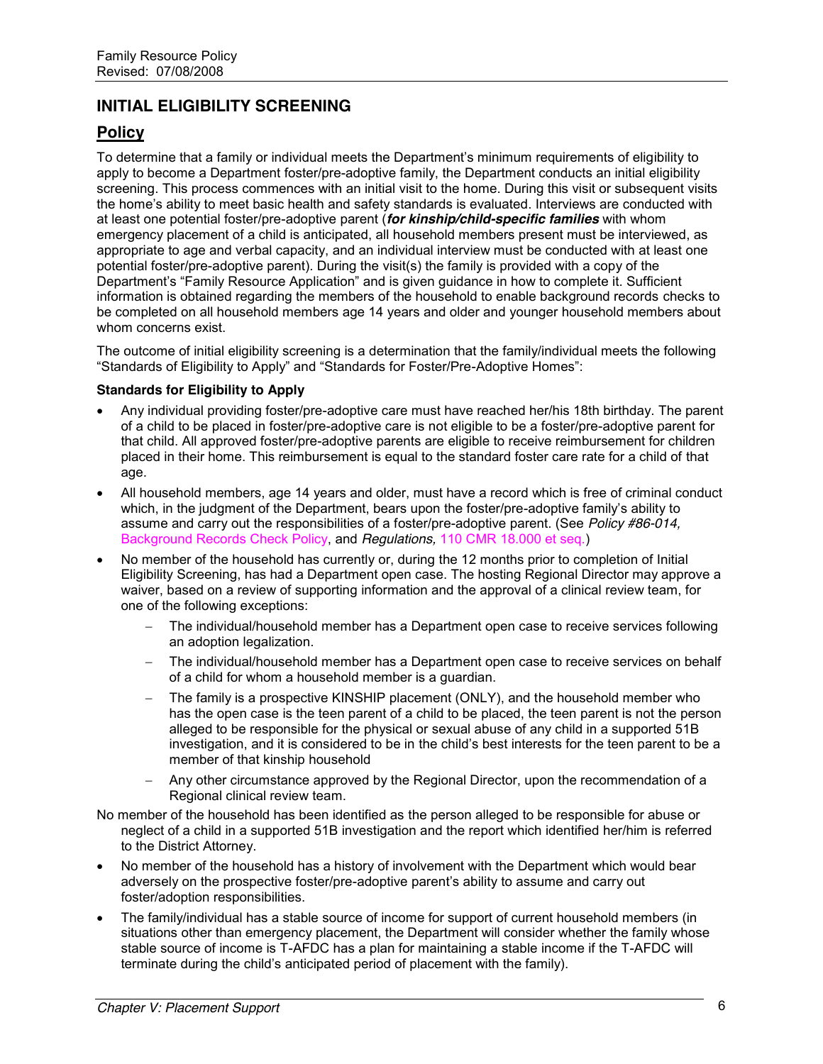## INITIAL ELIGIBILITY SCREENING

### Policy

To determine that a family or individual meets the Department's minimum requirements of eligibility to apply to become a Department foster/pre-adoptive family, the Department conducts an initial eligibility screening. This process commences with an initial visit to the home. During this visit or subsequent visits the home's ability to meet basic health and safety standards is evaluated. Interviews are conducted with at least one potential foster/pre-adoptive parent (***for kinship/child-specific families*** with whom emergency placement of a child is anticipated, all household members present must be interviewed, as appropriate to age and verbal capacity, and an individual interview must be conducted with at least one potential foster/pre-adoptive parent). During the visit(s) the family is provided with a copy of the Department's "Family Resource Application" and is given guidance in how to complete it. Sufficient information is obtained regarding the members of the household to enable background records checks to be completed on all household members age 14 years and older and younger household members about whom concerns exist.

The outcome of initial eligibility screening is a determination that the family/individual meets the following "Standards of Eligibility to Apply" and "Standards for Foster/Pre-Adoptive Homes":

**Standards for Eligibility to Apply**

- Any individual providing foster/pre-adoptive care must have reached her/his 18th birthday. The parent of a child to be placed in foster/pre-adoptive care is not eligible to be a foster/pre-adoptive parent for that child. All approved foster/pre-adoptive parents are eligible to receive reimbursement for children placed in their home. This reimbursement is equal to the standard foster care rate for a child of that age.
- All household members, age 14 years and older, must have a record which is free of criminal conduct which, in the judgment of the Department, bears upon the foster/pre-adoptive family's ability to assume and carry out the responsibilities of a foster/pre-adoptive parent. (See *Policy #86-014,* Background Records Check Policy, and *Regulations,* 110 CMR 18.000 et seq.)
- No member of the household has currently or, during the 12 months prior to completion of Initial Eligibility Screening, has had a Department open case. The hosting Regional Director may approve a waiver, based on a review of supporting information and the approval of a clinical review team, for one of the following exceptions:
  - The individual/household member has a Department open case to receive services following an adoption legalization.
  - The individual/household member has a Department open case to receive services on behalf of a child for whom a household member is a guardian.
  - The family is a prospective KINSHIP placement (ONLY), and the household member who has the open case is the teen parent of a child to be placed, the teen parent is not the person alleged to be responsible for the physical or sexual abuse of any child in a supported 51B investigation, and it is considered to be in the child's best interests for the teen parent to be a member of that kinship household
  - Any other circumstance approved by the Regional Director, upon the recommendation of a Regional clinical review team.

No member of the household has been identified as the person alleged to be responsible for abuse or neglect of a child in a supported 51B investigation and the report which identified her/him is referred to the District Attorney.

- No member of the household has a history of involvement with the Department which would bear adversely on the prospective foster/pre-adoptive parent's ability to assume and carry out foster/adoption responsibilities.
- The family/individual has a stable source of income for support of current household members (in situations other than emergency placement, the Department will consider whether the family whose stable source of income is T-AFDC has a plan for maintaining a stable income if the T-AFDC will terminate during the child's anticipated period of placement with the family).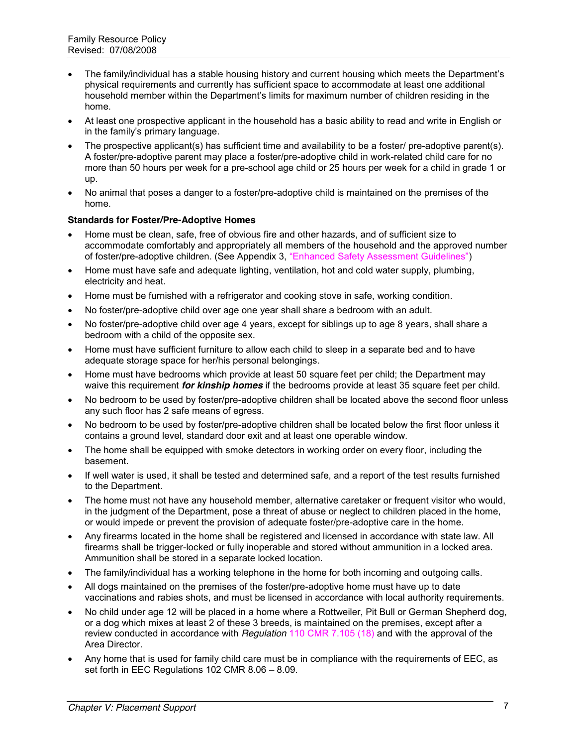- The family/individual has a stable housing history and current housing which meets the Department's physical requirements and currently has sufficient space to accommodate at least one additional household member within the Department's limits for maximum number of children residing in the home.
- At least one prospective applicant in the household has a basic ability to read and write in English or in the family's primary language.
- The prospective applicant(s) has sufficient time and availability to be a foster/ pre-adoptive parent(s). A foster/pre-adoptive parent may place a foster/pre-adoptive child in work-related child care for no more than 50 hours per week for a pre-school age child or 25 hours per week for a child in grade 1 or up.
- No animal that poses a danger to a foster/pre-adoptive child is maintained on the premises of the home.

**Standards for Foster/Pre-Adoptive Homes**

- Home must be clean, safe, free of obvious fire and other hazards, and of sufficient size to accommodate comfortably and appropriately all members of the household and the approved number of foster/pre-adoptive children. (See Appendix 3, "Enhanced Safety Assessment Guidelines")
- Home must have safe and adequate lighting, ventilation, hot and cold water supply, plumbing, electricity and heat.
- Home must be furnished with a refrigerator and cooking stove in safe, working condition.
- No foster/pre-adoptive child over age one year shall share a bedroom with an adult.
- No foster/pre-adoptive child over age 4 years, except for siblings up to age 8 years, shall share a bedroom with a child of the opposite sex.
- Home must have sufficient furniture to allow each child to sleep in a separate bed and to have adequate storage space for her/his personal belongings.
- Home must have bedrooms which provide at least 50 square feet per child; the Department may waive this requirement ***for kinship homes*** if the bedrooms provide at least 35 square feet per child.
- No bedroom to be used by foster/pre-adoptive children shall be located above the second floor unless any such floor has 2 safe means of egress.
- No bedroom to be used by foster/pre-adoptive children shall be located below the first floor unless it contains a ground level, standard door exit and at least one operable window.
- The home shall be equipped with smoke detectors in working order on every floor, including the basement.
- If well water is used, it shall be tested and determined safe, and a report of the test results furnished to the Department.
- The home must not have any household member, alternative caretaker or frequent visitor who would, in the judgment of the Department, pose a threat of abuse or neglect to children placed in the home, or would impede or prevent the provision of adequate foster/pre-adoptive care in the home.
- Any firearms located in the home shall be registered and licensed in accordance with state law. All firearms shall be trigger-locked or fully inoperable and stored without ammunition in a locked area. Ammunition shall be stored in a separate locked location.
- The family/individual has a working telephone in the home for both incoming and outgoing calls.
- All dogs maintained on the premises of the foster/pre-adoptive home must have up to date vaccinations and rabies shots, and must be licensed in accordance with local authority requirements.
- No child under age 12 will be placed in a home where a Rottweiler, Pit Bull or German Shepherd dog, or a dog which mixes at least 2 of these 3 breeds, is maintained on the premises, except after a review conducted in accordance with *Regulation* 110 CMR 7.105 (18) and with the approval of the Area Director.
- Any home that is used for family child care must be in compliance with the requirements of EEC, as set forth in EEC Regulations 102 CMR 8.06 – 8.09.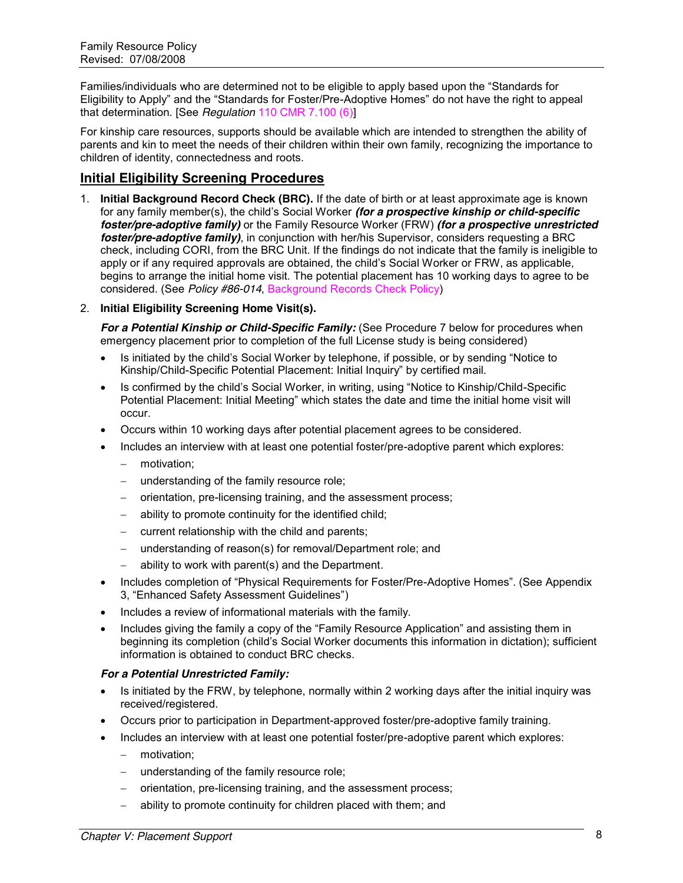Families/individuals who are determined not to be eligible to apply based upon the "Standards for Eligibility to Apply" and the "Standards for Foster/Pre-Adoptive Homes" do not have the right to appeal that determination. [See *Regulation* 110 CMR 7.100 (6)]

For kinship care resources, supports should be available which are intended to strengthen the ability of parents and kin to meet the needs of their children within their own family, recognizing the importance to children of identity, connectedness and roots.

## Initial Eligibility Screening Procedures

1. **Initial Background Record Check (BRC).** If the date of birth or at least approximate age is known for any family member(s), the child's Social Worker ***(for a prospective kinship or child-specific foster/pre-adoptive family)*** or the Family Resource Worker (FRW) ***(for a prospective unrestricted foster/pre-adoptive family)***, in conjunction with her/his Supervisor, considers requesting a BRC check, including CORI, from the BRC Unit. If the findings do not indicate that the family is ineligible to apply or if any required approvals are obtained, the child's Social Worker or FRW, as applicable, begins to arrange the initial home visit. The potential placement has 10 working days to agree to be considered. (See *Policy #86-014*, Background Records Check Policy)

2. **Initial Eligibility Screening Home Visit(s).**

   ***For a Potential Kinship or Child-Specific Family:*** (See Procedure 7 below for procedures when emergency placement prior to completion of the full License study is being considered)

   - Is initiated by the child's Social Worker by telephone, if possible, or by sending "Notice to Kinship/Child-Specific Potential Placement: Initial Inquiry" by certified mail.
   - Is confirmed by the child's Social Worker, in writing, using "Notice to Kinship/Child-Specific Potential Placement: Initial Meeting" which states the date and time the initial home visit will occur.
   - Occurs within 10 working days after potential placement agrees to be considered.
   - Includes an interview with at least one potential foster/pre-adoptive parent which explores:
     - motivation;
     - understanding of the family resource role;
     - orientation, pre-licensing training, and the assessment process;
     - ability to promote continuity for the identified child;
     - current relationship with the child and parents;
     - understanding of reason(s) for removal/Department role; and
     - ability to work with parent(s) and the Department.
   - Includes completion of "Physical Requirements for Foster/Pre-Adoptive Homes". (See Appendix 3, "Enhanced Safety Assessment Guidelines")
   - Includes a review of informational materials with the family.
   - Includes giving the family a copy of the "Family Resource Application" and assisting them in beginning its completion (child's Social Worker documents this information in dictation); sufficient information is obtained to conduct BRC checks.

   ***For a Potential Unrestricted Family:***

   - Is initiated by the FRW, by telephone, normally within 2 working days after the initial inquiry was received/registered.
   - Occurs prior to participation in Department-approved foster/pre-adoptive family training.
   - Includes an interview with at least one potential foster/pre-adoptive parent which explores:
     - motivation;
     - understanding of the family resource role;
     - orientation, pre-licensing training, and the assessment process;
     - ability to promote continuity for children placed with them; and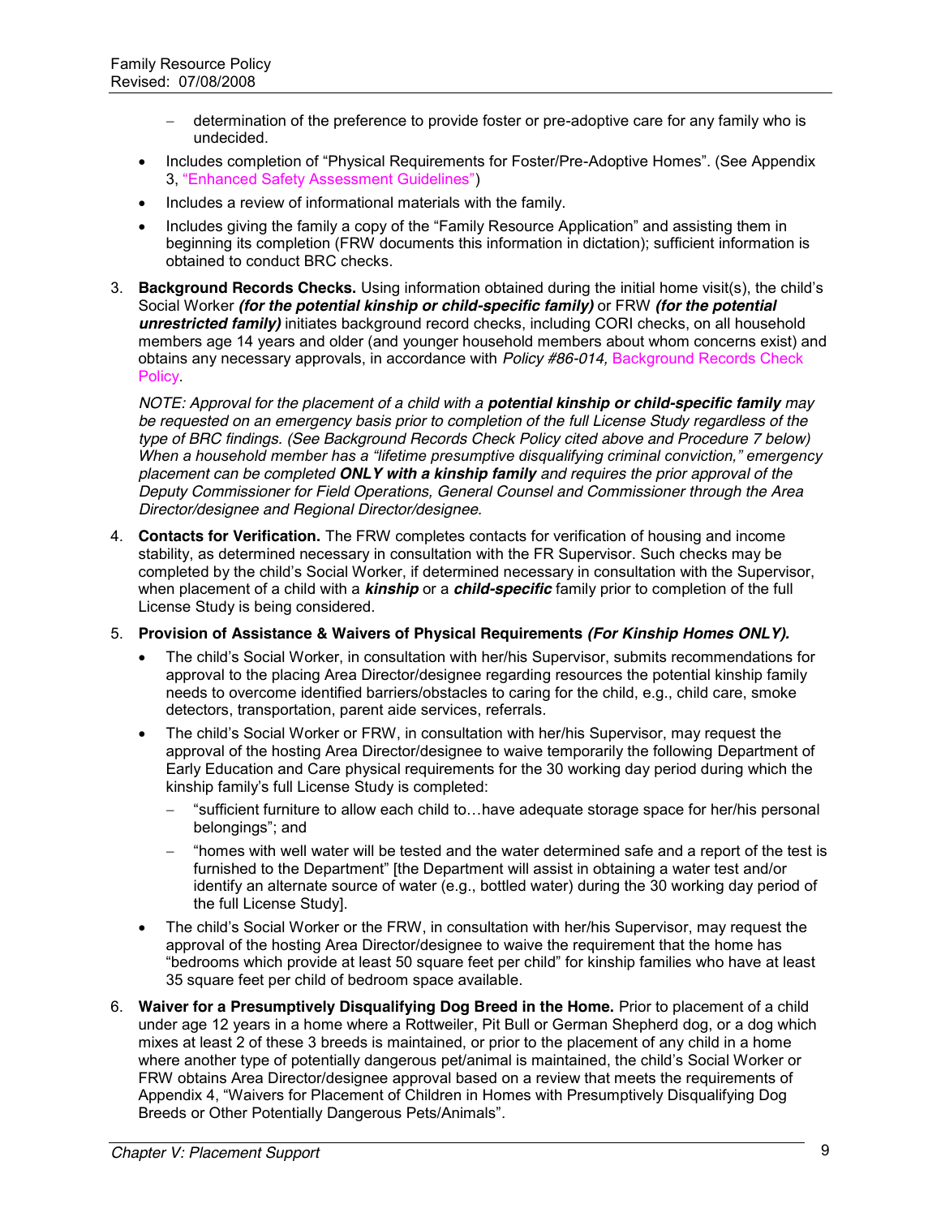- determination of the preference to provide foster or pre-adoptive care for any family who is undecided.

- Includes completion of "Physical Requirements for Foster/Pre-Adoptive Homes". (See Appendix 3, "Enhanced Safety Assessment Guidelines")
- Includes a review of informational materials with the family.
- Includes giving the family a copy of the "Family Resource Application" and assisting them in beginning its completion (FRW documents this information in dictation); sufficient information is obtained to conduct BRC checks.

3. **Background Records Checks.** Using information obtained during the initial home visit(s), the child's Social Worker ***(for the potential kinship or child-specific family)*** or FRW ***(for the potential unrestricted family)*** initiates background record checks, including CORI checks, on all household members age 14 years and older (and younger household members about whom concerns exist) and obtains any necessary approvals, in accordance with *Policy #86-014,* Background Records Check Policy.

   *NOTE: Approval for the placement of a child with a* ***potential kinship or child-specific family*** *may be requested on an emergency basis prior to completion of the full License Study regardless of the type of BRC findings. (See Background Records Check Policy cited above and Procedure 7 below) When a household member has a "lifetime presumptive disqualifying criminal conviction," emergency placement can be completed* ***ONLY with a kinship family*** *and requires the prior approval of the Deputy Commissioner for Field Operations, General Counsel and Commissioner through the Area Director/designee and Regional Director/designee.*

4. **Contacts for Verification.** The FRW completes contacts for verification of housing and income stability, as determined necessary in consultation with the FR Supervisor. Such checks may be completed by the child's Social Worker, if determined necessary in consultation with the Supervisor, when placement of a child with a ***kinship*** or a ***child-specific*** family prior to completion of the full License Study is being considered.

5. **Provision of Assistance & Waivers of Physical Requirements *(For Kinship Homes ONLY).***
   - The child's Social Worker, in consultation with her/his Supervisor, submits recommendations for approval to the placing Area Director/designee regarding resources the potential kinship family needs to overcome identified barriers/obstacles to caring for the child, e.g., child care, smoke detectors, transportation, parent aide services, referrals.
   - The child's Social Worker or FRW, in consultation with her/his Supervisor, may request the approval of the hosting Area Director/designee to waive temporarily the following Department of Early Education and Care physical requirements for the 30 working day period during which the kinship family's full License Study is completed:
     - "sufficient furniture to allow each child to…have adequate storage space for her/his personal belongings"; and
     - "homes with well water will be tested and the water determined safe and a report of the test is furnished to the Department" [the Department will assist in obtaining a water test and/or identify an alternate source of water (e.g., bottled water) during the 30 working day period of the full License Study].
   - The child's Social Worker or the FRW, in consultation with her/his Supervisor, may request the approval of the hosting Area Director/designee to waive the requirement that the home has "bedrooms which provide at least 50 square feet per child" for kinship families who have at least 35 square feet per child of bedroom space available.

6. **Waiver for a Presumptively Disqualifying Dog Breed in the Home.** Prior to placement of a child under age 12 years in a home where a Rottweiler, Pit Bull or German Shepherd dog, or a dog which mixes at least 2 of these 3 breeds is maintained, or prior to the placement of any child in a home where another type of potentially dangerous pet/animal is maintained, the child's Social Worker or FRW obtains Area Director/designee approval based on a review that meets the requirements of Appendix 4, "Waivers for Placement of Children in Homes with Presumptively Disqualifying Dog Breeds or Other Potentially Dangerous Pets/Animals".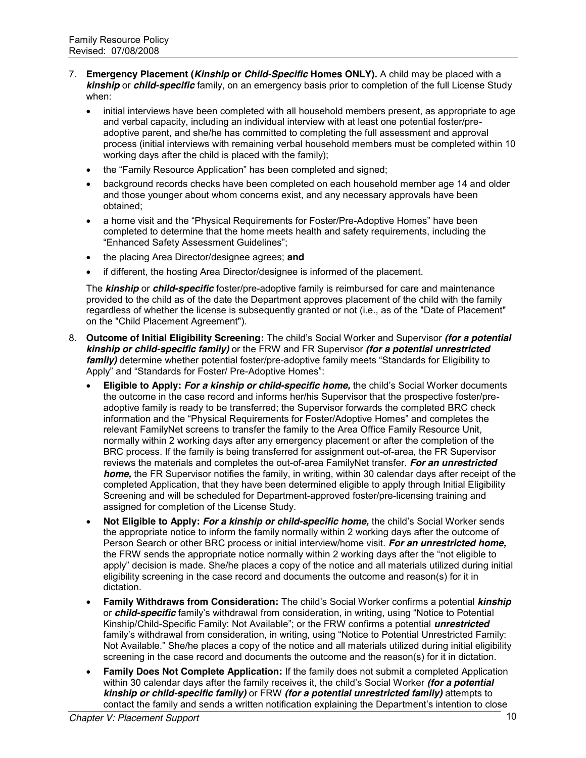7. **Emergency Placement (*Kinship* or *Child-Specific* Homes ONLY).** A child may be placed with a ***kinship*** or ***child-specific*** family, on an emergency basis prior to completion of the full License Study when:

   - initial interviews have been completed with all household members present, as appropriate to age and verbal capacity, including an individual interview with at least one potential foster/pre-adoptive parent, and she/he has committed to completing the full assessment and approval process (initial interviews with remaining verbal household members must be completed within 10 working days after the child is placed with the family);
   - the "Family Resource Application" has been completed and signed;
   - background records checks have been completed on each household member age 14 and older and those younger about whom concerns exist, and any necessary approvals have been obtained;
   - a home visit and the "Physical Requirements for Foster/Pre-Adoptive Homes" have been completed to determine that the home meets health and safety requirements, including the "Enhanced Safety Assessment Guidelines";
   - the placing Area Director/designee agrees; **and**
   - if different, the hosting Area Director/designee is informed of the placement.

   The ***kinship*** or ***child-specific*** foster/pre-adoptive family is reimbursed for care and maintenance provided to the child as of the date the Department approves placement of the child with the family regardless of whether the license is subsequently granted or not (i.e., as of the "Date of Placement" on the "Child Placement Agreement").

8. **Outcome of Initial Eligibility Screening:** The child's Social Worker and Supervisor ***(for a potential kinship or child-specific family)*** or the FRW and FR Supervisor ***(for a potential unrestricted family)*** determine whether potential foster/pre-adoptive family meets "Standards for Eligibility to Apply" and "Standards for Foster/ Pre-Adoptive Homes":

   - **Eligible to Apply:** ***For a kinship or child-specific home,*** the child's Social Worker documents the outcome in the case record and informs her/his Supervisor that the prospective foster/pre-adoptive family is ready to be transferred; the Supervisor forwards the completed BRC check information and the "Physical Requirements for Foster/Adoptive Homes" and completes the relevant FamilyNet screens to transfer the family to the Area Office Family Resource Unit, normally within 2 working days after any emergency placement or after the completion of the BRC process. If the family is being transferred for assignment out-of-area, the FR Supervisor reviews the materials and completes the out-of-area FamilyNet transfer. ***For an unrestricted home,*** the FR Supervisor notifies the family, in writing, within 30 calendar days after receipt of the completed Application, that they have been determined eligible to apply through Initial Eligibility Screening and will be scheduled for Department-approved foster/pre-licensing training and assigned for completion of the License Study.
   - **Not Eligible to Apply:** ***For a kinship or child-specific home,*** the child's Social Worker sends the appropriate notice to inform the family normally within 2 working days after the outcome of Person Search or other BRC process or initial interview/home visit. ***For an unrestricted home,*** the FRW sends the appropriate notice normally within 2 working days after the "not eligible to apply" decision is made. She/he places a copy of the notice and all materials utilized during initial eligibility screening in the case record and documents the outcome and reason(s) for it in dictation.
   - **Family Withdraws from Consideration:** The child's Social Worker confirms a potential ***kinship*** or ***child-specific*** family's withdrawal from consideration, in writing, using "Notice to Potential Kinship/Child-Specific Family: Not Available"; or the FRW confirms a potential ***unrestricted*** family's withdrawal from consideration, in writing, using "Notice to Potential Unrestricted Family: Not Available." She/he places a copy of the notice and all materials utilized during initial eligibility screening in the case record and documents the outcome and the reason(s) for it in dictation.
   - **Family Does Not Complete Application:** If the family does not submit a completed Application within 30 calendar days after the family receives it, the child's Social Worker ***(for a potential kinship or child-specific family)*** or FRW ***(for a potential unrestricted family)*** attempts to contact the family and sends a written notification explaining the Department's intention to close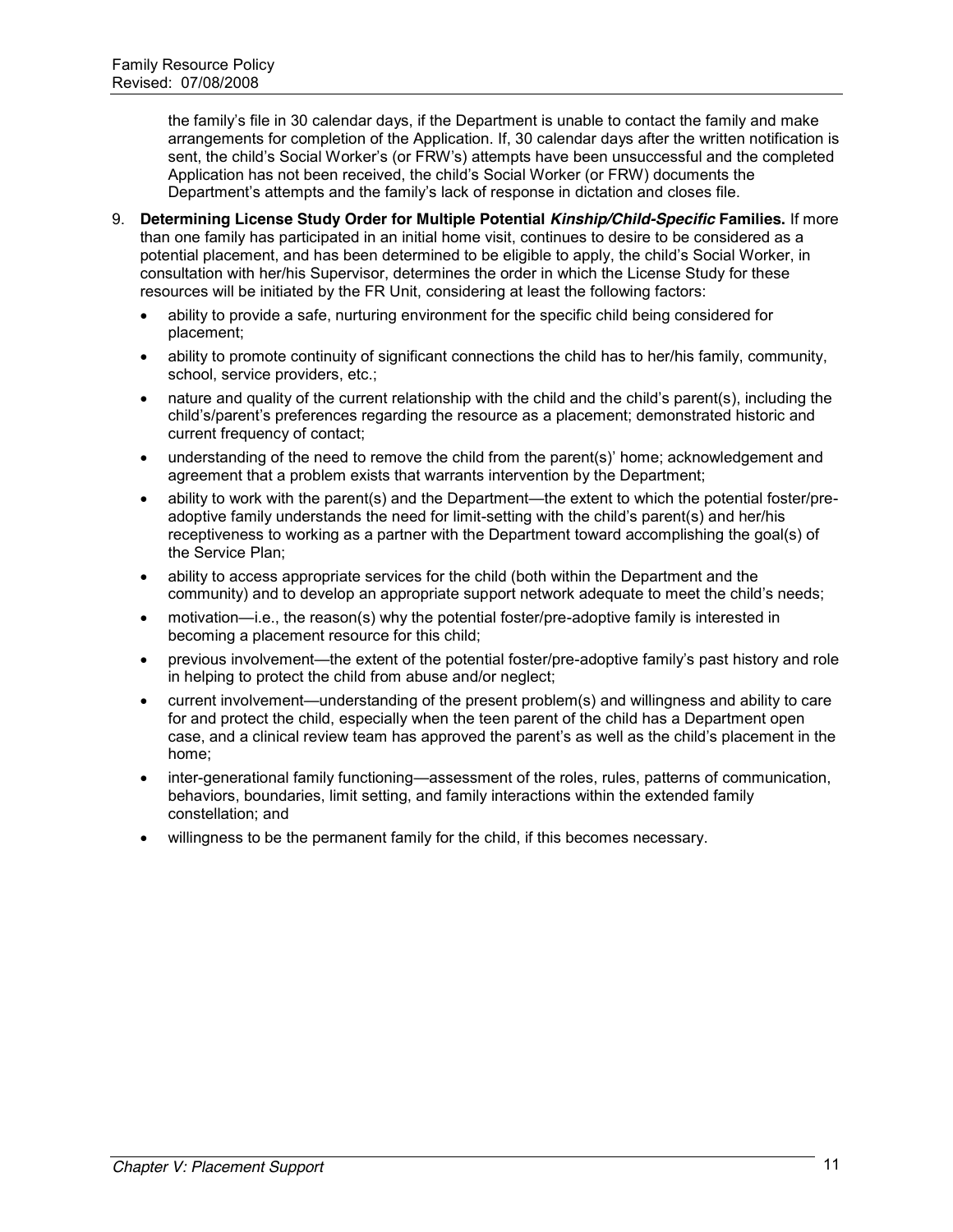the family's file in 30 calendar days, if the Department is unable to contact the family and make arrangements for completion of the Application. If, 30 calendar days after the written notification is sent, the child's Social Worker's (or FRW's) attempts have been unsuccessful and the completed Application has not been received, the child's Social Worker (or FRW) documents the Department's attempts and the family's lack of response in dictation and closes file.

9. **Determining License Study Order for Multiple Potential *Kinship/Child-Specific* Families.** If more than one family has participated in an initial home visit, continues to desire to be considered as a potential placement, and has been determined to be eligible to apply, the child's Social Worker, in consultation with her/his Supervisor, determines the order in which the License Study for these resources will be initiated by the FR Unit, considering at least the following factors:
   - ability to provide a safe, nurturing environment for the specific child being considered for placement;
   - ability to promote continuity of significant connections the child has to her/his family, community, school, service providers, etc.;
   - nature and quality of the current relationship with the child and the child's parent(s), including the child's/parent's preferences regarding the resource as a placement; demonstrated historic and current frequency of contact;
   - understanding of the need to remove the child from the parent(s)' home; acknowledgement and agreement that a problem exists that warrants intervention by the Department;
   - ability to work with the parent(s) and the Department—the extent to which the potential foster/pre-adoptive family understands the need for limit-setting with the child's parent(s) and her/his receptiveness to working as a partner with the Department toward accomplishing the goal(s) of the Service Plan;
   - ability to access appropriate services for the child (both within the Department and the community) and to develop an appropriate support network adequate to meet the child's needs;
   - motivation—i.e., the reason(s) why the potential foster/pre-adoptive family is interested in becoming a placement resource for this child;
   - previous involvement—the extent of the potential foster/pre-adoptive family's past history and role in helping to protect the child from abuse and/or neglect;
   - current involvement—understanding of the present problem(s) and willingness and ability to care for and protect the child, especially when the teen parent of the child has a Department open case, and a clinical review team has approved the parent's as well as the child's placement in the home;
   - inter-generational family functioning—assessment of the roles, rules, patterns of communication, behaviors, boundaries, limit setting, and family interactions within the extended family constellation; and
   - willingness to be the permanent family for the child, if this becomes necessary.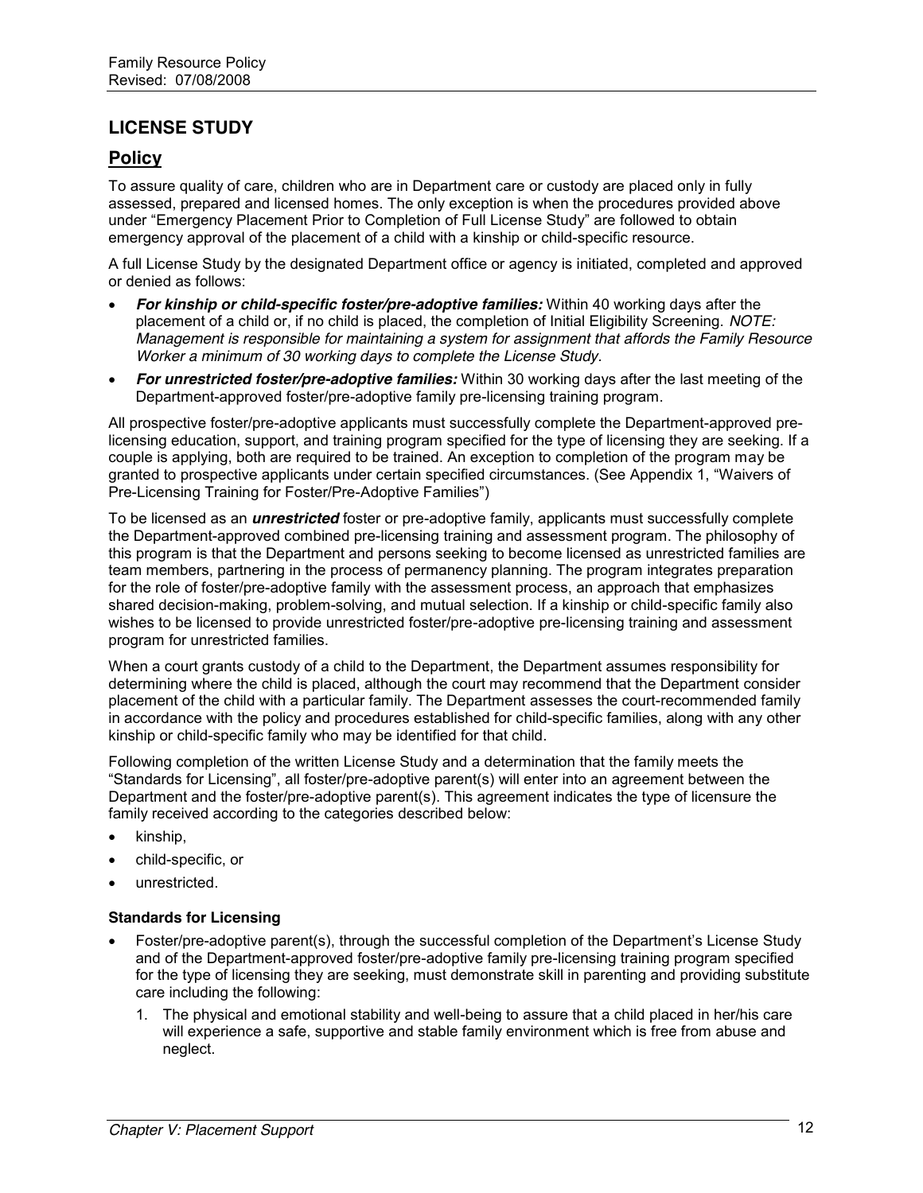# LICENSE STUDY

## Policy

To assure quality of care, children who are in Department care or custody are placed only in fully assessed, prepared and licensed homes. The only exception is when the procedures provided above under "Emergency Placement Prior to Completion of Full License Study" are followed to obtain emergency approval of the placement of a child with a kinship or child-specific resource.

A full License Study by the designated Department office or agency is initiated, completed and approved or denied as follows:

- ***For kinship or child-specific foster/pre-adoptive families:*** Within 40 working days after the placement of a child or, if no child is placed, the completion of Initial Eligibility Screening. *NOTE: Management is responsible for maintaining a system for assignment that affords the Family Resource Worker a minimum of 30 working days to complete the License Study.*
- ***For unrestricted foster/pre-adoptive families:*** Within 30 working days after the last meeting of the Department-approved foster/pre-adoptive family pre-licensing training program.

All prospective foster/pre-adoptive applicants must successfully complete the Department-approved pre-licensing education, support, and training program specified for the type of licensing they are seeking. If a couple is applying, both are required to be trained. An exception to completion of the program may be granted to prospective applicants under certain specified circumstances. (See Appendix 1, "Waivers of Pre-Licensing Training for Foster/Pre-Adoptive Families")

To be licensed as an ***unrestricted*** foster or pre-adoptive family, applicants must successfully complete the Department-approved combined pre-licensing training and assessment program. The philosophy of this program is that the Department and persons seeking to become licensed as unrestricted families are team members, partnering in the process of permanency planning. The program integrates preparation for the role of foster/pre-adoptive family with the assessment process, an approach that emphasizes shared decision-making, problem-solving, and mutual selection. If a kinship or child-specific family also wishes to be licensed to provide unrestricted foster/pre-adoptive pre-licensing training and assessment program for unrestricted families.

When a court grants custody of a child to the Department, the Department assumes responsibility for determining where the child is placed, although the court may recommend that the Department consider placement of the child with a particular family. The Department assesses the court-recommended family in accordance with the policy and procedures established for child-specific families, along with any other kinship or child-specific family who may be identified for that child.

Following completion of the written License Study and a determination that the family meets the "Standards for Licensing", all foster/pre-adoptive parent(s) will enter into an agreement between the Department and the foster/pre-adoptive parent(s). This agreement indicates the type of licensure the family received according to the categories described below:

- kinship,
- child-specific, or
- unrestricted.

### Standards for Licensing

- Foster/pre-adoptive parent(s), through the successful completion of the Department's License Study and of the Department-approved foster/pre-adoptive family pre-licensing training program specified for the type of licensing they are seeking, must demonstrate skill in parenting and providing substitute care including the following:
  1. The physical and emotional stability and well-being to assure that a child placed in her/his care will experience a safe, supportive and stable family environment which is free from abuse and neglect.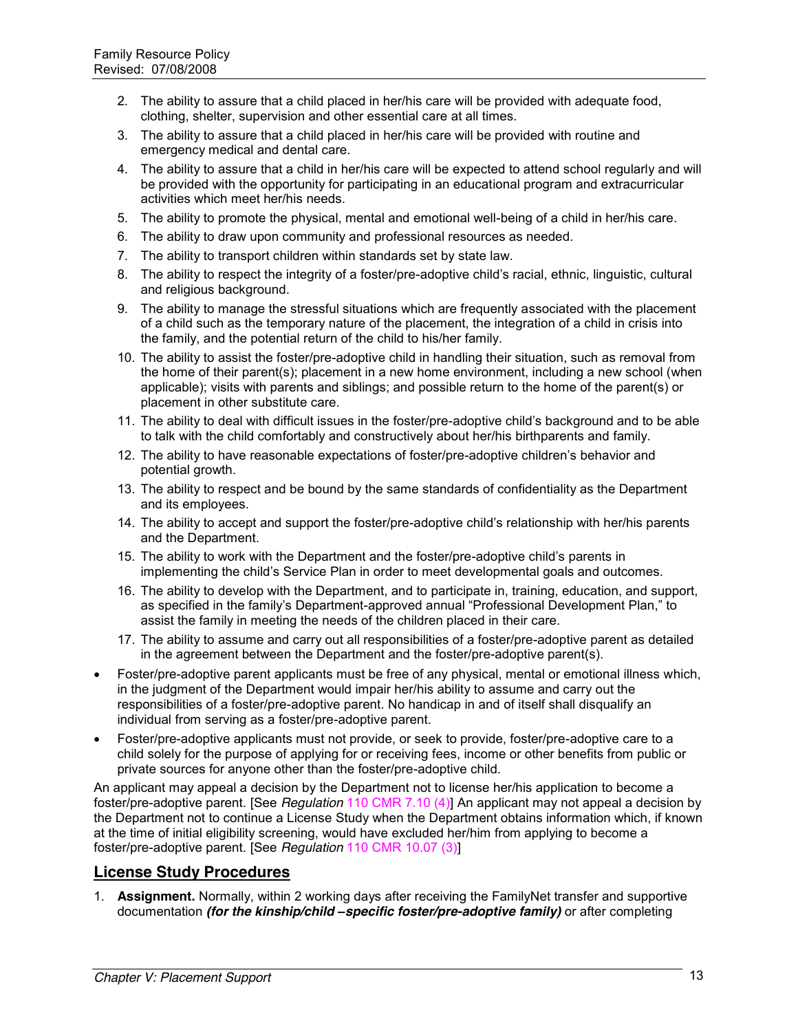2. The ability to assure that a child placed in her/his care will be provided with adequate food, clothing, shelter, supervision and other essential care at all times.
3. The ability to assure that a child placed in her/his care will be provided with routine and emergency medical and dental care.
4. The ability to assure that a child in her/his care will be expected to attend school regularly and will be provided with the opportunity for participating in an educational program and extracurricular activities which meet her/his needs.
5. The ability to promote the physical, mental and emotional well-being of a child in her/his care.
6. The ability to draw upon community and professional resources as needed.
7. The ability to transport children within standards set by state law.
8. The ability to respect the integrity of a foster/pre-adoptive child's racial, ethnic, linguistic, cultural and religious background.
9. The ability to manage the stressful situations which are frequently associated with the placement of a child such as the temporary nature of the placement, the integration of a child in crisis into the family, and the potential return of the child to his/her family.
10. The ability to assist the foster/pre-adoptive child in handling their situation, such as removal from the home of their parent(s); placement in a new home environment, including a new school (when applicable); visits with parents and siblings; and possible return to the home of the parent(s) or placement in other substitute care.
11. The ability to deal with difficult issues in the foster/pre-adoptive child's background and to be able to talk with the child comfortably and constructively about her/his birthparents and family.
12. The ability to have reasonable expectations of foster/pre-adoptive children's behavior and potential growth.
13. The ability to respect and be bound by the same standards of confidentiality as the Department and its employees.
14. The ability to accept and support the foster/pre-adoptive child's relationship with her/his parents and the Department.
15. The ability to work with the Department and the foster/pre-adoptive child's parents in implementing the child's Service Plan in order to meet developmental goals and outcomes.
16. The ability to develop with the Department, and to participate in, training, education, and support, as specified in the family's Department-approved annual "Professional Development Plan," to assist the family in meeting the needs of the children placed in their care.
17. The ability to assume and carry out all responsibilities of a foster/pre-adoptive parent as detailed in the agreement between the Department and the foster/pre-adoptive parent(s).

- Foster/pre-adoptive parent applicants must be free of any physical, mental or emotional illness which, in the judgment of the Department would impair her/his ability to assume and carry out the responsibilities of a foster/pre-adoptive parent. No handicap in and of itself shall disqualify an individual from serving as a foster/pre-adoptive parent.
- Foster/pre-adoptive applicants must not provide, or seek to provide, foster/pre-adoptive care to a child solely for the purpose of applying for or receiving fees, income or other benefits from public or private sources for anyone other than the foster/pre-adoptive child.

An applicant may appeal a decision by the Department not to license her/his application to become a foster/pre-adoptive parent. [See *Regulation* 110 CMR 7.10 (4)] An applicant may not appeal a decision by the Department not to continue a License Study when the Department obtains information which, if known at the time of initial eligibility screening, would have excluded her/him from applying to become a foster/pre-adoptive parent. [See *Regulation* 110 CMR 10.07 (3)]

## License Study Procedures

1. **Assignment.** Normally, within 2 working days after receiving the FamilyNet transfer and supportive documentation ***(for the kinship/child –specific foster/pre-adoptive family)*** or after completing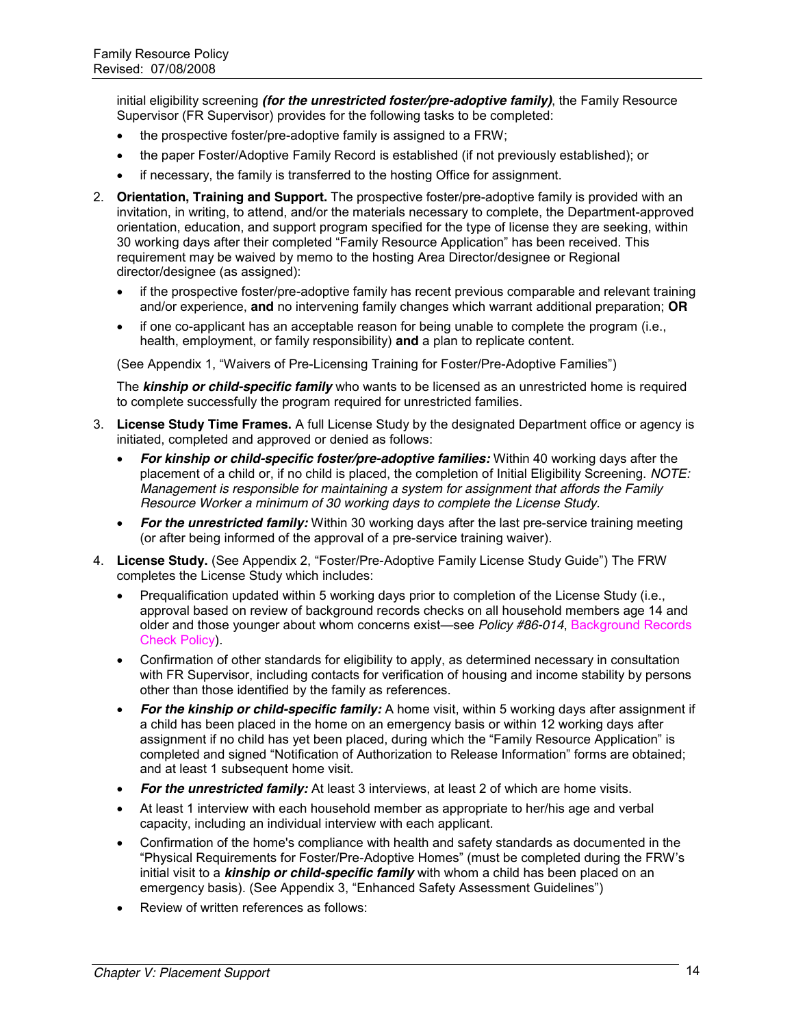initial eligibility screening ***(for the unrestricted foster/pre-adoptive family)***, the Family Resource Supervisor (FR Supervisor) provides for the following tasks to be completed:

- the prospective foster/pre-adoptive family is assigned to a FRW;
- the paper Foster/Adoptive Family Record is established (if not previously established); or
- if necessary, the family is transferred to the hosting Office for assignment.

2. **Orientation, Training and Support.** The prospective foster/pre-adoptive family is provided with an invitation, in writing, to attend, and/or the materials necessary to complete, the Department-approved orientation, education, and support program specified for the type of license they are seeking, within 30 working days after their completed "Family Resource Application" has been received. This requirement may be waived by memo to the hosting Area Director/designee or Regional director/designee (as assigned):

   - if the prospective foster/pre-adoptive family has recent previous comparable and relevant training and/or experience, **and** no intervening family changes which warrant additional preparation; **OR**
   - if one co-applicant has an acceptable reason for being unable to complete the program (i.e., health, employment, or family responsibility) **and** a plan to replicate content.

   (See Appendix 1, "Waivers of Pre-Licensing Training for Foster/Pre-Adoptive Families")

   The ***kinship or child-specific family*** who wants to be licensed as an unrestricted home is required to complete successfully the program required for unrestricted families.

3. **License Study Time Frames.** A full License Study by the designated Department office or agency is initiated, completed and approved or denied as follows:

   - ***For kinship or child-specific foster/pre-adoptive families:*** Within 40 working days after the placement of a child or, if no child is placed, the completion of Initial Eligibility Screening. *NOTE: Management is responsible for maintaining a system for assignment that affords the Family Resource Worker a minimum of 30 working days to complete the License Study.*
   - ***For the unrestricted family:*** Within 30 working days after the last pre-service training meeting (or after being informed of the approval of a pre-service training waiver).

4. **License Study.** (See Appendix 2, "Foster/Pre-Adoptive Family License Study Guide") The FRW completes the License Study which includes:

   - Prequalification updated within 5 working days prior to completion of the License Study (i.e., approval based on review of background records checks on all household members age 14 and older and those younger about whom concerns exist—see *Policy #86-014*, Background Records Check Policy).
   - Confirmation of other standards for eligibility to apply, as determined necessary in consultation with FR Supervisor, including contacts for verification of housing and income stability by persons other than those identified by the family as references.
   - ***For the kinship or child-specific family:*** A home visit, within 5 working days after assignment if a child has been placed in the home on an emergency basis or within 12 working days after assignment if no child has yet been placed, during which the "Family Resource Application" is completed and signed "Notification of Authorization to Release Information" forms are obtained; and at least 1 subsequent home visit.
   - ***For the unrestricted family:*** At least 3 interviews, at least 2 of which are home visits.
   - At least 1 interview with each household member as appropriate to her/his age and verbal capacity, including an individual interview with each applicant.
   - Confirmation of the home's compliance with health and safety standards as documented in the "Physical Requirements for Foster/Pre-Adoptive Homes" (must be completed during the FRW's initial visit to a ***kinship or child-specific family*** with whom a child has been placed on an emergency basis). (See Appendix 3, "Enhanced Safety Assessment Guidelines")
   - Review of written references as follows: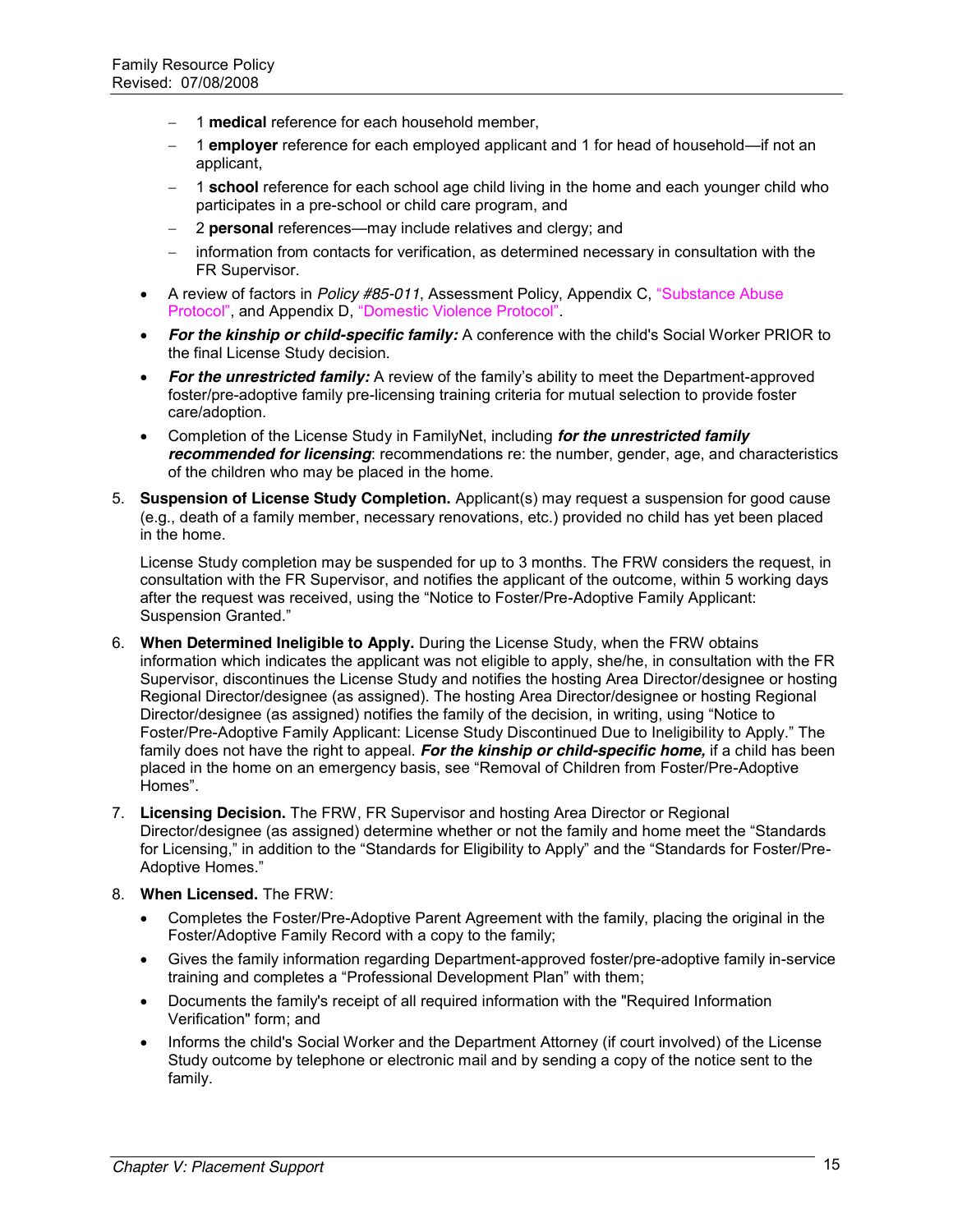- 1 **medical** reference for each household member,
- 1 **employer** reference for each employed applicant and 1 for head of household—if not an applicant,
- 1 **school** reference for each school age child living in the home and each younger child who participates in a pre-school or child care program, and
- 2 **personal** references—may include relatives and clergy; and
- information from contacts for verification, as determined necessary in consultation with the FR Supervisor.

- A review of factors in *Policy #85-011*, Assessment Policy, Appendix C, "Substance Abuse Protocol", and Appendix D, "Domestic Violence Protocol".
- ***For the kinship or child-specific family:*** A conference with the child's Social Worker PRIOR to the final License Study decision.
- ***For the unrestricted family:*** A review of the family's ability to meet the Department-approved foster/pre-adoptive family pre-licensing training criteria for mutual selection to provide foster care/adoption.
- Completion of the License Study in FamilyNet, including ***for the unrestricted family recommended for licensing***: recommendations re: the number, gender, age, and characteristics of the children who may be placed in the home.

5. **Suspension of License Study Completion.** Applicant(s) may request a suspension for good cause (e.g., death of a family member, necessary renovations, etc.) provided no child has yet been placed in the home.

   License Study completion may be suspended for up to 3 months. The FRW considers the request, in consultation with the FR Supervisor, and notifies the applicant of the outcome, within 5 working days after the request was received, using the "Notice to Foster/Pre-Adoptive Family Applicant: Suspension Granted."

6. **When Determined Ineligible to Apply.** During the License Study, when the FRW obtains information which indicates the applicant was not eligible to apply, she/he, in consultation with the FR Supervisor, discontinues the License Study and notifies the hosting Area Director/designee or hosting Regional Director/designee (as assigned). The hosting Area Director/designee or hosting Regional Director/designee (as assigned) notifies the family of the decision, in writing, using "Notice to Foster/Pre-Adoptive Family Applicant: License Study Discontinued Due to Ineligibility to Apply." The family does not have the right to appeal. ***For the kinship or child-specific home,*** if a child has been placed in the home on an emergency basis, see "Removal of Children from Foster/Pre-Adoptive Homes".

7. **Licensing Decision.** The FRW, FR Supervisor and hosting Area Director or Regional Director/designee (as assigned) determine whether or not the family and home meet the "Standards for Licensing," in addition to the "Standards for Eligibility to Apply" and the "Standards for Foster/Pre-Adoptive Homes."

8. **When Licensed.** The FRW:
   - Completes the Foster/Pre-Adoptive Parent Agreement with the family, placing the original in the Foster/Adoptive Family Record with a copy to the family;
   - Gives the family information regarding Department-approved foster/pre-adoptive family in-service training and completes a "Professional Development Plan" with them;
   - Documents the family's receipt of all required information with the "Required Information Verification" form; and
   - Informs the child's Social Worker and the Department Attorney (if court involved) of the License Study outcome by telephone or electronic mail and by sending a copy of the notice sent to the family.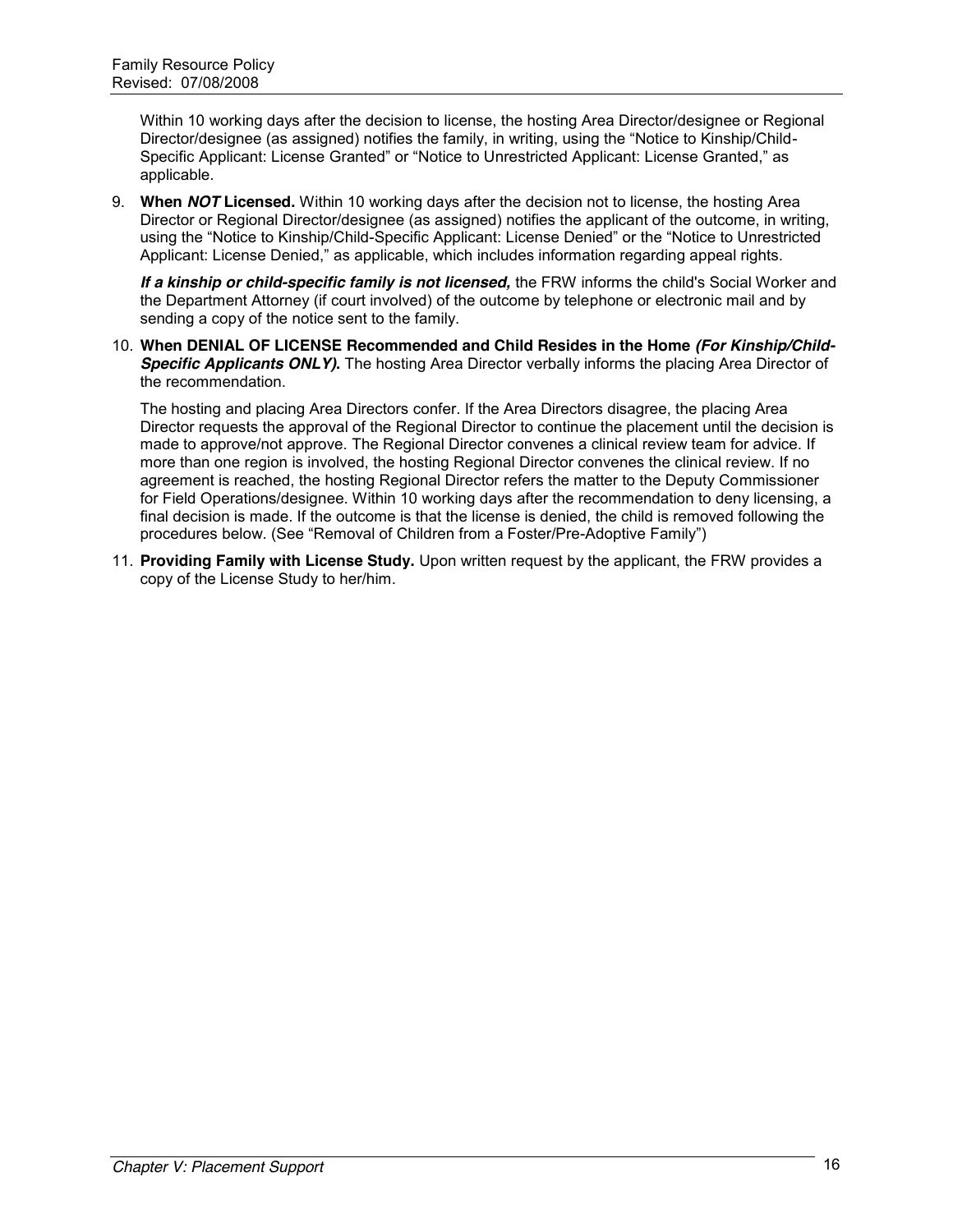Within 10 working days after the decision to license, the hosting Area Director/designee or Regional Director/designee (as assigned) notifies the family, in writing, using the "Notice to Kinship/Child-Specific Applicant: License Granted" or "Notice to Unrestricted Applicant: License Granted," as applicable.

9. **When *NOT* Licensed.** Within 10 working days after the decision not to license, the hosting Area Director or Regional Director/designee (as assigned) notifies the applicant of the outcome, in writing, using the "Notice to Kinship/Child-Specific Applicant: License Denied" or the "Notice to Unrestricted Applicant: License Denied," as applicable, which includes information regarding appeal rights.

   ***If a kinship or child-specific family is not licensed,*** the FRW informs the child's Social Worker and the Department Attorney (if court involved) of the outcome by telephone or electronic mail and by sending a copy of the notice sent to the family.

10. **When DENIAL OF LICENSE Recommended and Child Resides in the Home *(For Kinship/Child-Specific Applicants ONLY)*.** The hosting Area Director verbally informs the placing Area Director of the recommendation.

    The hosting and placing Area Directors confer. If the Area Directors disagree, the placing Area Director requests the approval of the Regional Director to continue the placement until the decision is made to approve/not approve. The Regional Director convenes a clinical review team for advice. If more than one region is involved, the hosting Regional Director convenes the clinical review. If no agreement is reached, the hosting Regional Director refers the matter to the Deputy Commissioner for Field Operations/designee. Within 10 working days after the recommendation to deny licensing, a final decision is made. If the outcome is that the license is denied, the child is removed following the procedures below. (See "Removal of Children from a Foster/Pre-Adoptive Family")

11. **Providing Family with License Study.** Upon written request by the applicant, the FRW provides a copy of the License Study to her/him.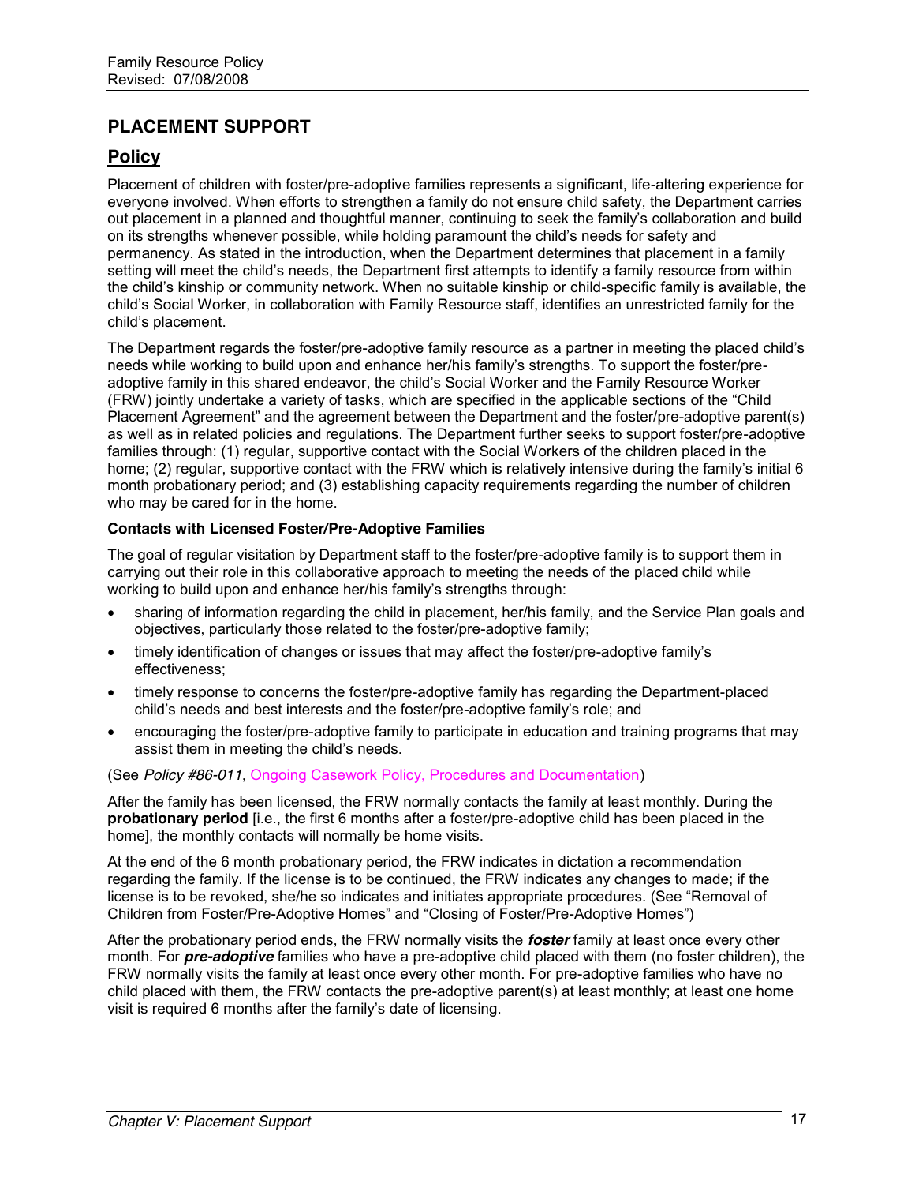## PLACEMENT SUPPORT

### Policy

Placement of children with foster/pre-adoptive families represents a significant, life-altering experience for everyone involved. When efforts to strengthen a family do not ensure child safety, the Department carries out placement in a planned and thoughtful manner, continuing to seek the family's collaboration and build on its strengths whenever possible, while holding paramount the child's needs for safety and permanency. As stated in the introduction, when the Department determines that placement in a family setting will meet the child's needs, the Department first attempts to identify a family resource from within the child's kinship or community network. When no suitable kinship or child-specific family is available, the child's Social Worker, in collaboration with Family Resource staff, identifies an unrestricted family for the child's placement.

The Department regards the foster/pre-adoptive family resource as a partner in meeting the placed child's needs while working to build upon and enhance her/his family's strengths. To support the foster/pre-adoptive family in this shared endeavor, the child's Social Worker and the Family Resource Worker (FRW) jointly undertake a variety of tasks, which are specified in the applicable sections of the "Child Placement Agreement" and the agreement between the Department and the foster/pre-adoptive parent(s) as well as in related policies and regulations. The Department further seeks to support foster/pre-adoptive families through: (1) regular, supportive contact with the Social Workers of the children placed in the home; (2) regular, supportive contact with the FRW which is relatively intensive during the family's initial 6 month probationary period; and (3) establishing capacity requirements regarding the number of children who may be cared for in the home.

**Contacts with Licensed Foster/Pre-Adoptive Families**

The goal of regular visitation by Department staff to the foster/pre-adoptive family is to support them in carrying out their role in this collaborative approach to meeting the needs of the placed child while working to build upon and enhance her/his family's strengths through:

- sharing of information regarding the child in placement, her/his family, and the Service Plan goals and objectives, particularly those related to the foster/pre-adoptive family;
- timely identification of changes or issues that may affect the foster/pre-adoptive family's effectiveness;
- timely response to concerns the foster/pre-adoptive family has regarding the Department-placed child's needs and best interests and the foster/pre-adoptive family's role; and
- encouraging the foster/pre-adoptive family to participate in education and training programs that may assist them in meeting the child's needs.

(See *Policy #86-011*, Ongoing Casework Policy, Procedures and Documentation)

After the family has been licensed, the FRW normally contacts the family at least monthly. During the **probationary period** [i.e., the first 6 months after a foster/pre-adoptive child has been placed in the home], the monthly contacts will normally be home visits.

At the end of the 6 month probationary period, the FRW indicates in dictation a recommendation regarding the family. If the license is to be continued, the FRW indicates any changes to made; if the license is to be revoked, she/he so indicates and initiates appropriate procedures. (See "Removal of Children from Foster/Pre-Adoptive Homes" and "Closing of Foster/Pre-Adoptive Homes")

After the probationary period ends, the FRW normally visits the ***foster*** family at least once every other month. For ***pre-adoptive*** families who have a pre-adoptive child placed with them (no foster children), the FRW normally visits the family at least once every other month. For pre-adoptive families who have no child placed with them, the FRW contacts the pre-adoptive parent(s) at least monthly; at least one home visit is required 6 months after the family's date of licensing.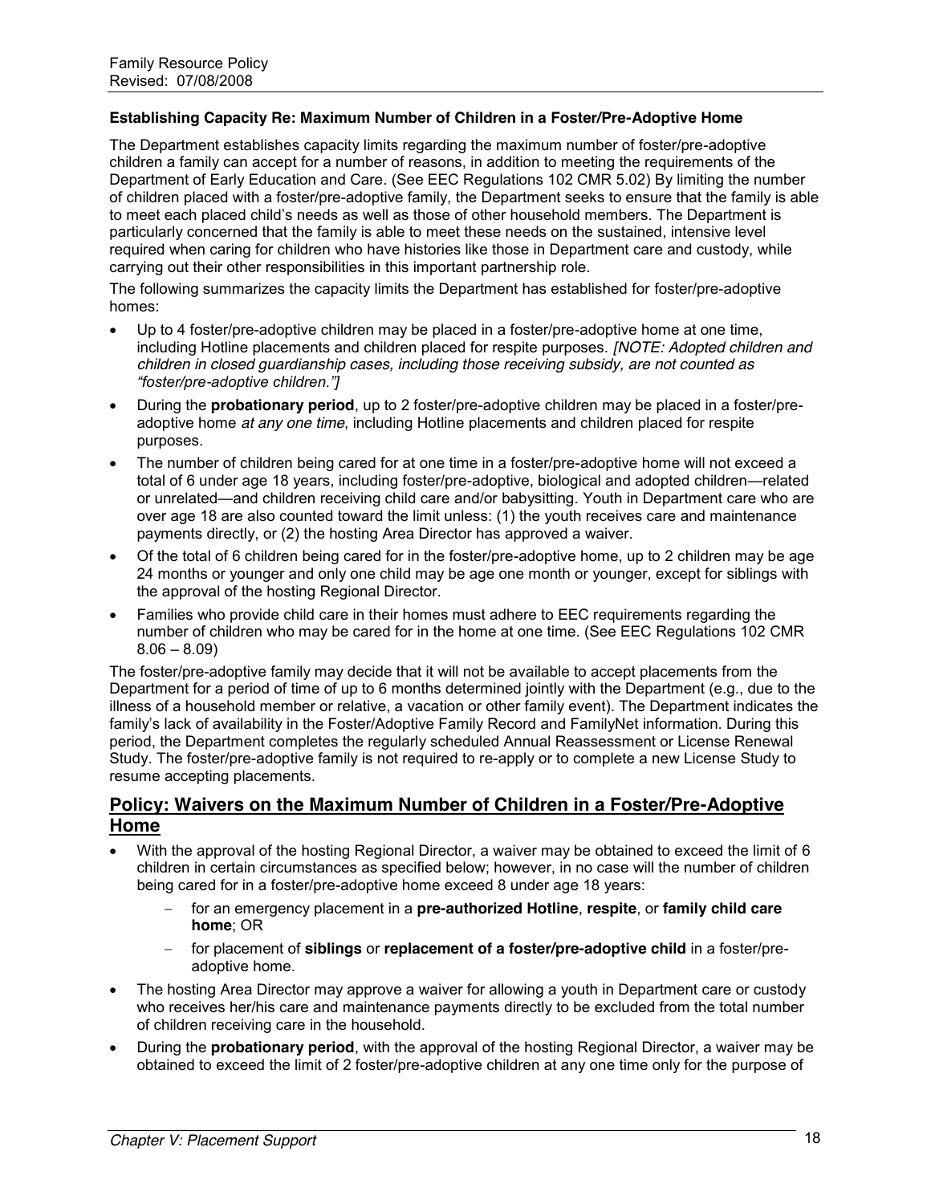#### Establishing Capacity Re: Maximum Number of Children in a Foster/Pre-Adoptive Home

The Department establishes capacity limits regarding the maximum number of foster/pre-adoptive children a family can accept for a number of reasons, in addition to meeting the requirements of the Department of Early Education and Care. (See EEC Regulations 102 CMR 5.02) By limiting the number of children placed with a foster/pre-adoptive family, the Department seeks to ensure that the family is able to meet each placed child's needs as well as those of other household members. The Department is particularly concerned that the family is able to meet these needs on the sustained, intensive level required when caring for children who have histories like those in Department care and custody, while carrying out their other responsibilities in this important partnership role.

The following summarizes the capacity limits the Department has established for foster/pre-adoptive homes:

- Up to 4 foster/pre-adoptive children may be placed in a foster/pre-adoptive home at one time, including Hotline placements and children placed for respite purposes. *[NOTE: Adopted children and children in closed guardianship cases, including those receiving subsidy, are not counted as "foster/pre-adoptive children."]*
- During the **probationary period**, up to 2 foster/pre-adoptive children may be placed in a foster/pre-adoptive home *at any one time*, including Hotline placements and children placed for respite purposes.
- The number of children being cared for at one time in a foster/pre-adoptive home will not exceed a total of 6 under age 18 years, including foster/pre-adoptive, biological and adopted children—related or unrelated—and children receiving child care and/or babysitting. Youth in Department care who are over age 18 are also counted toward the limit unless: (1) the youth receives care and maintenance payments directly, or (2) the hosting Area Director has approved a waiver.
- Of the total of 6 children being cared for in the foster/pre-adoptive home, up to 2 children may be age 24 months or younger and only one child may be age one month or younger, except for siblings with the approval of the hosting Regional Director.
- Families who provide child care in their homes must adhere to EEC requirements regarding the number of children who may be cared for in the home at one time. (See EEC Regulations 102 CMR 8.06 – 8.09)

The foster/pre-adoptive family may decide that it will not be available to accept placements from the Department for a period of time of up to 6 months determined jointly with the Department (e.g., due to the illness of a household member or relative, a vacation or other family event). The Department indicates the family's lack of availability in the Foster/Adoptive Family Record and FamilyNet information. During this period, the Department completes the regularly scheduled Annual Reassessment or License Renewal Study. The foster/pre-adoptive family is not required to re-apply or to complete a new License Study to resume accepting placements.

## Policy: Waivers on the Maximum Number of Children in a Foster/Pre-Adoptive Home

- With the approval of the hosting Regional Director, a waiver may be obtained to exceed the limit of 6 children in certain circumstances as specified below; however, in no case will the number of children being cared for in a foster/pre-adoptive home exceed 8 under age 18 years:
  - for an emergency placement in a **pre-authorized Hotline**, **respite**, or **family child care home**; OR
  - for placement of **siblings** or **replacement of a foster/pre-adoptive child** in a foster/pre-adoptive home.
- The hosting Area Director may approve a waiver for allowing a youth in Department care or custody who receives her/his care and maintenance payments directly to be excluded from the total number of children receiving care in the household.
- During the **probationary period**, with the approval of the hosting Regional Director, a waiver may be obtained to exceed the limit of 2 foster/pre-adoptive children at any one time only for the purpose of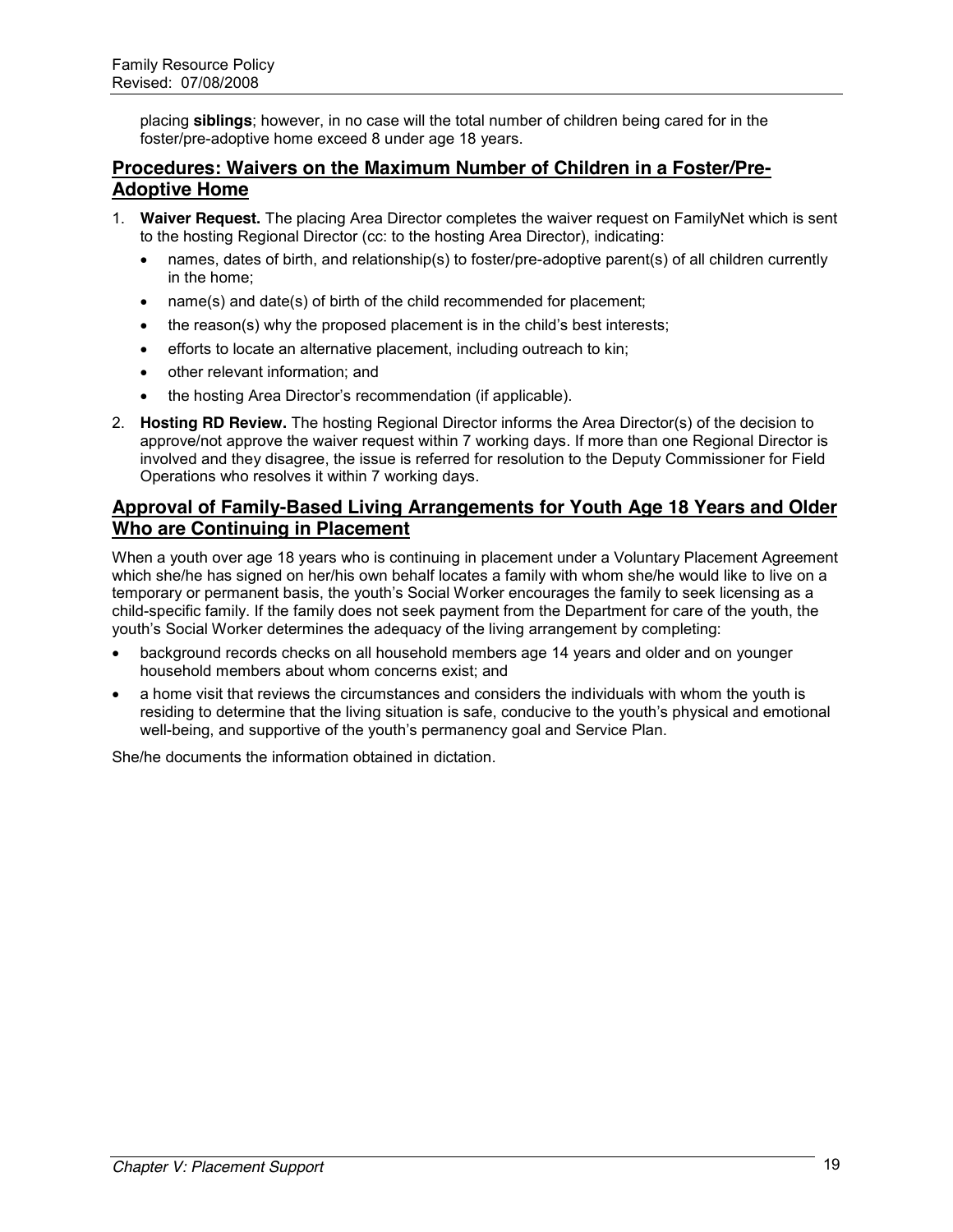placing **siblings**; however, in no case will the total number of children being cared for in the foster/pre-adoptive home exceed 8 under age 18 years.

## Procedures: Waivers on the Maximum Number of Children in a Foster/Pre-Adoptive Home

1. **Waiver Request.** The placing Area Director completes the waiver request on FamilyNet which is sent to the hosting Regional Director (cc: to the hosting Area Director), indicating:
   - names, dates of birth, and relationship(s) to foster/pre-adoptive parent(s) of all children currently in the home;
   - name(s) and date(s) of birth of the child recommended for placement;
   - the reason(s) why the proposed placement is in the child's best interests;
   - efforts to locate an alternative placement, including outreach to kin;
   - other relevant information; and
   - the hosting Area Director's recommendation (if applicable).
2. **Hosting RD Review.** The hosting Regional Director informs the Area Director(s) of the decision to approve/not approve the waiver request within 7 working days. If more than one Regional Director is involved and they disagree, the issue is referred for resolution to the Deputy Commissioner for Field Operations who resolves it within 7 working days.

## Approval of Family-Based Living Arrangements for Youth Age 18 Years and Older Who are Continuing in Placement

When a youth over age 18 years who is continuing in placement under a Voluntary Placement Agreement which she/he has signed on her/his own behalf locates a family with whom she/he would like to live on a temporary or permanent basis, the youth's Social Worker encourages the family to seek licensing as a child-specific family. If the family does not seek payment from the Department for care of the youth, the youth's Social Worker determines the adequacy of the living arrangement by completing:

- background records checks on all household members age 14 years and older and on younger household members about whom concerns exist; and
- a home visit that reviews the circumstances and considers the individuals with whom the youth is residing to determine that the living situation is safe, conducive to the youth's physical and emotional well-being, and supportive of the youth's permanency goal and Service Plan.

She/he documents the information obtained in dictation.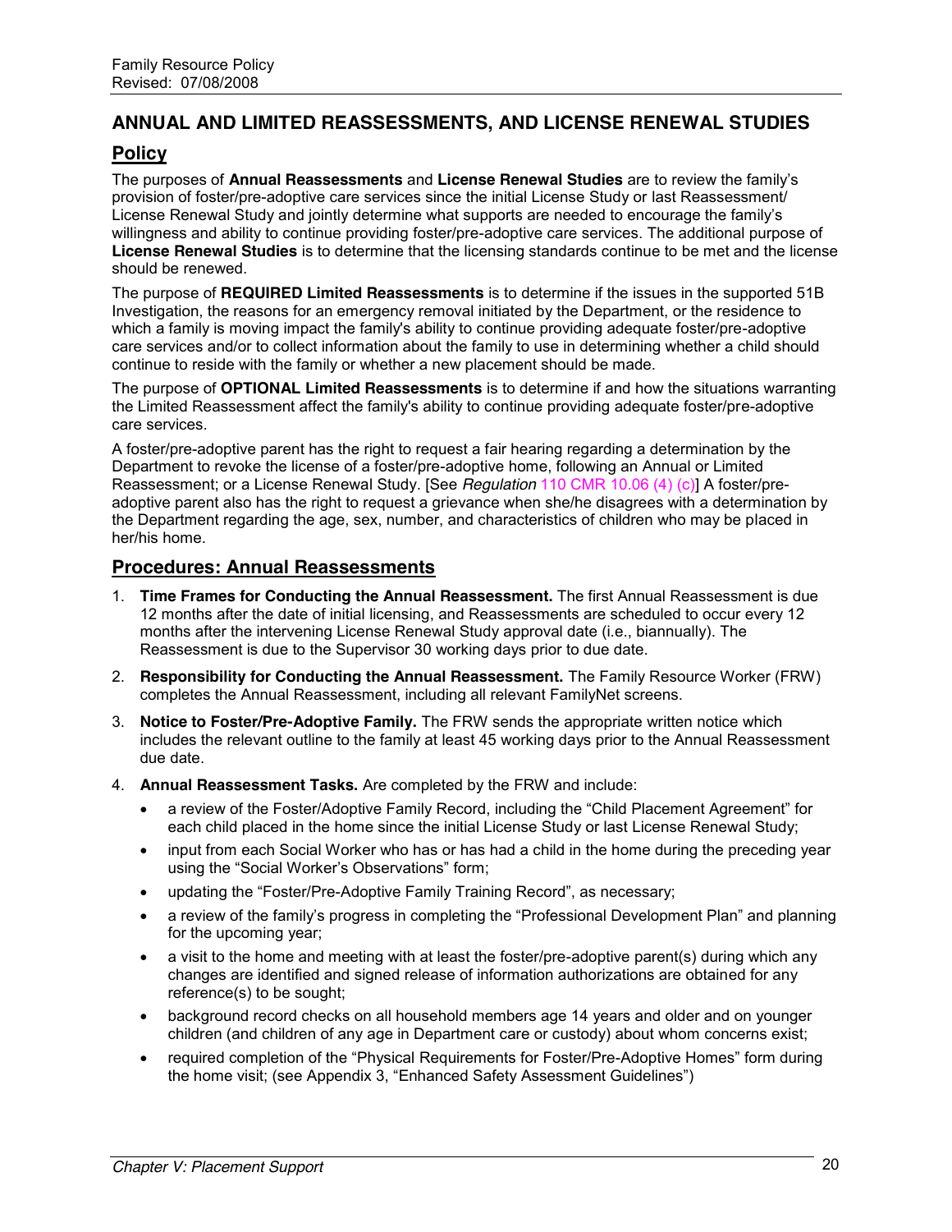## ANNUAL AND LIMITED REASSESSMENTS, AND LICENSE RENEWAL STUDIES

### Policy

The purposes of **Annual Reassessments** and **License Renewal Studies** are to review the family's provision of foster/pre-adoptive care services since the initial License Study or last Reassessment/ License Renewal Study and jointly determine what supports are needed to encourage the family's willingness and ability to continue providing foster/pre-adoptive care services. The additional purpose of **License Renewal Studies** is to determine that the licensing standards continue to be met and the license should be renewed.

The purpose of **REQUIRED Limited Reassessments** is to determine if the issues in the supported 51B Investigation, the reasons for an emergency removal initiated by the Department, or the residence to which a family is moving impact the family's ability to continue providing adequate foster/pre-adoptive care services and/or to collect information about the family to use in determining whether a child should continue to reside with the family or whether a new placement should be made.

The purpose of **OPTIONAL Limited Reassessments** is to determine if and how the situations warranting the Limited Reassessment affect the family's ability to continue providing adequate foster/pre-adoptive care services.

A foster/pre-adoptive parent has the right to request a fair hearing regarding a determination by the Department to revoke the license of a foster/pre-adoptive home, following an Annual or Limited Reassessment; or a License Renewal Study. [See *Regulation* 110 CMR 10.06 (4) (c)] A foster/pre-adoptive parent also has the right to request a grievance when she/he disagrees with a determination by the Department regarding the age, sex, number, and characteristics of children who may be placed in her/his home.

### Procedures: Annual Reassessments

1. **Time Frames for Conducting the Annual Reassessment.** The first Annual Reassessment is due 12 months after the date of initial licensing, and Reassessments are scheduled to occur every 12 months after the intervening License Renewal Study approval date (i.e., biannually). The Reassessment is due to the Supervisor 30 working days prior to due date.
2. **Responsibility for Conducting the Annual Reassessment.** The Family Resource Worker (FRW) completes the Annual Reassessment, including all relevant FamilyNet screens.
3. **Notice to Foster/Pre-Adoptive Family.** The FRW sends the appropriate written notice which includes the relevant outline to the family at least 45 working days prior to the Annual Reassessment due date.
4. **Annual Reassessment Tasks.** Are completed by the FRW and include:
   - a review of the Foster/Adoptive Family Record, including the "Child Placement Agreement" for each child placed in the home since the initial License Study or last License Renewal Study;
   - input from each Social Worker who has or has had a child in the home during the preceding year using the "Social Worker's Observations" form;
   - updating the "Foster/Pre-Adoptive Family Training Record", as necessary;
   - a review of the family's progress in completing the "Professional Development Plan" and planning for the upcoming year;
   - a visit to the home and meeting with at least the foster/pre-adoptive parent(s) during which any changes are identified and signed release of information authorizations are obtained for any reference(s) to be sought;
   - background record checks on all household members age 14 years and older and on younger children (and children of any age in Department care or custody) about whom concerns exist;
   - required completion of the "Physical Requirements for Foster/Pre-Adoptive Homes" form during the home visit; (see Appendix 3, "Enhanced Safety Assessment Guidelines")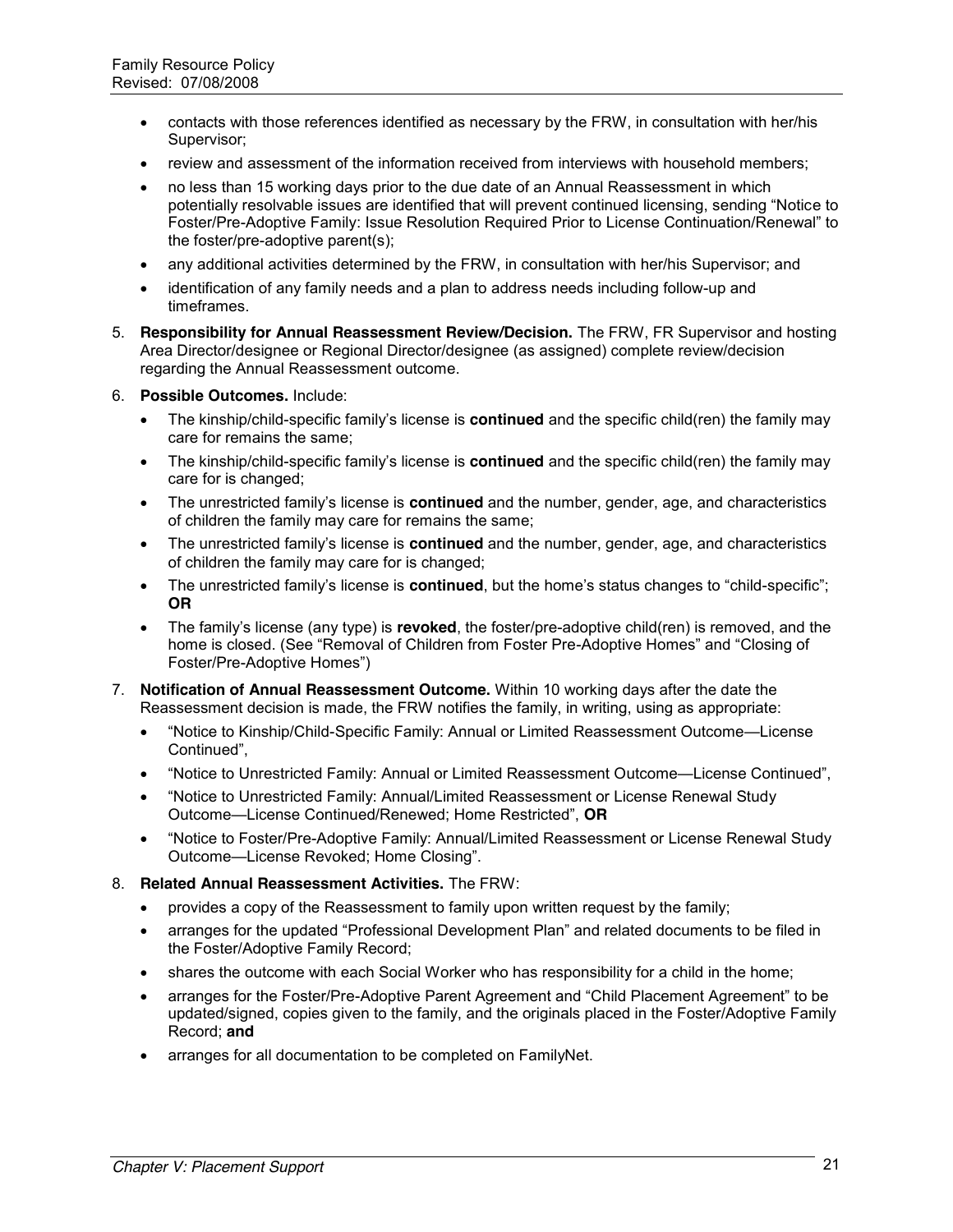- contacts with those references identified as necessary by the FRW, in consultation with her/his Supervisor;
- review and assessment of the information received from interviews with household members;
- no less than 15 working days prior to the due date of an Annual Reassessment in which potentially resolvable issues are identified that will prevent continued licensing, sending "Notice to Foster/Pre-Adoptive Family: Issue Resolution Required Prior to License Continuation/Renewal" to the foster/pre-adoptive parent(s);
- any additional activities determined by the FRW, in consultation with her/his Supervisor; and
- identification of any family needs and a plan to address needs including follow-up and timeframes.

5. **Responsibility for Annual Reassessment Review/Decision.** The FRW, FR Supervisor and hosting Area Director/designee or Regional Director/designee (as assigned) complete review/decision regarding the Annual Reassessment outcome.

6. **Possible Outcomes.** Include:
   - The kinship/child-specific family's license is **continued** and the specific child(ren) the family may care for remains the same;
   - The kinship/child-specific family's license is **continued** and the specific child(ren) the family may care for is changed;
   - The unrestricted family's license is **continued** and the number, gender, age, and characteristics of children the family may care for remains the same;
   - The unrestricted family's license is **continued** and the number, gender, age, and characteristics of children the family may care for is changed;
   - The unrestricted family's license is **continued**, but the home's status changes to "child-specific"; **OR**
   - The family's license (any type) is **revoked**, the foster/pre-adoptive child(ren) is removed, and the home is closed. (See "Removal of Children from Foster Pre-Adoptive Homes" and "Closing of Foster/Pre-Adoptive Homes")

7. **Notification of Annual Reassessment Outcome.** Within 10 working days after the date the Reassessment decision is made, the FRW notifies the family, in writing, using as appropriate:
   - "Notice to Kinship/Child-Specific Family: Annual or Limited Reassessment Outcome—License Continued",
   - "Notice to Unrestricted Family: Annual or Limited Reassessment Outcome—License Continued",
   - "Notice to Unrestricted Family: Annual/Limited Reassessment or License Renewal Study Outcome—License Continued/Renewed; Home Restricted", **OR**
   - "Notice to Foster/Pre-Adoptive Family: Annual/Limited Reassessment or License Renewal Study Outcome—License Revoked; Home Closing".

8. **Related Annual Reassessment Activities.** The FRW:
   - provides a copy of the Reassessment to family upon written request by the family;
   - arranges for the updated "Professional Development Plan" and related documents to be filed in the Foster/Adoptive Family Record;
   - shares the outcome with each Social Worker who has responsibility for a child in the home;
   - arranges for the Foster/Pre-Adoptive Parent Agreement and "Child Placement Agreement" to be updated/signed, copies given to the family, and the originals placed in the Foster/Adoptive Family Record; **and**
   - arranges for all documentation to be completed on FamilyNet.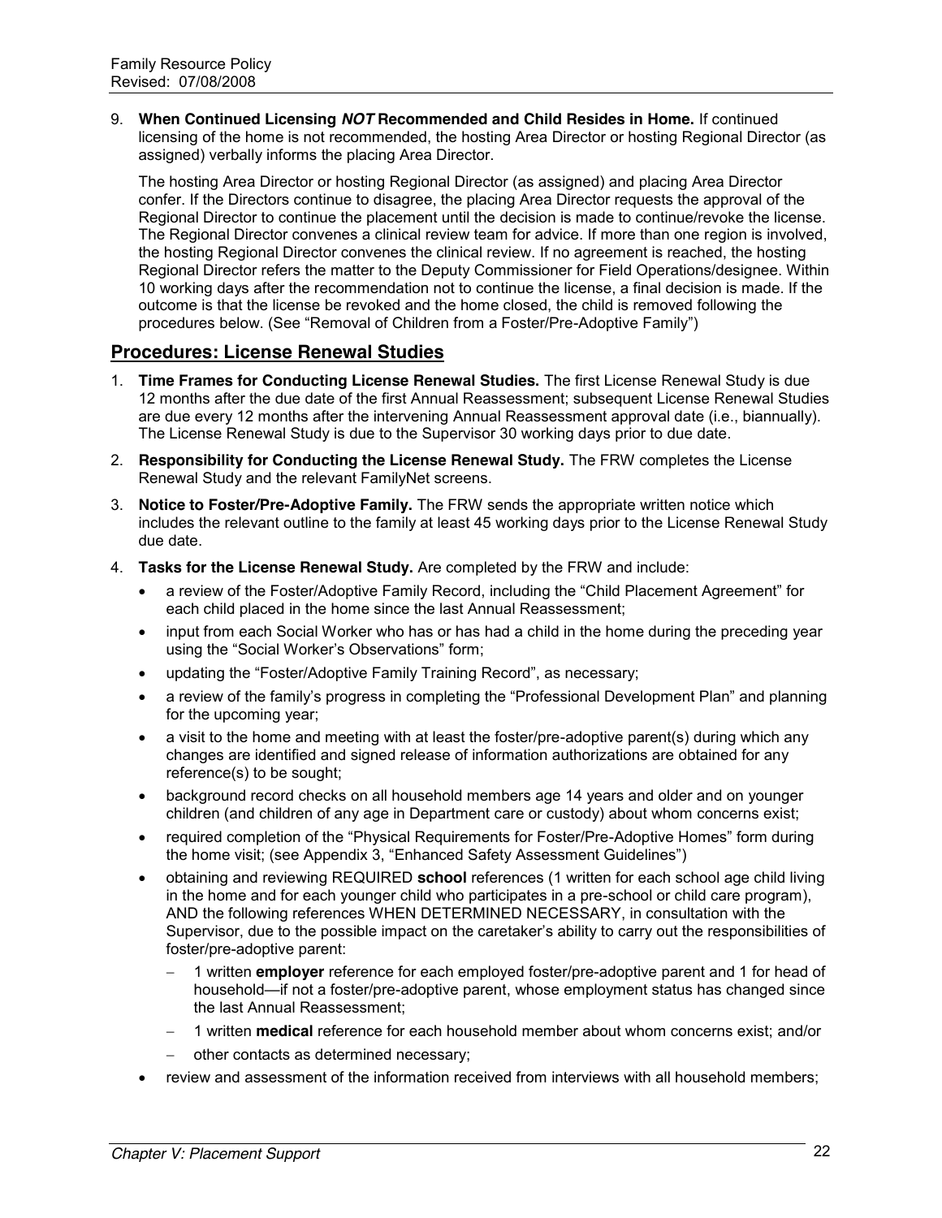9. **When Continued Licensing *NOT* Recommended and Child Resides in Home.** If continued licensing of the home is not recommended, the hosting Area Director or hosting Regional Director (as assigned) verbally informs the placing Area Director.

   The hosting Area Director or hosting Regional Director (as assigned) and placing Area Director confer. If the Directors continue to disagree, the placing Area Director requests the approval of the Regional Director to continue the placement until the decision is made to continue/revoke the license. The Regional Director convenes a clinical review team for advice. If more than one region is involved, the hosting Regional Director convenes the clinical review. If no agreement is reached, the hosting Regional Director refers the matter to the Deputy Commissioner for Field Operations/designee. Within 10 working days after the recommendation not to continue the license, a final decision is made. If the outcome is that the license be revoked and the home closed, the child is removed following the procedures below. (See "Removal of Children from a Foster/Pre-Adoptive Family")

## Procedures: License Renewal Studies

1. **Time Frames for Conducting License Renewal Studies.** The first License Renewal Study is due 12 months after the due date of the first Annual Reassessment; subsequent License Renewal Studies are due every 12 months after the intervening Annual Reassessment approval date (i.e., biannually). The License Renewal Study is due to the Supervisor 30 working days prior to due date.
2. **Responsibility for Conducting the License Renewal Study.** The FRW completes the License Renewal Study and the relevant FamilyNet screens.
3. **Notice to Foster/Pre-Adoptive Family.** The FRW sends the appropriate written notice which includes the relevant outline to the family at least 45 working days prior to the License Renewal Study due date.
4. **Tasks for the License Renewal Study.** Are completed by the FRW and include:
   - a review of the Foster/Adoptive Family Record, including the "Child Placement Agreement" for each child placed in the home since the last Annual Reassessment;
   - input from each Social Worker who has or has had a child in the home during the preceding year using the "Social Worker's Observations" form;
   - updating the "Foster/Adoptive Family Training Record", as necessary;
   - a review of the family's progress in completing the "Professional Development Plan" and planning for the upcoming year;
   - a visit to the home and meeting with at least the foster/pre-adoptive parent(s) during which any changes are identified and signed release of information authorizations are obtained for any reference(s) to be sought;
   - background record checks on all household members age 14 years and older and on younger children (and children of any age in Department care or custody) about whom concerns exist;
   - required completion of the "Physical Requirements for Foster/Pre-Adoptive Homes" form during the home visit; (see Appendix 3, "Enhanced Safety Assessment Guidelines")
   - obtaining and reviewing REQUIRED **school** references (1 written for each school age child living in the home and for each younger child who participates in a pre-school or child care program), AND the following references WHEN DETERMINED NECESSARY, in consultation with the Supervisor, due to the possible impact on the caretaker's ability to carry out the responsibilities of foster/pre-adoptive parent:
     - 1 written **employer** reference for each employed foster/pre-adoptive parent and 1 for head of household—if not a foster/pre-adoptive parent, whose employment status has changed since the last Annual Reassessment;
     - 1 written **medical** reference for each household member about whom concerns exist; and/or
     - other contacts as determined necessary;
   - review and assessment of the information received from interviews with all household members;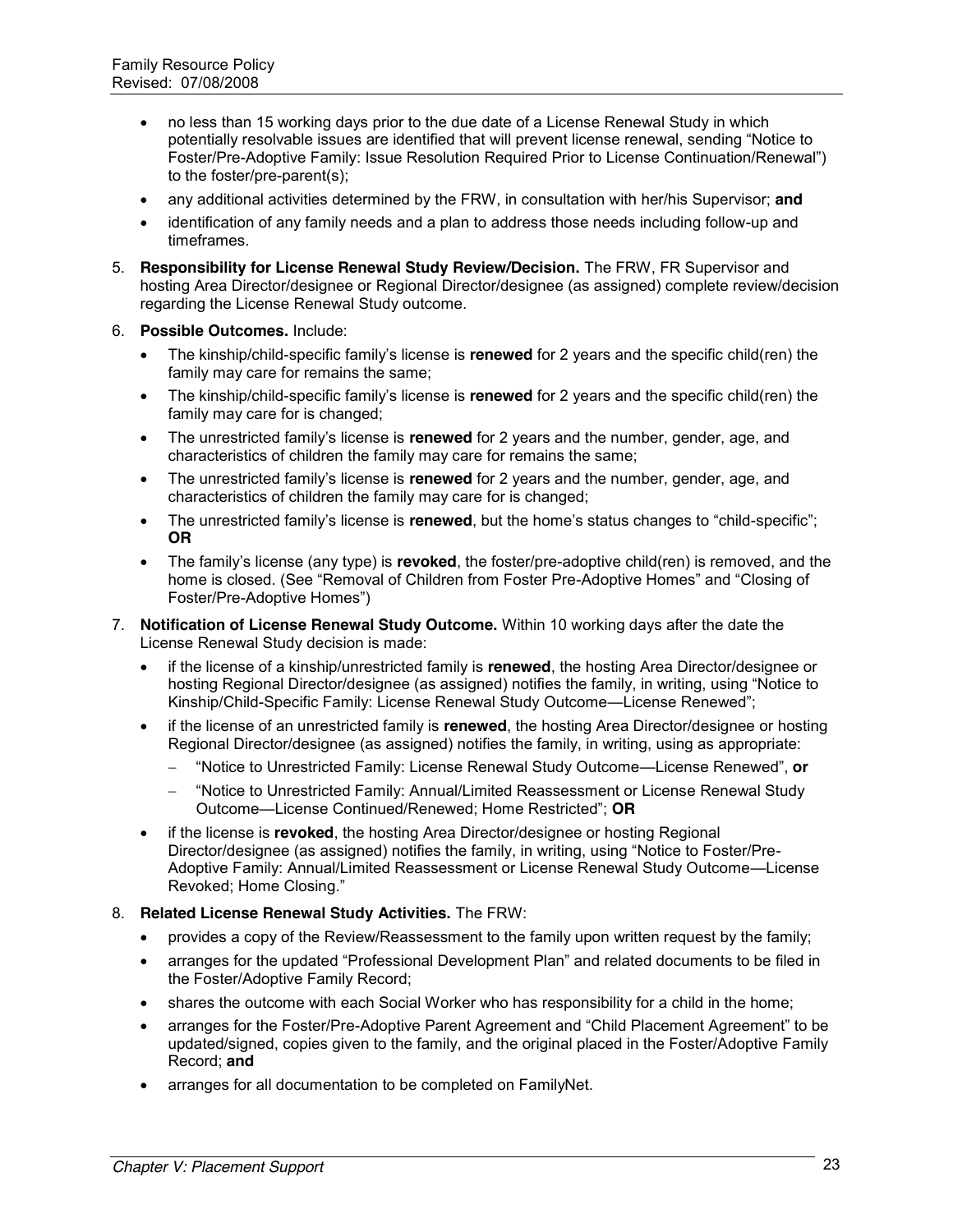- no less than 15 working days prior to the due date of a License Renewal Study in which potentially resolvable issues are identified that will prevent license renewal, sending "Notice to Foster/Pre-Adoptive Family: Issue Resolution Required Prior to License Continuation/Renewal") to the foster/pre-parent(s);
- any additional activities determined by the FRW, in consultation with her/his Supervisor; **and**
- identification of any family needs and a plan to address those needs including follow-up and timeframes.

5. **Responsibility for License Renewal Study Review/Decision.** The FRW, FR Supervisor and hosting Area Director/designee or Regional Director/designee (as assigned) complete review/decision regarding the License Renewal Study outcome.

6. **Possible Outcomes.** Include:
   - The kinship/child-specific family's license is **renewed** for 2 years and the specific child(ren) the family may care for remains the same;
   - The kinship/child-specific family's license is **renewed** for 2 years and the specific child(ren) the family may care for is changed;
   - The unrestricted family's license is **renewed** for 2 years and the number, gender, age, and characteristics of children the family may care for remains the same;
   - The unrestricted family's license is **renewed** for 2 years and the number, gender, age, and characteristics of children the family may care for is changed;
   - The unrestricted family's license is **renewed**, but the home's status changes to "child-specific"; **OR**
   - The family's license (any type) is **revoked**, the foster/pre-adoptive child(ren) is removed, and the home is closed. (See "Removal of Children from Foster Pre-Adoptive Homes" and "Closing of Foster/Pre-Adoptive Homes")

7. **Notification of License Renewal Study Outcome.** Within 10 working days after the date the License Renewal Study decision is made:
   - if the license of a kinship/unrestricted family is **renewed**, the hosting Area Director/designee or hosting Regional Director/designee (as assigned) notifies the family, in writing, using "Notice to Kinship/Child-Specific Family: License Renewal Study Outcome—License Renewed";
   - if the license of an unrestricted family is **renewed**, the hosting Area Director/designee or hosting Regional Director/designee (as assigned) notifies the family, in writing, using as appropriate:
     - "Notice to Unrestricted Family: License Renewal Study Outcome—License Renewed", **or**
     - "Notice to Unrestricted Family: Annual/Limited Reassessment or License Renewal Study Outcome—License Continued/Renewed; Home Restricted"; **OR**
   - if the license is **revoked**, the hosting Area Director/designee or hosting Regional Director/designee (as assigned) notifies the family, in writing, using "Notice to Foster/Pre-Adoptive Family: Annual/Limited Reassessment or License Renewal Study Outcome—License Revoked; Home Closing."

8. **Related License Renewal Study Activities.** The FRW:
   - provides a copy of the Review/Reassessment to the family upon written request by the family;
   - arranges for the updated "Professional Development Plan" and related documents to be filed in the Foster/Adoptive Family Record;
   - shares the outcome with each Social Worker who has responsibility for a child in the home;
   - arranges for the Foster/Pre-Adoptive Parent Agreement and "Child Placement Agreement" to be updated/signed, copies given to the family, and the original placed in the Foster/Adoptive Family Record; **and**
   - arranges for all documentation to be completed on FamilyNet.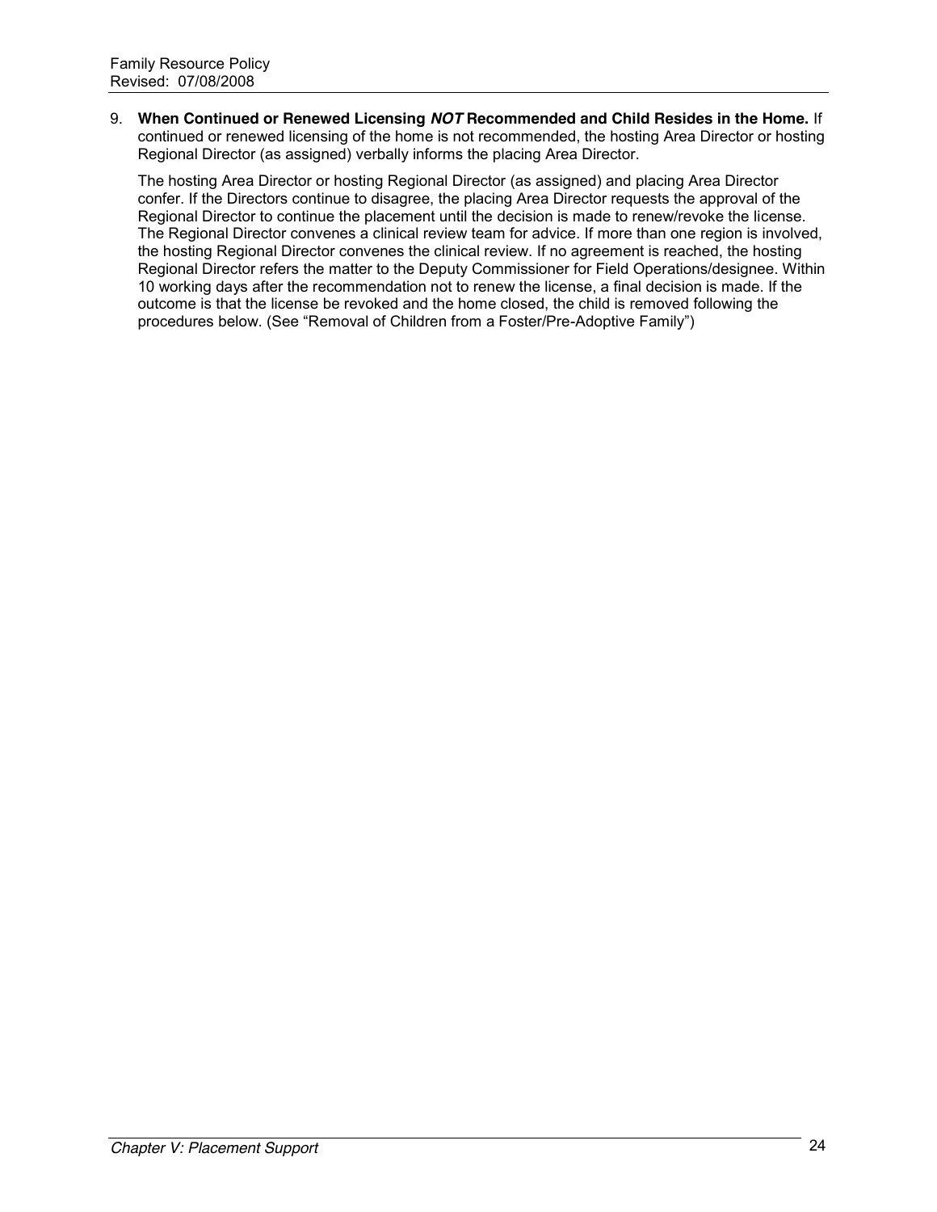9. **When Continued or Renewed Licensing *NOT* Recommended and Child Resides in the Home.** If continued or renewed licensing of the home is not recommended, the hosting Area Director or hosting Regional Director (as assigned) verbally informs the placing Area Director.

   The hosting Area Director or hosting Regional Director (as assigned) and placing Area Director confer. If the Directors continue to disagree, the placing Area Director requests the approval of the Regional Director to continue the placement until the decision is made to renew/revoke the license. The Regional Director convenes a clinical review team for advice. If more than one region is involved, the hosting Regional Director convenes the clinical review. If no agreement is reached, the hosting Regional Director refers the matter to the Deputy Commissioner for Field Operations/designee. Within 10 working days after the recommendation not to renew the license, a final decision is made. If the outcome is that the license be revoked and the home closed, the child is removed following the procedures below. (See "Removal of Children from a Foster/Pre-Adoptive Family")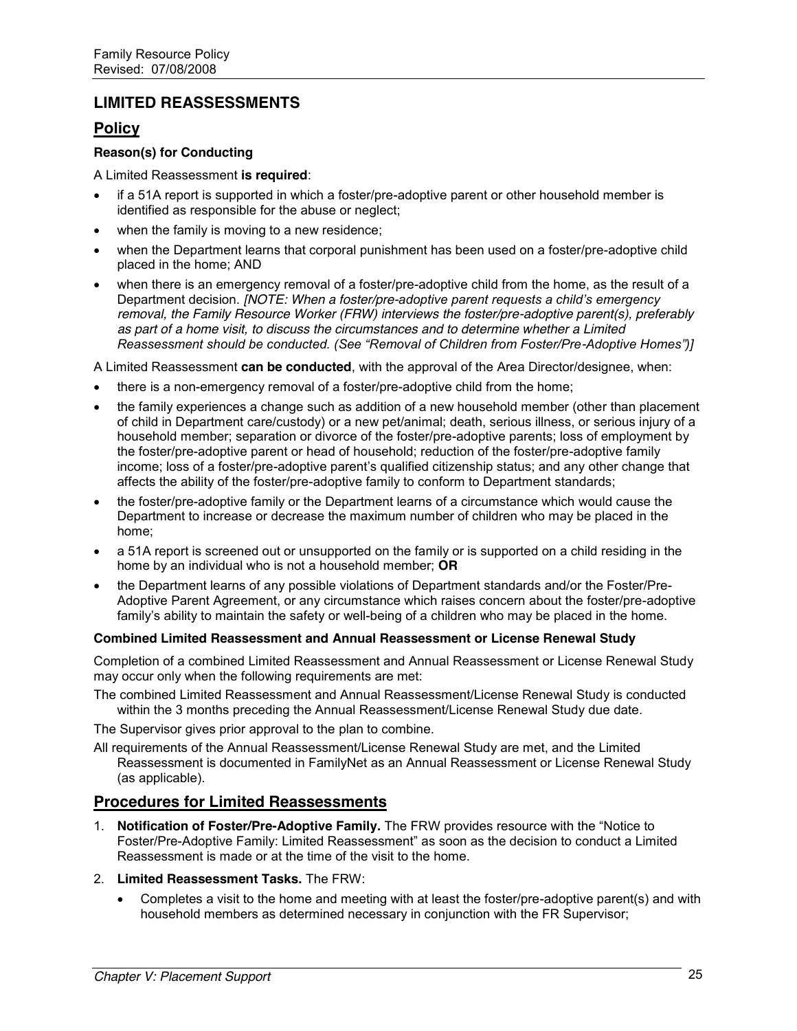## LIMITED REASSESSMENTS

### Policy

**Reason(s) for Conducting**

A Limited Reassessment **is required**:

- if a 51A report is supported in which a foster/pre-adoptive parent or other household member is identified as responsible for the abuse or neglect;
- when the family is moving to a new residence;
- when the Department learns that corporal punishment has been used on a foster/pre-adoptive child placed in the home; AND
- when there is an emergency removal of a foster/pre-adoptive child from the home, as the result of a Department decision. *[NOTE: When a foster/pre-adoptive parent requests a child's emergency removal, the Family Resource Worker (FRW) interviews the foster/pre-adoptive parent(s), preferably as part of a home visit, to discuss the circumstances and to determine whether a Limited Reassessment should be conducted. (See "Removal of Children from Foster/Pre-Adoptive Homes")]*

A Limited Reassessment **can be conducted**, with the approval of the Area Director/designee, when:

- there is a non-emergency removal of a foster/pre-adoptive child from the home;
- the family experiences a change such as addition of a new household member (other than placement of child in Department care/custody) or a new pet/animal; death, serious illness, or serious injury of a household member; separation or divorce of the foster/pre-adoptive parents; loss of employment by the foster/pre-adoptive parent or head of household; reduction of the foster/pre-adoptive family income; loss of a foster/pre-adoptive parent's qualified citizenship status; and any other change that affects the ability of the foster/pre-adoptive family to conform to Department standards;
- the foster/pre-adoptive family or the Department learns of a circumstance which would cause the Department to increase or decrease the maximum number of children who may be placed in the home;
- a 51A report is screened out or unsupported on the family or is supported on a child residing in the home by an individual who is not a household member; **OR**
- the Department learns of any possible violations of Department standards and/or the Foster/Pre-Adoptive Parent Agreement, or any circumstance which raises concern about the foster/pre-adoptive family's ability to maintain the safety or well-being of a children who may be placed in the home.

**Combined Limited Reassessment and Annual Reassessment or License Renewal Study**

Completion of a combined Limited Reassessment and Annual Reassessment or License Renewal Study may occur only when the following requirements are met:

The combined Limited Reassessment and Annual Reassessment/License Renewal Study is conducted within the 3 months preceding the Annual Reassessment/License Renewal Study due date.

The Supervisor gives prior approval to the plan to combine.

All requirements of the Annual Reassessment/License Renewal Study are met, and the Limited Reassessment is documented in FamilyNet as an Annual Reassessment or License Renewal Study (as applicable).

### Procedures for Limited Reassessments

1. **Notification of Foster/Pre-Adoptive Family.** The FRW provides resource with the "Notice to Foster/Pre-Adoptive Family: Limited Reassessment" as soon as the decision to conduct a Limited Reassessment is made or at the time of the visit to the home.
2. **Limited Reassessment Tasks.** The FRW:
   - Completes a visit to the home and meeting with at least the foster/pre-adoptive parent(s) and with household members as determined necessary in conjunction with the FR Supervisor;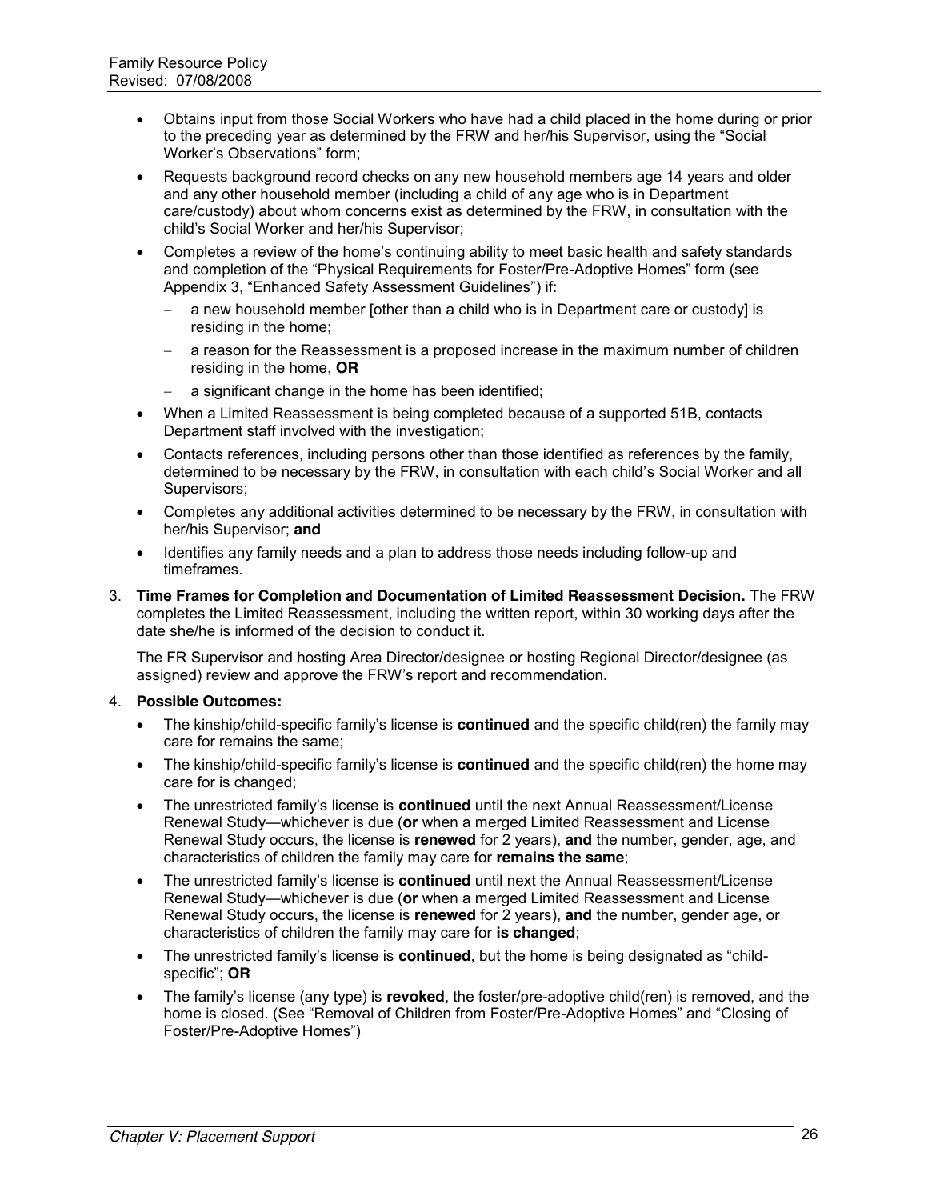- Obtains input from those Social Workers who have had a child placed in the home during or prior to the preceding year as determined by the FRW and her/his Supervisor, using the "Social Worker's Observations" form;
- Requests background record checks on any new household members age 14 years and older and any other household member (including a child of any age who is in Department care/custody) about whom concerns exist as determined by the FRW, in consultation with the child's Social Worker and her/his Supervisor;
- Completes a review of the home's continuing ability to meet basic health and safety standards and completion of the "Physical Requirements for Foster/Pre-Adoptive Homes" form (see Appendix 3, "Enhanced Safety Assessment Guidelines") if:
  - a new household member [other than a child who is in Department care or custody] is residing in the home;
  - a reason for the Reassessment is a proposed increase in the maximum number of children residing in the home, **OR**
  - a significant change in the home has been identified;
- When a Limited Reassessment is being completed because of a supported 51B, contacts Department staff involved with the investigation;
- Contacts references, including persons other than those identified as references by the family, determined to be necessary by the FRW, in consultation with each child's Social Worker and all Supervisors;
- Completes any additional activities determined to be necessary by the FRW, in consultation with her/his Supervisor; **and**
- Identifies any family needs and a plan to address those needs including follow-up and timeframes.

3. **Time Frames for Completion and Documentation of Limited Reassessment Decision.** The FRW completes the Limited Reassessment, including the written report, within 30 working days after the date she/he is informed of the decision to conduct it.

   The FR Supervisor and hosting Area Director/designee or hosting Regional Director/designee (as assigned) review and approve the FRW's report and recommendation.

4. **Possible Outcomes:**
   - The kinship/child-specific family's license is **continued** and the specific child(ren) the family may care for remains the same;
   - The kinship/child-specific family's license is **continued** and the specific child(ren) the home may care for is changed;
   - The unrestricted family's license is **continued** until the next Annual Reassessment/License Renewal Study—whichever is due (**or** when a merged Limited Reassessment and License Renewal Study occurs, the license is **renewed** for 2 years), **and** the number, gender, age, and characteristics of children the family may care for **remains the same**;
   - The unrestricted family's license is **continued** until next the Annual Reassessment/License Renewal Study—whichever is due (**or** when a merged Limited Reassessment and License Renewal Study occurs, the license is **renewed** for 2 years), **and** the number, gender age, or characteristics of children the family may care for **is changed**;
   - The unrestricted family's license is **continued**, but the home is being designated as "child-specific"; **OR**
   - The family's license (any type) is **revoked**, the foster/pre-adoptive child(ren) is removed, and the home is closed. (See "Removal of Children from Foster/Pre-Adoptive Homes" and "Closing of Foster/Pre-Adoptive Homes")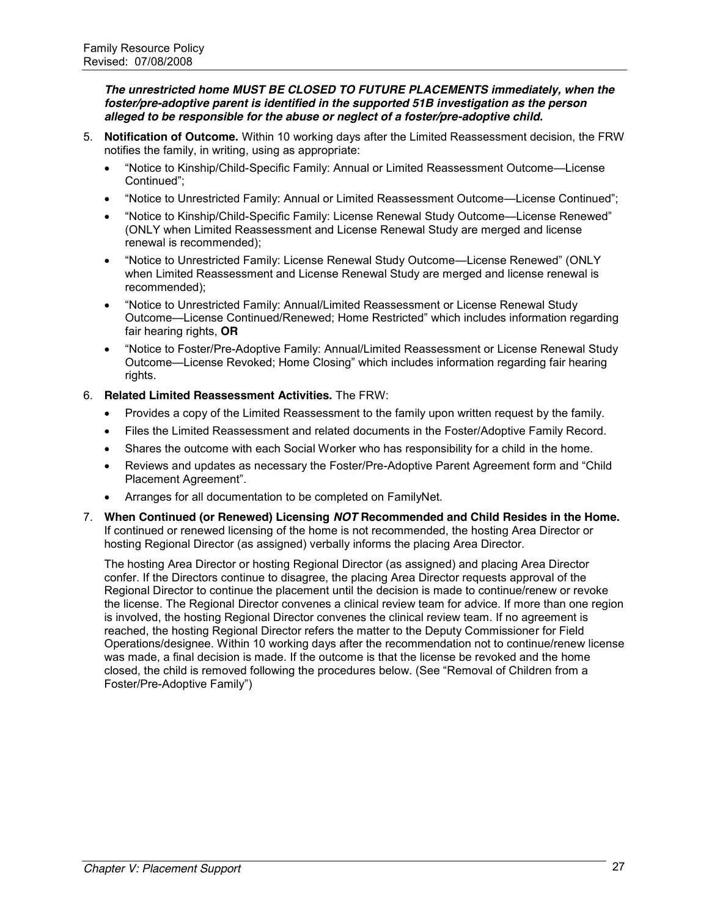***The unrestricted home MUST BE CLOSED TO FUTURE PLACEMENTS immediately, when the foster/pre-adoptive parent is identified in the supported 51B investigation as the person alleged to be responsible for the abuse or neglect of a foster/pre-adoptive child.***

5. **Notification of Outcome.** Within 10 working days after the Limited Reassessment decision, the FRW notifies the family, in writing, using as appropriate:
   - "Notice to Kinship/Child-Specific Family: Annual or Limited Reassessment Outcome—License Continued";
   - "Notice to Unrestricted Family: Annual or Limited Reassessment Outcome—License Continued";
   - "Notice to Kinship/Child-Specific Family: License Renewal Study Outcome—License Renewed" (ONLY when Limited Reassessment and License Renewal Study are merged and license renewal is recommended);
   - "Notice to Unrestricted Family: License Renewal Study Outcome—License Renewed" (ONLY when Limited Reassessment and License Renewal Study are merged and license renewal is recommended);
   - "Notice to Unrestricted Family: Annual/Limited Reassessment or License Renewal Study Outcome—License Continued/Renewed; Home Restricted" which includes information regarding fair hearing rights, **OR**
   - "Notice to Foster/Pre-Adoptive Family: Annual/Limited Reassessment or License Renewal Study Outcome—License Revoked; Home Closing" which includes information regarding fair hearing rights.

6. **Related Limited Reassessment Activities.** The FRW:
   - Provides a copy of the Limited Reassessment to the family upon written request by the family.
   - Files the Limited Reassessment and related documents in the Foster/Adoptive Family Record.
   - Shares the outcome with each Social Worker who has responsibility for a child in the home.
   - Reviews and updates as necessary the Foster/Pre-Adoptive Parent Agreement form and "Child Placement Agreement".
   - Arranges for all documentation to be completed on FamilyNet.

7. **When Continued (or Renewed) Licensing *NOT* Recommended and Child Resides in the Home.** If continued or renewed licensing of the home is not recommended, the hosting Area Director or hosting Regional Director (as assigned) verbally informs the placing Area Director.

   The hosting Area Director or hosting Regional Director (as assigned) and placing Area Director confer. If the Directors continue to disagree, the placing Area Director requests approval of the Regional Director to continue the placement until the decision is made to continue/renew or revoke the license. The Regional Director convenes a clinical review team for advice. If more than one region is involved, the hosting Regional Director convenes the clinical review team. If no agreement is reached, the hosting Regional Director refers the matter to the Deputy Commissioner for Field Operations/designee. Within 10 working days after the recommendation not to continue/renew license was made, a final decision is made. If the outcome is that the license be revoked and the home closed, the child is removed following the procedures below. (See "Removal of Children from a Foster/Pre-Adoptive Family")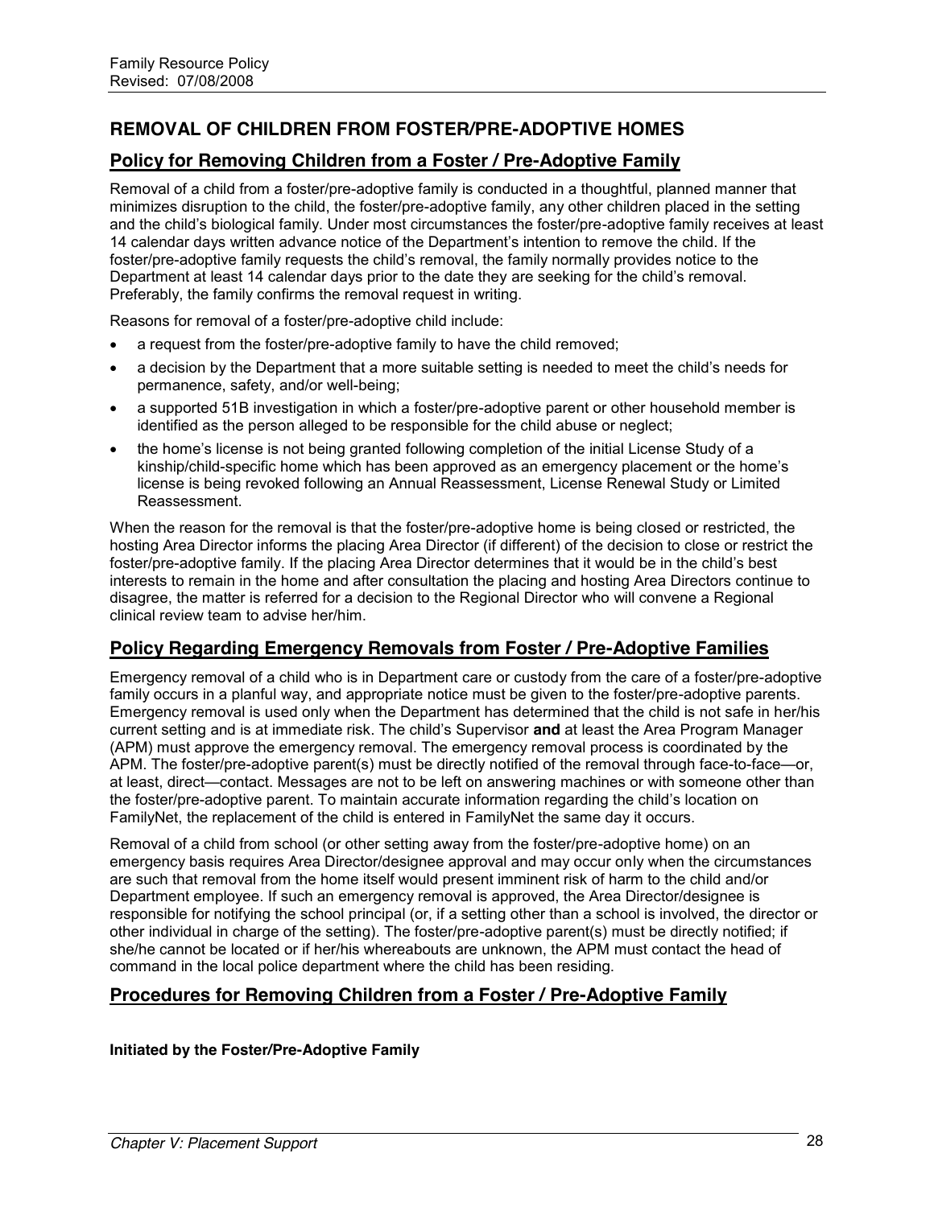## REMOVAL OF CHILDREN FROM FOSTER/PRE-ADOPTIVE HOMES

### Policy for Removing Children from a Foster / Pre-Adoptive Family

Removal of a child from a foster/pre-adoptive family is conducted in a thoughtful, planned manner that minimizes disruption to the child, the foster/pre-adoptive family, any other children placed in the setting and the child's biological family. Under most circumstances the foster/pre-adoptive family receives at least 14 calendar days written advance notice of the Department's intention to remove the child. If the foster/pre-adoptive family requests the child's removal, the family normally provides notice to the Department at least 14 calendar days prior to the date they are seeking for the child's removal. Preferably, the family confirms the removal request in writing.

Reasons for removal of a foster/pre-adoptive child include:

- a request from the foster/pre-adoptive family to have the child removed;
- a decision by the Department that a more suitable setting is needed to meet the child's needs for permanence, safety, and/or well-being;
- a supported 51B investigation in which a foster/pre-adoptive parent or other household member is identified as the person alleged to be responsible for the child abuse or neglect;
- the home's license is not being granted following completion of the initial License Study of a kinship/child-specific home which has been approved as an emergency placement or the home's license is being revoked following an Annual Reassessment, License Renewal Study or Limited Reassessment.

When the reason for the removal is that the foster/pre-adoptive home is being closed or restricted, the hosting Area Director informs the placing Area Director (if different) of the decision to close or restrict the foster/pre-adoptive family. If the placing Area Director determines that it would be in the child's best interests to remain in the home and after consultation the placing and hosting Area Directors continue to disagree, the matter is referred for a decision to the Regional Director who will convene a Regional clinical review team to advise her/him.

### Policy Regarding Emergency Removals from Foster / Pre-Adoptive Families

Emergency removal of a child who is in Department care or custody from the care of a foster/pre-adoptive family occurs in a planful way, and appropriate notice must be given to the foster/pre-adoptive parents. Emergency removal is used only when the Department has determined that the child is not safe in her/his current setting and is at immediate risk. The child's Supervisor **and** at least the Area Program Manager (APM) must approve the emergency removal. The emergency removal process is coordinated by the APM. The foster/pre-adoptive parent(s) must be directly notified of the removal through face-to-face—or, at least, direct—contact. Messages are not to be left on answering machines or with someone other than the foster/pre-adoptive parent. To maintain accurate information regarding the child's location on FamilyNet, the replacement of the child is entered in FamilyNet the same day it occurs.

Removal of a child from school (or other setting away from the foster/pre-adoptive home) on an emergency basis requires Area Director/designee approval and may occur only when the circumstances are such that removal from the home itself would present imminent risk of harm to the child and/or Department employee. If such an emergency removal is approved, the Area Director/designee is responsible for notifying the school principal (or, if a setting other than a school is involved, the director or other individual in charge of the setting). The foster/pre-adoptive parent(s) must be directly notified; if she/he cannot be located or if her/his whereabouts are unknown, the APM must contact the head of command in the local police department where the child has been residing.

### Procedures for Removing Children from a Foster / Pre-Adoptive Family

**Initiated by the Foster/Pre-Adoptive Family**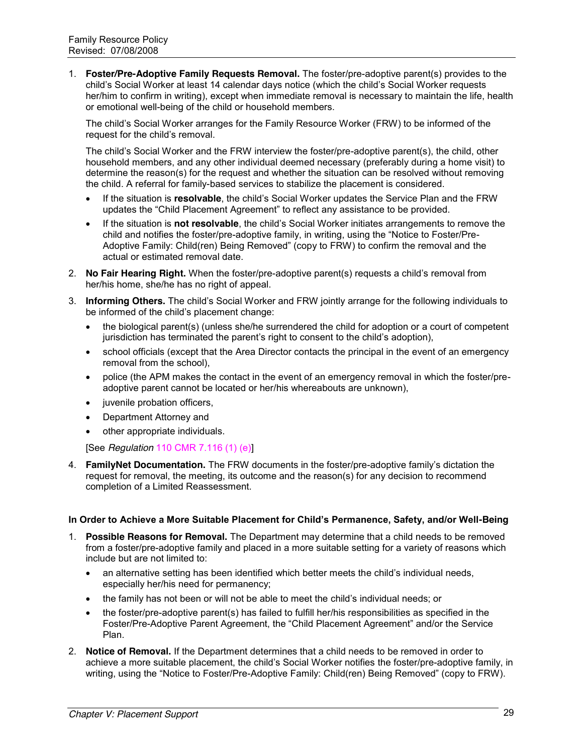1. **Foster/Pre-Adoptive Family Requests Removal.** The foster/pre-adoptive parent(s) provides to the child's Social Worker at least 14 calendar days notice (which the child's Social Worker requests her/him to confirm in writing), except when immediate removal is necessary to maintain the life, health or emotional well-being of the child or household members.

   The child's Social Worker arranges for the Family Resource Worker (FRW) to be informed of the request for the child's removal.

   The child's Social Worker and the FRW interview the foster/pre-adoptive parent(s), the child, other household members, and any other individual deemed necessary (preferably during a home visit) to determine the reason(s) for the request and whether the situation can be resolved without removing the child. A referral for family-based services to stabilize the placement is considered.

   - If the situation is **resolvable**, the child's Social Worker updates the Service Plan and the FRW updates the "Child Placement Agreement" to reflect any assistance to be provided.
   - If the situation is **not resolvable**, the child's Social Worker initiates arrangements to remove the child and notifies the foster/pre-adoptive family, in writing, using the "Notice to Foster/Pre-Adoptive Family: Child(ren) Being Removed" (copy to FRW) to confirm the removal and the actual or estimated removal date.

2. **No Fair Hearing Right.** When the foster/pre-adoptive parent(s) requests a child's removal from her/his home, she/he has no right of appeal.

3. **Informing Others.** The child's Social Worker and FRW jointly arrange for the following individuals to be informed of the child's placement change:

   - the biological parent(s) (unless she/he surrendered the child for adoption or a court of competent jurisdiction has terminated the parent's right to consent to the child's adoption),
   - school officials (except that the Area Director contacts the principal in the event of an emergency removal from the school),
   - police (the APM makes the contact in the event of an emergency removal in which the foster/pre-adoptive parent cannot be located or her/his whereabouts are unknown),
   - juvenile probation officers,
   - Department Attorney and
   - other appropriate individuals.

   [See *Regulation* 110 CMR 7.116 (1) (e)]

4. **FamilyNet Documentation.** The FRW documents in the foster/pre-adoptive family's dictation the request for removal, the meeting, its outcome and the reason(s) for any decision to recommend completion of a Limited Reassessment.

#### In Order to Achieve a More Suitable Placement for Child's Permanence, Safety, and/or Well-Being

1. **Possible Reasons for Removal.** The Department may determine that a child needs to be removed from a foster/pre-adoptive family and placed in a more suitable setting for a variety of reasons which include but are not limited to:

   - an alternative setting has been identified which better meets the child's individual needs, especially her/his need for permanency;
   - the family has not been or will not be able to meet the child's individual needs; or
   - the foster/pre-adoptive parent(s) has failed to fulfill her/his responsibilities as specified in the Foster/Pre-Adoptive Parent Agreement, the "Child Placement Agreement" and/or the Service Plan.

2. **Notice of Removal.** If the Department determines that a child needs to be removed in order to achieve a more suitable placement, the child's Social Worker notifies the foster/pre-adoptive family, in writing, using the "Notice to Foster/Pre-Adoptive Family: Child(ren) Being Removed" (copy to FRW).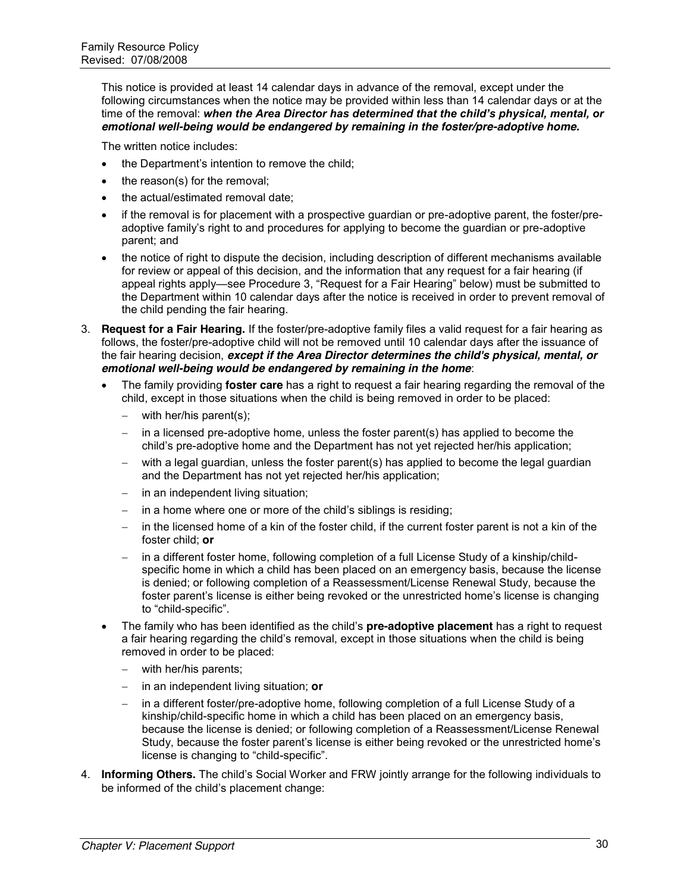This notice is provided at least 14 calendar days in advance of the removal, except under the following circumstances when the notice may be provided within less than 14 calendar days or at the time of the removal: ***when the Area Director has determined that the child's physical, mental, or emotional well-being would be endangered by remaining in the foster/pre-adoptive home.***

The written notice includes:

- the Department's intention to remove the child;
- the reason(s) for the removal;
- the actual/estimated removal date;
- if the removal is for placement with a prospective guardian or pre-adoptive parent, the foster/pre-adoptive family's right to and procedures for applying to become the guardian or pre-adoptive parent; and
- the notice of right to dispute the decision, including description of different mechanisms available for review or appeal of this decision, and the information that any request for a fair hearing (if appeal rights apply—see Procedure 3, "Request for a Fair Hearing" below) must be submitted to the Department within 10 calendar days after the notice is received in order to prevent removal of the child pending the fair hearing.

3. **Request for a Fair Hearing.** If the foster/pre-adoptive family files a valid request for a fair hearing as follows, the foster/pre-adoptive child will not be removed until 10 calendar days after the issuance of the fair hearing decision, ***except if the Area Director determines the child's physical, mental, or emotional well-being would be endangered by remaining in the home***:
   - The family providing **foster care** has a right to request a fair hearing regarding the removal of the child, except in those situations when the child is being removed in order to be placed:
     - with her/his parent(s);
     - in a licensed pre-adoptive home, unless the foster parent(s) has applied to become the child's pre-adoptive home and the Department has not yet rejected her/his application;
     - with a legal guardian, unless the foster parent(s) has applied to become the legal guardian and the Department has not yet rejected her/his application;
     - in an independent living situation;
     - in a home where one or more of the child's siblings is residing;
     - in the licensed home of a kin of the foster child, if the current foster parent is not a kin of the foster child; **or**
     - in a different foster home, following completion of a full License Study of a kinship/child-specific home in which a child has been placed on an emergency basis, because the license is denied; or following completion of a Reassessment/License Renewal Study, because the foster parent's license is either being revoked or the unrestricted home's license is changing to "child-specific".
   - The family who has been identified as the child's **pre-adoptive placement** has a right to request a fair hearing regarding the child's removal, except in those situations when the child is being removed in order to be placed:
     - with her/his parents;
     - in an independent living situation; **or**
     - in a different foster/pre-adoptive home, following completion of a full License Study of a kinship/child-specific home in which a child has been placed on an emergency basis, because the license is denied; or following completion of a Reassessment/License Renewal Study, because the foster parent's license is either being revoked or the unrestricted home's license is changing to "child-specific".

4. **Informing Others.** The child's Social Worker and FRW jointly arrange for the following individuals to be informed of the child's placement change: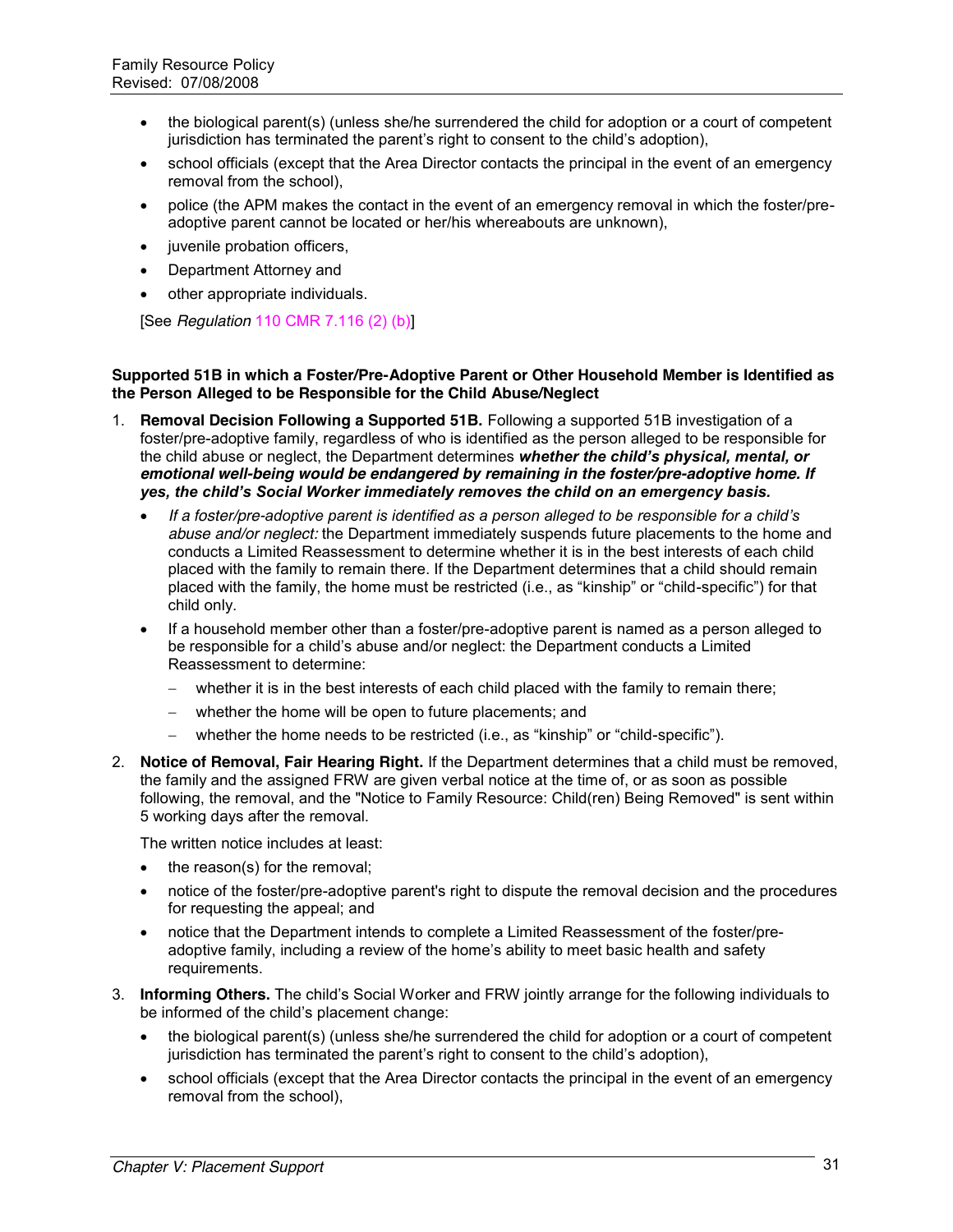- the biological parent(s) (unless she/he surrendered the child for adoption or a court of competent jurisdiction has terminated the parent's right to consent to the child's adoption),
- school officials (except that the Area Director contacts the principal in the event of an emergency removal from the school),
- police (the APM makes the contact in the event of an emergency removal in which the foster/pre-adoptive parent cannot be located or her/his whereabouts are unknown),
- juvenile probation officers,
- Department Attorney and
- other appropriate individuals.

[See *Regulation* 110 CMR 7.116 (2) (b)]

**Supported 51B in which a Foster/Pre-Adoptive Parent or Other Household Member is Identified as the Person Alleged to be Responsible for the Child Abuse/Neglect**

1. **Removal Decision Following a Supported 51B.** Following a supported 51B investigation of a foster/pre-adoptive family, regardless of who is identified as the person alleged to be responsible for the child abuse or neglect, the Department determines ***whether the child's physical, mental, or emotional well-being would be endangered by remaining in the foster/pre-adoptive home. If yes, the child's Social Worker immediately removes the child on an emergency basis.***
   - *If a foster/pre-adoptive parent is identified as a person alleged to be responsible for a child's abuse and/or neglect:* the Department immediately suspends future placements to the home and conducts a Limited Reassessment to determine whether it is in the best interests of each child placed with the family to remain there. If the Department determines that a child should remain placed with the family, the home must be restricted (i.e., as "kinship" or "child-specific") for that child only.
   - If a household member other than a foster/pre-adoptive parent is named as a person alleged to be responsible for a child's abuse and/or neglect: the Department conducts a Limited Reassessment to determine:
     - whether it is in the best interests of each child placed with the family to remain there;
     - whether the home will be open to future placements; and
     - whether the home needs to be restricted (i.e., as "kinship" or "child-specific").
2. **Notice of Removal, Fair Hearing Right.** If the Department determines that a child must be removed, the family and the assigned FRW are given verbal notice at the time of, or as soon as possible following, the removal, and the "Notice to Family Resource: Child(ren) Being Removed" is sent within 5 working days after the removal.

   The written notice includes at least:
   - the reason(s) for the removal;
   - notice of the foster/pre-adoptive parent's right to dispute the removal decision and the procedures for requesting the appeal; and
   - notice that the Department intends to complete a Limited Reassessment of the foster/pre-adoptive family, including a review of the home's ability to meet basic health and safety requirements.
3. **Informing Others.** The child's Social Worker and FRW jointly arrange for the following individuals to be informed of the child's placement change:
   - the biological parent(s) (unless she/he surrendered the child for adoption or a court of competent jurisdiction has terminated the parent's right to consent to the child's adoption),
   - school officials (except that the Area Director contacts the principal in the event of an emergency removal from the school),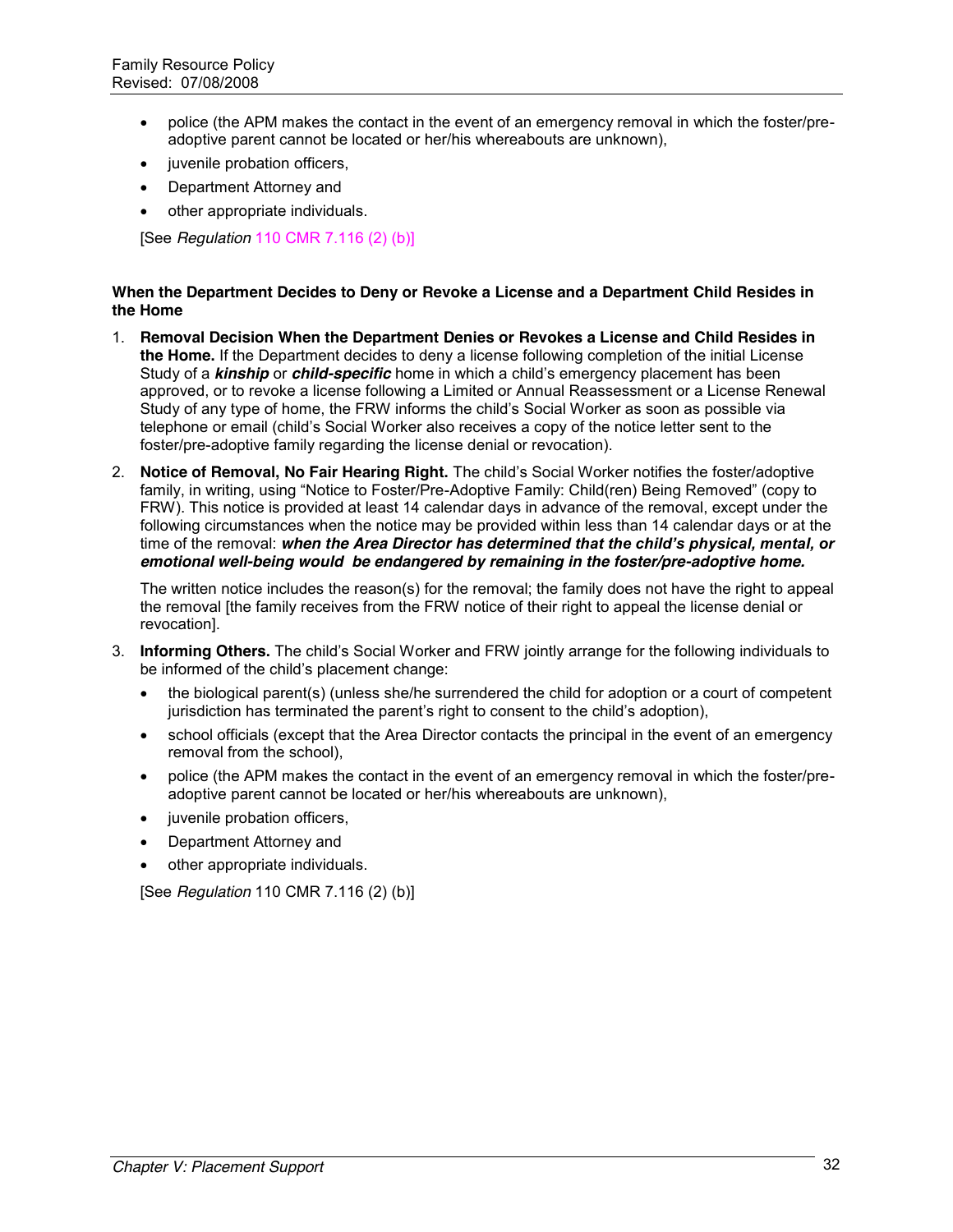- police (the APM makes the contact in the event of an emergency removal in which the foster/pre-adoptive parent cannot be located or her/his whereabouts are unknown),
- juvenile probation officers,
- Department Attorney and
- other appropriate individuals.

[See *Regulation* 110 CMR 7.116 (2) (b)]

**When the Department Decides to Deny or Revoke a License and a Department Child Resides in the Home**

1. **Removal Decision When the Department Denies or Revokes a License and Child Resides in the Home.** If the Department decides to deny a license following completion of the initial License Study of a ***kinship*** or ***child-specific*** home in which a child's emergency placement has been approved, or to revoke a license following a Limited or Annual Reassessment or a License Renewal Study of any type of home, the FRW informs the child's Social Worker as soon as possible via telephone or email (child's Social Worker also receives a copy of the notice letter sent to the foster/pre-adoptive family regarding the license denial or revocation).

2. **Notice of Removal, No Fair Hearing Right.** The child's Social Worker notifies the foster/adoptive family, in writing, using "Notice to Foster/Pre-Adoptive Family: Child(ren) Being Removed" (copy to FRW). This notice is provided at least 14 calendar days in advance of the removal, except under the following circumstances when the notice may be provided within less than 14 calendar days or at the time of the removal: ***when the Area Director has determined that the child's physical, mental, or emotional well-being would be endangered by remaining in the foster/pre-adoptive home.***

   The written notice includes the reason(s) for the removal; the family does not have the right to appeal the removal [the family receives from the FRW notice of their right to appeal the license denial or revocation].

3. **Informing Others.** The child's Social Worker and FRW jointly arrange for the following individuals to be informed of the child's placement change:
   - the biological parent(s) (unless she/he surrendered the child for adoption or a court of competent jurisdiction has terminated the parent's right to consent to the child's adoption),
   - school officials (except that the Area Director contacts the principal in the event of an emergency removal from the school),
   - police (the APM makes the contact in the event of an emergency removal in which the foster/pre-adoptive parent cannot be located or her/his whereabouts are unknown),
   - juvenile probation officers,
   - Department Attorney and
   - other appropriate individuals.

   [See *Regulation* 110 CMR 7.116 (2) (b)]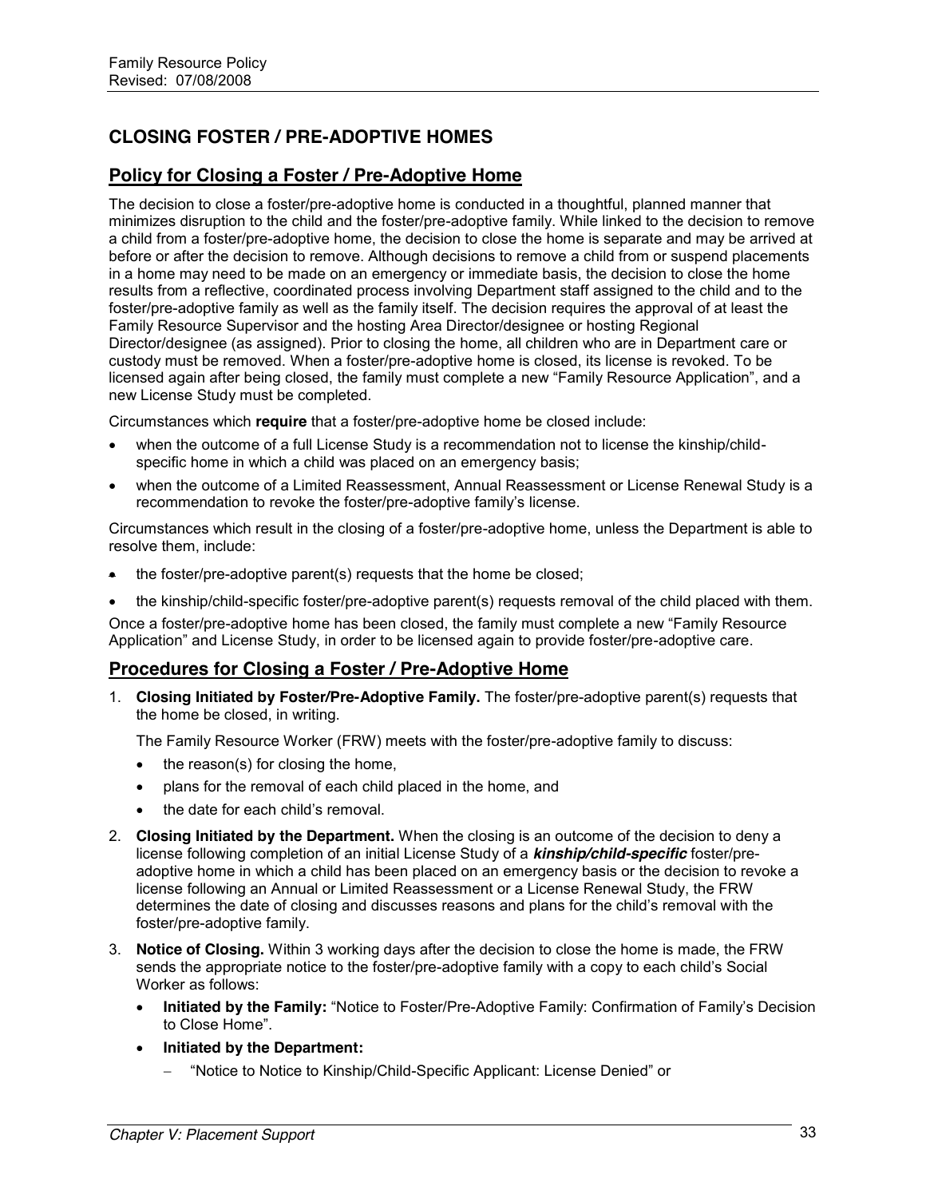# CLOSING FOSTER / PRE-ADOPTIVE HOMES

## Policy for Closing a Foster / Pre-Adoptive Home

The decision to close a foster/pre-adoptive home is conducted in a thoughtful, planned manner that minimizes disruption to the child and the foster/pre-adoptive family. While linked to the decision to remove a child from a foster/pre-adoptive home, the decision to close the home is separate and may be arrived at before or after the decision to remove. Although decisions to remove a child from or suspend placements in a home may need to be made on an emergency or immediate basis, the decision to close the home results from a reflective, coordinated process involving Department staff assigned to the child and to the foster/pre-adoptive family as well as the family itself. The decision requires the approval of at least the Family Resource Supervisor and the hosting Area Director/designee or hosting Regional Director/designee (as assigned). Prior to closing the home, all children who are in Department care or custody must be removed. When a foster/pre-adoptive home is closed, its license is revoked. To be licensed again after being closed, the family must complete a new "Family Resource Application", and a new License Study must be completed.

Circumstances which **require** that a foster/pre-adoptive home be closed include:

- when the outcome of a full License Study is a recommendation not to license the kinship/child-specific home in which a child was placed on an emergency basis;
- when the outcome of a Limited Reassessment, Annual Reassessment or License Renewal Study is a recommendation to revoke the foster/pre-adoptive family's license.

Circumstances which result in the closing of a foster/pre-adoptive home, unless the Department is able to resolve them, include:

- the foster/pre-adoptive parent(s) requests that the home be closed;
- the kinship/child-specific foster/pre-adoptive parent(s) requests removal of the child placed with them.

Once a foster/pre-adoptive home has been closed, the family must complete a new "Family Resource Application" and License Study, in order to be licensed again to provide foster/pre-adoptive care.

## Procedures for Closing a Foster / Pre-Adoptive Home

1. **Closing Initiated by Foster/Pre-Adoptive Family.** The foster/pre-adoptive parent(s) requests that the home be closed, in writing.

   The Family Resource Worker (FRW) meets with the foster/pre-adoptive family to discuss:

   - the reason(s) for closing the home,
   - plans for the removal of each child placed in the home, and
   - the date for each child's removal.

2. **Closing Initiated by the Department.** When the closing is an outcome of the decision to deny a license following completion of an initial License Study of a ***kinship/child-specific*** foster/pre-adoptive home in which a child has been placed on an emergency basis or the decision to revoke a license following an Annual or Limited Reassessment or a License Renewal Study, the FRW determines the date of closing and discusses reasons and plans for the child's removal with the foster/pre-adoptive family.

3. **Notice of Closing.** Within 3 working days after the decision to close the home is made, the FRW sends the appropriate notice to the foster/pre-adoptive family with a copy to each child's Social Worker as follows:

   - **Initiated by the Family:** "Notice to Foster/Pre-Adoptive Family: Confirmation of Family's Decision to Close Home".
   - **Initiated by the Department:**
     - "Notice to Notice to Kinship/Child-Specific Applicant: License Denied" or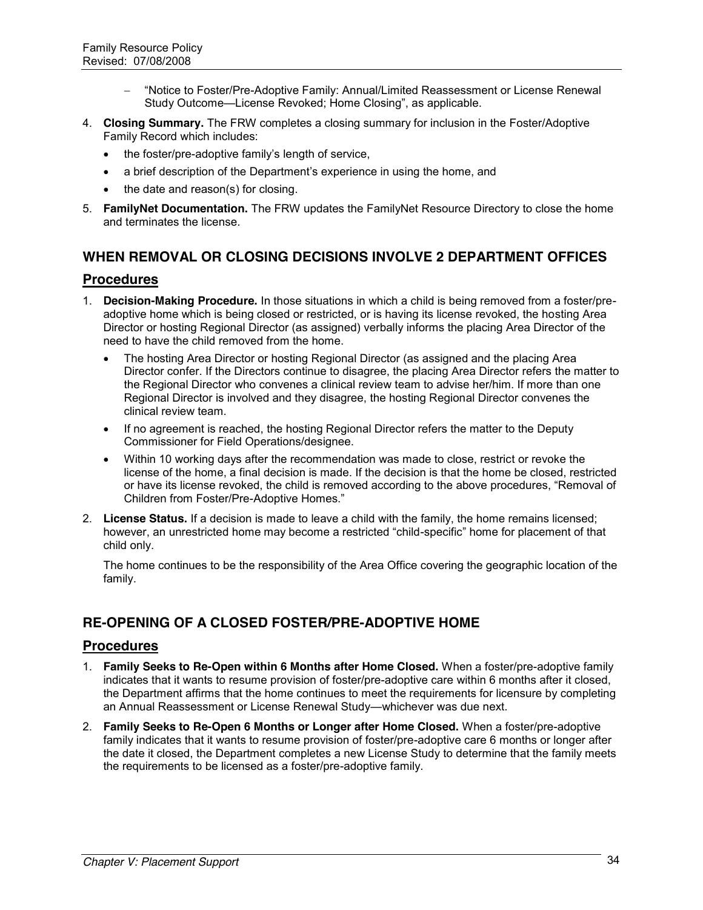- "Notice to Foster/Pre-Adoptive Family: Annual/Limited Reassessment or License Renewal Study Outcome—License Revoked; Home Closing", as applicable.

4. **Closing Summary.** The FRW completes a closing summary for inclusion in the Foster/Adoptive Family Record which includes:
   - the foster/pre-adoptive family's length of service,
   - a brief description of the Department's experience in using the home, and
   - the date and reason(s) for closing.
5. **FamilyNet Documentation.** The FRW updates the FamilyNet Resource Directory to close the home and terminates the license.

## WHEN REMOVAL OR CLOSING DECISIONS INVOLVE 2 DEPARTMENT OFFICES

### Procedures

1. **Decision-Making Procedure.** In those situations in which a child is being removed from a foster/pre-adoptive home which is being closed or restricted, or is having its license revoked, the hosting Area Director or hosting Regional Director (as assigned) verbally informs the placing Area Director of the need to have the child removed from the home.
   - The hosting Area Director or hosting Regional Director (as assigned and the placing Area Director confer. If the Directors continue to disagree, the placing Area Director refers the matter to the Regional Director who convenes a clinical review team to advise her/him. If more than one Regional Director is involved and they disagree, the hosting Regional Director convenes the clinical review team.
   - If no agreement is reached, the hosting Regional Director refers the matter to the Deputy Commissioner for Field Operations/designee.
   - Within 10 working days after the recommendation was made to close, restrict or revoke the license of the home, a final decision is made. If the decision is that the home be closed, restricted or have its license revoked, the child is removed according to the above procedures, "Removal of Children from Foster/Pre-Adoptive Homes."
2. **License Status.** If a decision is made to leave a child with the family, the home remains licensed; however, an unrestricted home may become a restricted "child-specific" home for placement of that child only.

   The home continues to be the responsibility of the Area Office covering the geographic location of the family.

## RE-OPENING OF A CLOSED FOSTER/PRE-ADOPTIVE HOME

### Procedures

1. **Family Seeks to Re-Open within 6 Months after Home Closed.** When a foster/pre-adoptive family indicates that it wants to resume provision of foster/pre-adoptive care within 6 months after it closed, the Department affirms that the home continues to meet the requirements for licensure by completing an Annual Reassessment or License Renewal Study—whichever was due next.
2. **Family Seeks to Re-Open 6 Months or Longer after Home Closed.** When a foster/pre-adoptive family indicates that it wants to resume provision of foster/pre-adoptive care 6 months or longer after the date it closed, the Department completes a new License Study to determine that the family meets the requirements to be licensed as a foster/pre-adoptive family.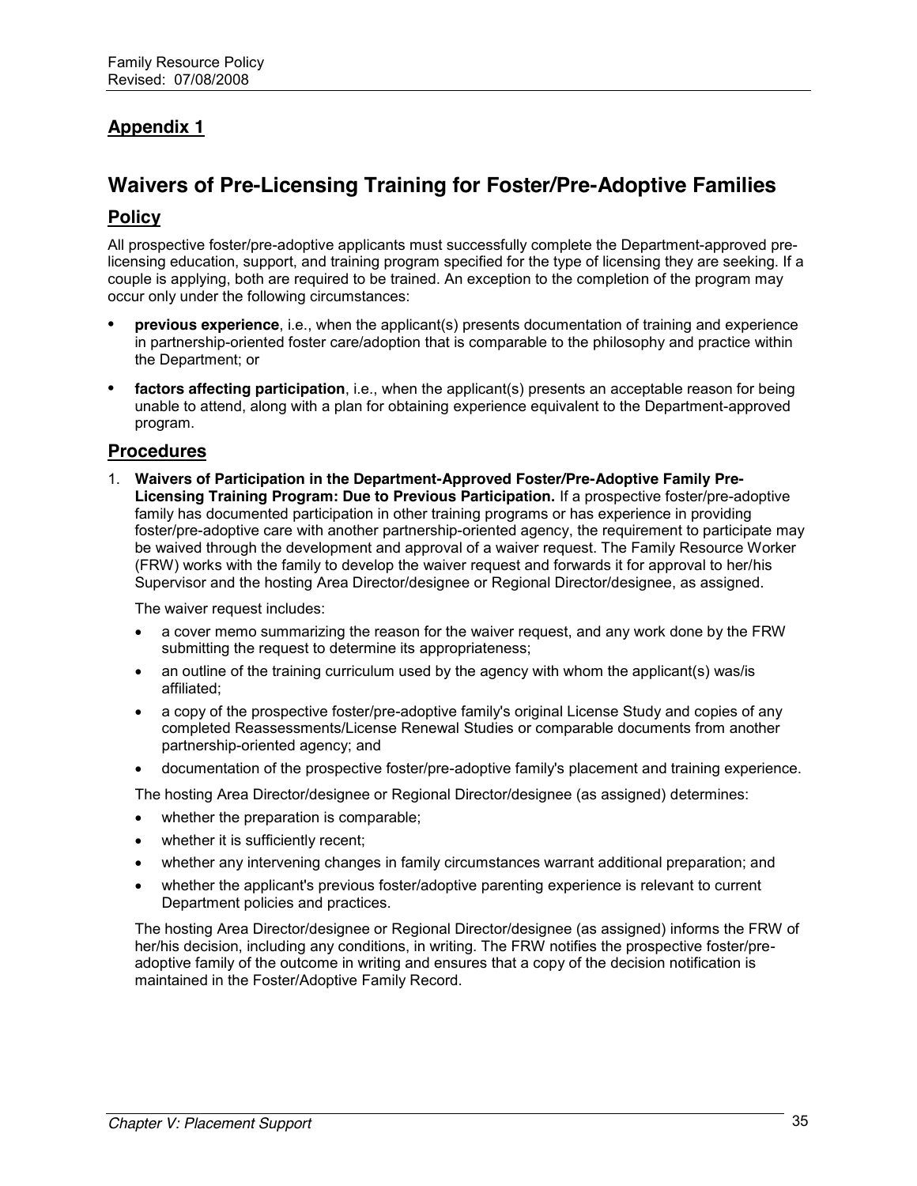## Appendix 1

# Waivers of Pre-Licensing Training for Foster/Pre-Adoptive Families

## Policy

All prospective foster/pre-adoptive applicants must successfully complete the Department-approved pre-licensing education, support, and training program specified for the type of licensing they are seeking. If a couple is applying, both are required to be trained. An exception to the completion of the program may occur only under the following circumstances:

- **previous experience**, i.e., when the applicant(s) presents documentation of training and experience in partnership-oriented foster care/adoption that is comparable to the philosophy and practice within the Department; or
- **factors affecting participation**, i.e., when the applicant(s) presents an acceptable reason for being unable to attend, along with a plan for obtaining experience equivalent to the Department-approved program.

## Procedures

1. **Waivers of Participation in the Department-Approved Foster/Pre-Adoptive Family Pre-Licensing Training Program: Due to Previous Participation.** If a prospective foster/pre-adoptive family has documented participation in other training programs or has experience in providing foster/pre-adoptive care with another partnership-oriented agency, the requirement to participate may be waived through the development and approval of a waiver request. The Family Resource Worker (FRW) works with the family to develop the waiver request and forwards it for approval to her/his Supervisor and the hosting Area Director/designee or Regional Director/designee, as assigned.

   The waiver request includes:

   - a cover memo summarizing the reason for the waiver request, and any work done by the FRW submitting the request to determine its appropriateness;
   - an outline of the training curriculum used by the agency with whom the applicant(s) was/is affiliated;
   - a copy of the prospective foster/pre-adoptive family's original License Study and copies of any completed Reassessments/License Renewal Studies or comparable documents from another partnership-oriented agency; and
   - documentation of the prospective foster/pre-adoptive family's placement and training experience.

   The hosting Area Director/designee or Regional Director/designee (as assigned) determines:

   - whether the preparation is comparable;
   - whether it is sufficiently recent;
   - whether any intervening changes in family circumstances warrant additional preparation; and
   - whether the applicant's previous foster/adoptive parenting experience is relevant to current Department policies and practices.

   The hosting Area Director/designee or Regional Director/designee (as assigned) informs the FRW of her/his decision, including any conditions, in writing. The FRW notifies the prospective foster/pre-adoptive family of the outcome in writing and ensures that a copy of the decision notification is maintained in the Foster/Adoptive Family Record.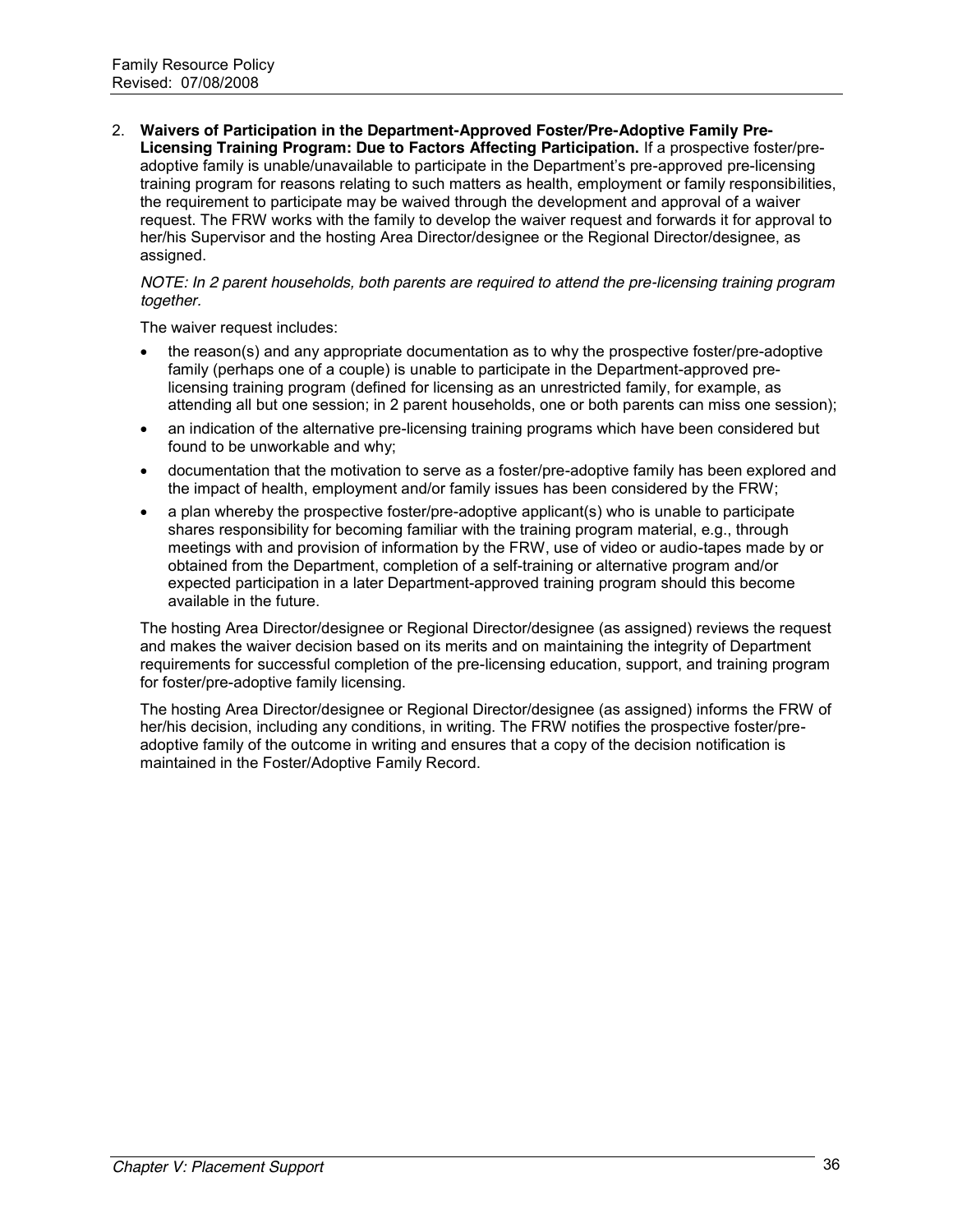2. **Waivers of Participation in the Department-Approved Foster/Pre-Adoptive Family Pre-Licensing Training Program: Due to Factors Affecting Participation.** If a prospective foster/pre-adoptive family is unable/unavailable to participate in the Department's pre-approved pre-licensing training program for reasons relating to such matters as health, employment or family responsibilities, the requirement to participate may be waived through the development and approval of a waiver request. The FRW works with the family to develop the waiver request and forwards it for approval to her/his Supervisor and the hosting Area Director/designee or the Regional Director/designee, as assigned.

   *NOTE: In 2 parent households, both parents are required to attend the pre-licensing training program together.*

   The waiver request includes:

   - the reason(s) and any appropriate documentation as to why the prospective foster/pre-adoptive family (perhaps one of a couple) is unable to participate in the Department-approved pre-licensing training program (defined for licensing as an unrestricted family, for example, as attending all but one session; in 2 parent households, one or both parents can miss one session);
   - an indication of the alternative pre-licensing training programs which have been considered but found to be unworkable and why;
   - documentation that the motivation to serve as a foster/pre-adoptive family has been explored and the impact of health, employment and/or family issues has been considered by the FRW;
   - a plan whereby the prospective foster/pre-adoptive applicant(s) who is unable to participate shares responsibility for becoming familiar with the training program material, e.g., through meetings with and provision of information by the FRW, use of video or audio-tapes made by or obtained from the Department, completion of a self-training or alternative program and/or expected participation in a later Department-approved training program should this become available in the future.

   The hosting Area Director/designee or Regional Director/designee (as assigned) reviews the request and makes the waiver decision based on its merits and on maintaining the integrity of Department requirements for successful completion of the pre-licensing education, support, and training program for foster/pre-adoptive family licensing.

   The hosting Area Director/designee or Regional Director/designee (as assigned) informs the FRW of her/his decision, including any conditions, in writing. The FRW notifies the prospective foster/pre-adoptive family of the outcome in writing and ensures that a copy of the decision notification is maintained in the Foster/Adoptive Family Record.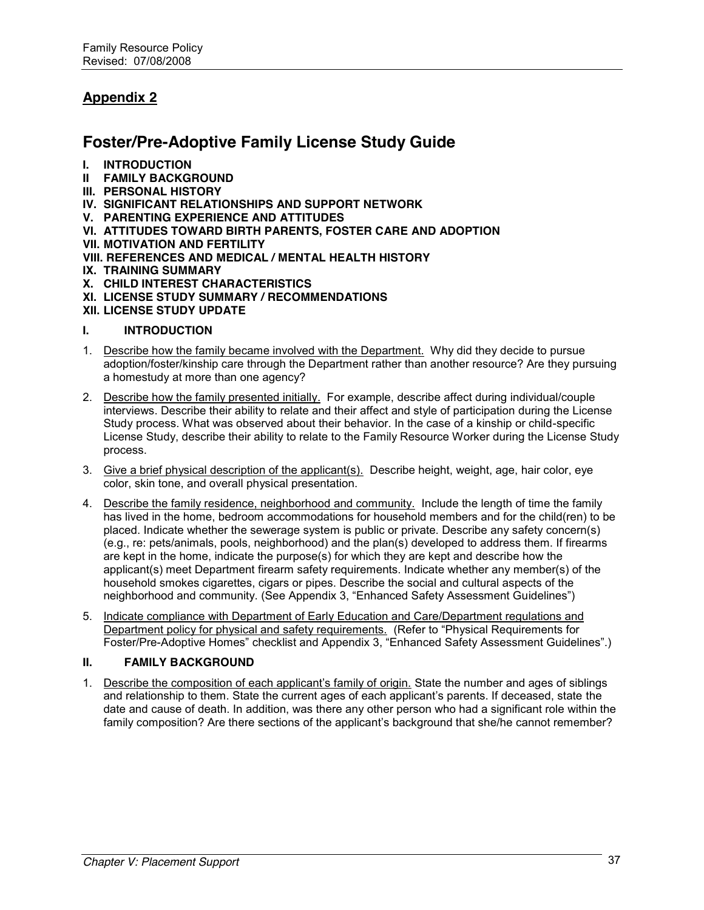## Appendix 2

# Foster/Pre-Adoptive Family License Study Guide

**I. INTRODUCTION**
**II FAMILY BACKGROUND**
**III. PERSONAL HISTORY**
**IV. SIGNIFICANT RELATIONSHIPS AND SUPPORT NETWORK**
**V. PARENTING EXPERIENCE AND ATTITUDES**
**VI. ATTITUDES TOWARD BIRTH PARENTS, FOSTER CARE AND ADOPTION**
**VII. MOTIVATION AND FERTILITY**
**VIII. REFERENCES AND MEDICAL / MENTAL HEALTH HISTORY**
**IX. TRAINING SUMMARY**
**X. CHILD INTEREST CHARACTERISTICS**
**XI. LICENSE STUDY SUMMARY / RECOMMENDATIONS**
**XII. LICENSE STUDY UPDATE**

### I. INTRODUCTION

1. <u>Describe how the family became involved with the Department.</u> Why did they decide to pursue adoption/foster/kinship care through the Department rather than another resource? Are they pursuing a homestudy at more than one agency?

2. <u>Describe how the family presented initially.</u> For example, describe affect during individual/couple interviews. Describe their ability to relate and their affect and style of participation during the License Study process. What was observed about their behavior. In the case of a kinship or child-specific License Study, describe their ability to relate to the Family Resource Worker during the License Study process.

3. <u>Give a brief physical description of the applicant(s).</u> Describe height, weight, age, hair color, eye color, skin tone, and overall physical presentation.

4. <u>Describe the family residence, neighborhood and community.</u> Include the length of time the family has lived in the home, bedroom accommodations for household members and for the child(ren) to be placed. Indicate whether the sewerage system is public or private. Describe any safety concern(s) (e.g., re: pets/animals, pools, neighborhood) and the plan(s) developed to address them. If firearms are kept in the home, indicate the purpose(s) for which they are kept and describe how the applicant(s) meet Department firearm safety requirements. Indicate whether any member(s) of the household smokes cigarettes, cigars or pipes. Describe the social and cultural aspects of the neighborhood and community. (See Appendix 3, "Enhanced Safety Assessment Guidelines")

5. <u>Indicate compliance with Department of Early Education and Care/Department regulations and Department policy for physical and safety requirements.</u> (Refer to "Physical Requirements for Foster/Pre-Adoptive Homes" checklist and Appendix 3, "Enhanced Safety Assessment Guidelines".)

### II. FAMILY BACKGROUND

1. <u>Describe the composition of each applicant's family of origin.</u> State the number and ages of siblings and relationship to them. State the current ages of each applicant's parents. If deceased, state the date and cause of death. In addition, was there any other person who had a significant role within the family composition? Are there sections of the applicant's background that she/he cannot remember?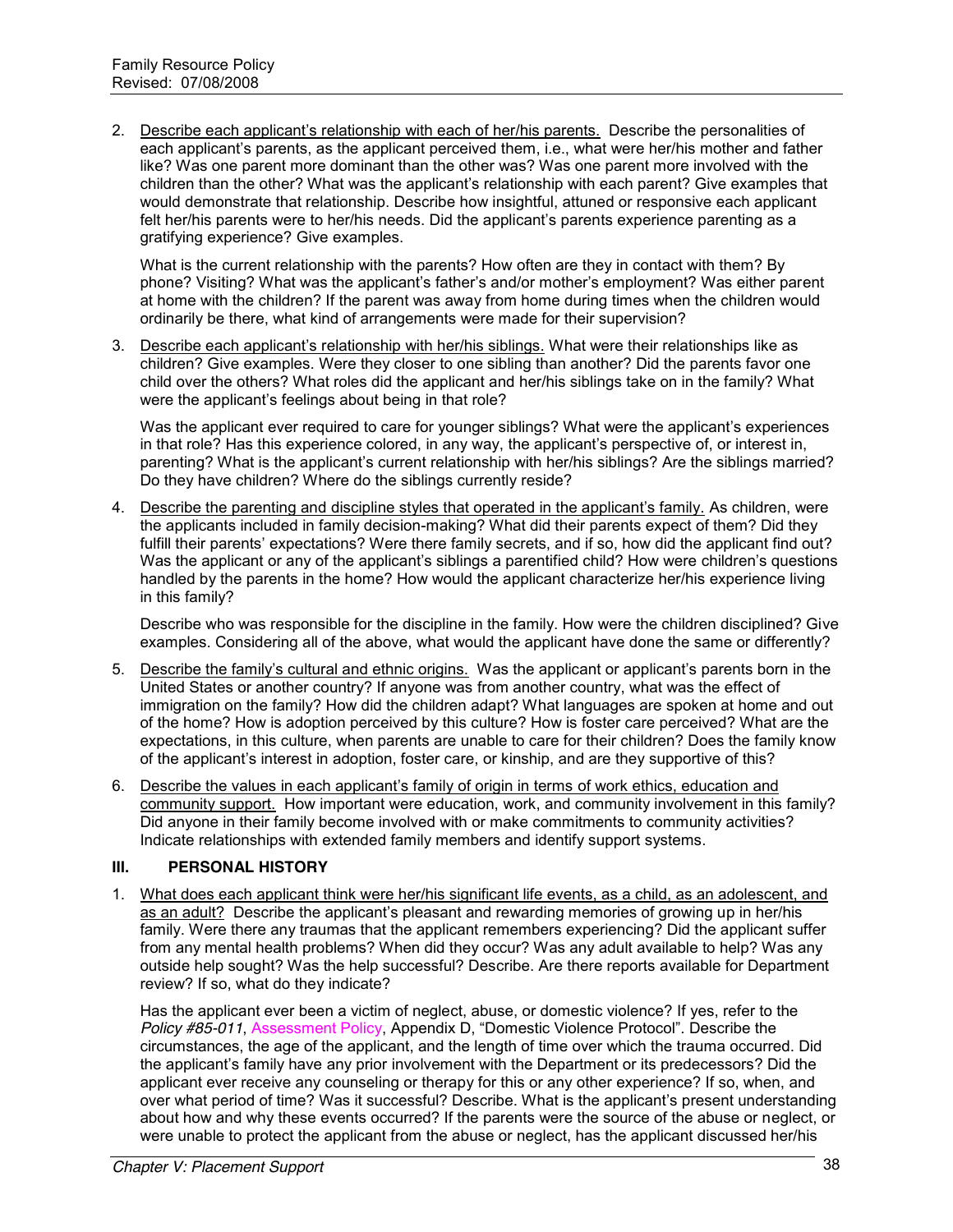2. Describe each applicant's relationship with each of her/his parents. Describe the personalities of each applicant's parents, as the applicant perceived them, i.e., what were her/his mother and father like? Was one parent more dominant than the other was? Was one parent more involved with the children than the other? What was the applicant's relationship with each parent? Give examples that would demonstrate that relationship. Describe how insightful, attuned or responsive each applicant felt her/his parents were to her/his needs. Did the applicant's parents experience parenting as a gratifying experience? Give examples.

   What is the current relationship with the parents? How often are they in contact with them? By phone? Visiting? What was the applicant's father's and/or mother's employment? Was either parent at home with the children? If the parent was away from home during times when the children would ordinarily be there, what kind of arrangements were made for their supervision?

3. Describe each applicant's relationship with her/his siblings. What were their relationships like as children? Give examples. Were they closer to one sibling than another? Did the parents favor one child over the others? What roles did the applicant and her/his siblings take on in the family? What were the applicant's feelings about being in that role?

   Was the applicant ever required to care for younger siblings? What were the applicant's experiences in that role? Has this experience colored, in any way, the applicant's perspective of, or interest in, parenting? What is the applicant's current relationship with her/his siblings? Are the siblings married? Do they have children? Where do the siblings currently reside?

4. Describe the parenting and discipline styles that operated in the applicant's family. As children, were the applicants included in family decision-making? What did their parents expect of them? Did they fulfill their parents' expectations? Were there family secrets, and if so, how did the applicant find out? Was the applicant or any of the applicant's siblings a parentified child? How were children's questions handled by the parents in the home? How would the applicant characterize her/his experience living in this family?

   Describe who was responsible for the discipline in the family. How were the children disciplined? Give examples. Considering all of the above, what would the applicant have done the same or differently?

5. Describe the family's cultural and ethnic origins. Was the applicant or applicant's parents born in the United States or another country? If anyone was from another country, what was the effect of immigration on the family? How did the children adapt? What languages are spoken at home and out of the home? How is adoption perceived by this culture? How is foster care perceived? What are the expectations, in this culture, when parents are unable to care for their children? Does the family know of the applicant's interest in adoption, foster care, or kinship, and are they supportive of this?

6. Describe the values in each applicant's family of origin in terms of work ethics, education and community support. How important were education, work, and community involvement in this family? Did anyone in their family become involved with or make commitments to community activities? Indicate relationships with extended family members and identify support systems.

## III. PERSONAL HISTORY

1. What does each applicant think were her/his significant life events, as a child, as an adolescent, and as an adult? Describe the applicant's pleasant and rewarding memories of growing up in her/his family. Were there any traumas that the applicant remembers experiencing? Did the applicant suffer from any mental health problems? When did they occur? Was any adult available to help? Was any outside help sought? Was the help successful? Describe. Are there reports available for Department review? If so, what do they indicate?

   Has the applicant ever been a victim of neglect, abuse, or domestic violence? If yes, refer to the *Policy #85-011*, Assessment Policy, Appendix D, "Domestic Violence Protocol". Describe the circumstances, the age of the applicant, and the length of time over which the trauma occurred. Did the applicant's family have any prior involvement with the Department or its predecessors? Did the applicant ever receive any counseling or therapy for this or any other experience? If so, when, and over what period of time? Was it successful? Describe. What is the applicant's present understanding about how and why these events occurred? If the parents were the source of the abuse or neglect, or were unable to protect the applicant from the abuse or neglect, has the applicant discussed her/his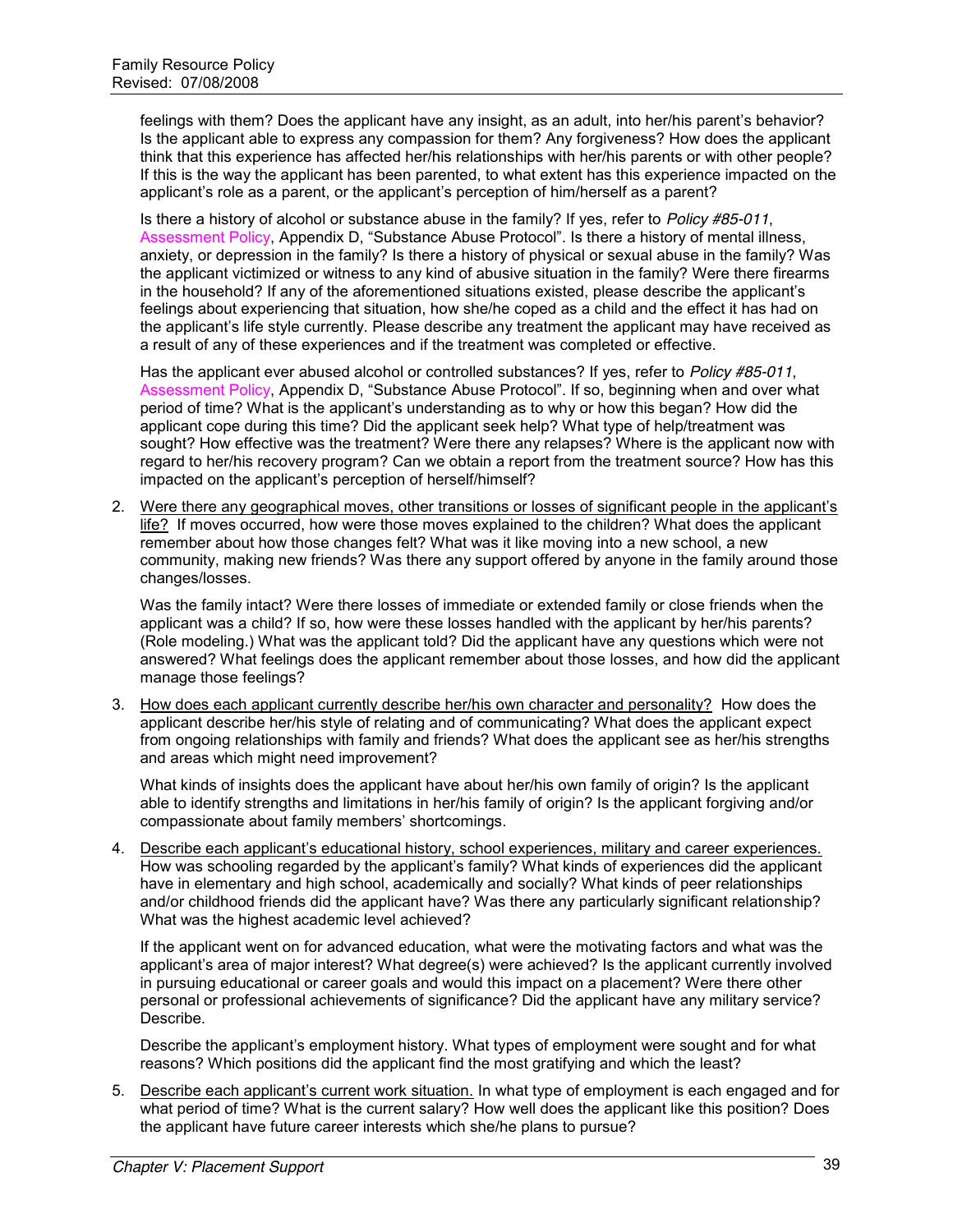feelings with them? Does the applicant have any insight, as an adult, into her/his parent's behavior? Is the applicant able to express any compassion for them? Any forgiveness? How does the applicant think that this experience has affected her/his relationships with her/his parents or with other people? If this is the way the applicant has been parented, to what extent has this experience impacted on the applicant's role as a parent, or the applicant's perception of him/herself as a parent?

Is there a history of alcohol or substance abuse in the family? If yes, refer to *Policy #85-011*, Assessment Policy, Appendix D, "Substance Abuse Protocol". Is there a history of mental illness, anxiety, or depression in the family? Is there a history of physical or sexual abuse in the family? Was the applicant victimized or witness to any kind of abusive situation in the family? Were there firearms in the household? If any of the aforementioned situations existed, please describe the applicant's feelings about experiencing that situation, how she/he coped as a child and the effect it has had on the applicant's life style currently. Please describe any treatment the applicant may have received as a result of any of these experiences and if the treatment was completed or effective.

Has the applicant ever abused alcohol or controlled substances? If yes, refer to *Policy #85-011*, Assessment Policy, Appendix D, "Substance Abuse Protocol". If so, beginning when and over what period of time? What is the applicant's understanding as to why or how this began? How did the applicant cope during this time? Did the applicant seek help? What type of help/treatment was sought? How effective was the treatment? Were there any relapses? Where is the applicant now with regard to her/his recovery program? Can we obtain a report from the treatment source? How has this impacted on the applicant's perception of herself/himself?

2. <u>Were there any geographical moves, other transitions or losses of significant people in the applicant's life?</u> If moves occurred, how were those moves explained to the children? What does the applicant remember about how those changes felt? What was it like moving into a new school, a new community, making new friends? Was there any support offered by anyone in the family around those changes/losses.

   Was the family intact? Were there losses of immediate or extended family or close friends when the applicant was a child? If so, how were these losses handled with the applicant by her/his parents? (Role modeling.) What was the applicant told? Did the applicant have any questions which were not answered? What feelings does the applicant remember about those losses, and how did the applicant manage those feelings?

3. <u>How does each applicant currently describe her/his own character and personality?</u> How does the applicant describe her/his style of relating and of communicating? What does the applicant expect from ongoing relationships with family and friends? What does the applicant see as her/his strengths and areas which might need improvement?

   What kinds of insights does the applicant have about her/his own family of origin? Is the applicant able to identify strengths and limitations in her/his family of origin? Is the applicant forgiving and/or compassionate about family members' shortcomings.

4. <u>Describe each applicant's educational history, school experiences, military and career experiences.</u> How was schooling regarded by the applicant's family? What kinds of experiences did the applicant have in elementary and high school, academically and socially? What kinds of peer relationships and/or childhood friends did the applicant have? Was there any particularly significant relationship? What was the highest academic level achieved?

   If the applicant went on for advanced education, what were the motivating factors and what was the applicant's area of major interest? What degree(s) were achieved? Is the applicant currently involved in pursuing educational or career goals and would this impact on a placement? Were there other personal or professional achievements of significance? Did the applicant have any military service? Describe.

   Describe the applicant's employment history. What types of employment were sought and for what reasons? Which positions did the applicant find the most gratifying and which the least?

5. <u>Describe each applicant's current work situation.</u> In what type of employment is each engaged and for what period of time? What is the current salary? How well does the applicant like this position? Does the applicant have future career interests which she/he plans to pursue?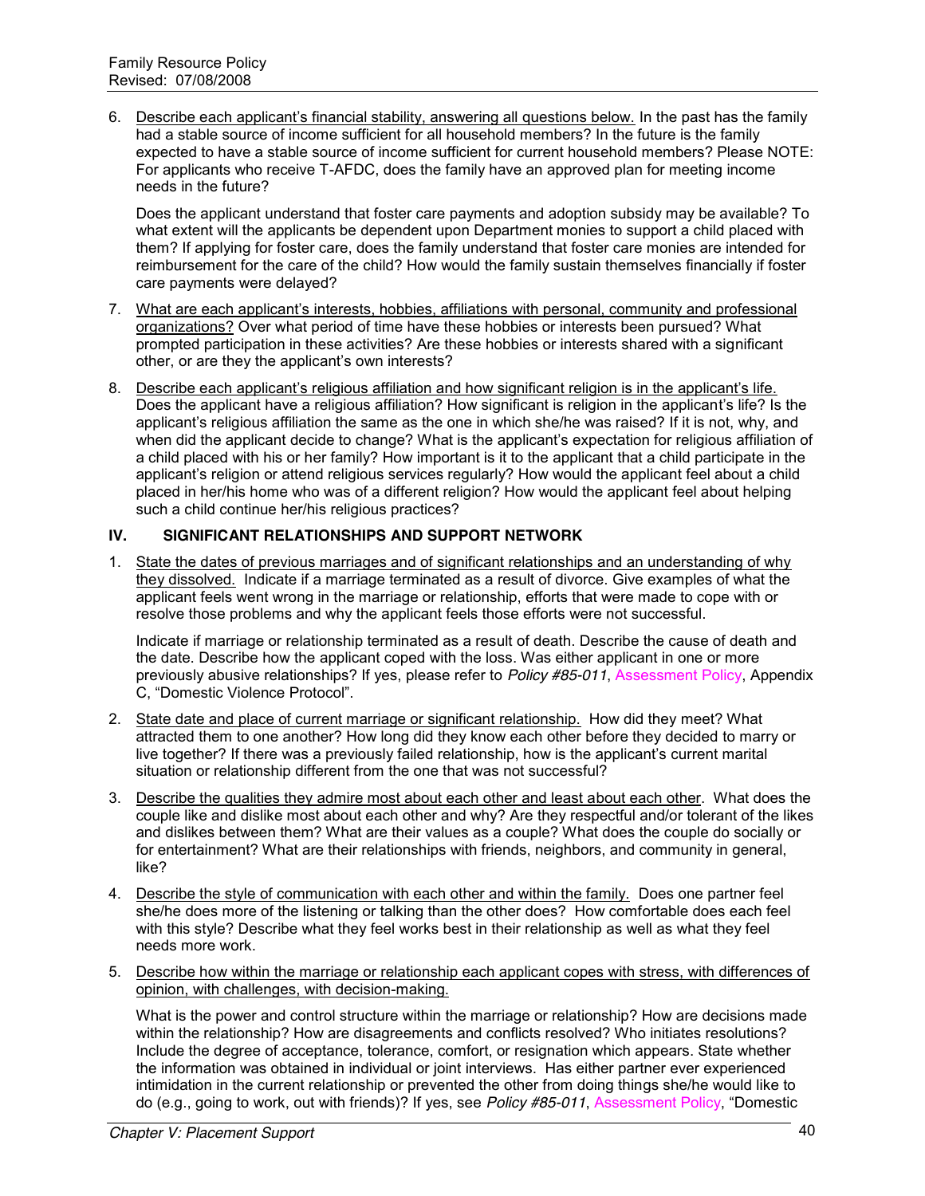6. Describe each applicant's financial stability, answering all questions below. In the past has the family had a stable source of income sufficient for all household members? In the future is the family expected to have a stable source of income sufficient for current household members? Please NOTE: For applicants who receive T-AFDC, does the family have an approved plan for meeting income needs in the future?

   Does the applicant understand that foster care payments and adoption subsidy may be available? To what extent will the applicants be dependent upon Department monies to support a child placed with them? If applying for foster care, does the family understand that foster care monies are intended for reimbursement for the care of the child? How would the family sustain themselves financially if foster care payments were delayed?

7. What are each applicant's interests, hobbies, affiliations with personal, community and professional organizations? Over what period of time have these hobbies or interests been pursued? What prompted participation in these activities? Are these hobbies or interests shared with a significant other, or are they the applicant's own interests?

8. Describe each applicant's religious affiliation and how significant religion is in the applicant's life. Does the applicant have a religious affiliation? How significant is religion in the applicant's life? Is the applicant's religious affiliation the same as the one in which she/he was raised? If it is not, why, and when did the applicant decide to change? What is the applicant's expectation for religious affiliation of a child placed with his or her family? How important is it to the applicant that a child participate in the applicant's religion or attend religious services regularly? How would the applicant feel about a child placed in her/his home who was of a different religion? How would the applicant feel about helping such a child continue her/his religious practices?

## IV. SIGNIFICANT RELATIONSHIPS AND SUPPORT NETWORK

1. State the dates of previous marriages and of significant relationships and an understanding of why they dissolved. Indicate if a marriage terminated as a result of divorce. Give examples of what the applicant feels went wrong in the marriage or relationship, efforts that were made to cope with or resolve those problems and why the applicant feels those efforts were not successful.

   Indicate if marriage or relationship terminated as a result of death. Describe the cause of death and the date. Describe how the applicant coped with the loss. Was either applicant in one or more previously abusive relationships? If yes, please refer to *Policy #85-011*, Assessment Policy, Appendix C, "Domestic Violence Protocol".

2. State date and place of current marriage or significant relationship. How did they meet? What attracted them to one another? How long did they know each other before they decided to marry or live together? If there was a previously failed relationship, how is the applicant's current marital situation or relationship different from the one that was not successful?

3. Describe the qualities they admire most about each other and least about each other. What does the couple like and dislike most about each other and why? Are they respectful and/or tolerant of the likes and dislikes between them? What are their values as a couple? What does the couple do socially or for entertainment? What are their relationships with friends, neighbors, and community in general, like?

4. Describe the style of communication with each other and within the family. Does one partner feel she/he does more of the listening or talking than the other does? How comfortable does each feel with this style? Describe what they feel works best in their relationship as well as what they feel needs more work.

5. Describe how within the marriage or relationship each applicant copes with stress, with differences of opinion, with challenges, with decision-making.

   What is the power and control structure within the marriage or relationship? How are decisions made within the relationship? How are disagreements and conflicts resolved? Who initiates resolutions? Include the degree of acceptance, tolerance, comfort, or resignation which appears. State whether the information was obtained in individual or joint interviews. Has either partner ever experienced intimidation in the current relationship or prevented the other from doing things she/he would like to do (e.g., going to work, out with friends)? If yes, see *Policy #85-011*, Assessment Policy, "Domestic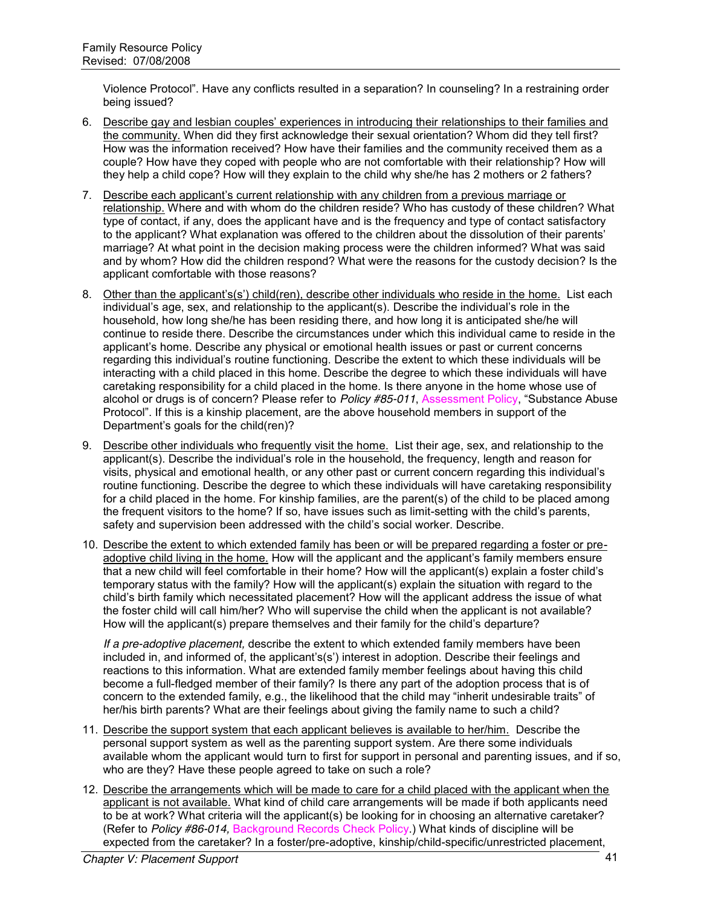Violence Protocol". Have any conflicts resulted in a separation? In counseling? In a restraining order being issued?

6. Describe gay and lesbian couples' experiences in introducing their relationships to their families and the community. When did they first acknowledge their sexual orientation? Whom did they tell first? How was the information received? How have their families and the community received them as a couple? How have they coped with people who are not comfortable with their relationship? How will they help a child cope? How will they explain to the child why she/he has 2 mothers or 2 fathers?

7. Describe each applicant's current relationship with any children from a previous marriage or relationship. Where and with whom do the children reside? Who has custody of these children? What type of contact, if any, does the applicant have and is the frequency and type of contact satisfactory to the applicant? What explanation was offered to the children about the dissolution of their parents' marriage? At what point in the decision making process were the children informed? What was said and by whom? How did the children respond? What were the reasons for the custody decision? Is the applicant comfortable with those reasons?

8. Other than the applicant's(s') child(ren), describe other individuals who reside in the home. List each individual's age, sex, and relationship to the applicant(s). Describe the individual's role in the household, how long she/he has been residing there, and how long it is anticipated she/he will continue to reside there. Describe the circumstances under which this individual came to reside in the applicant's home. Describe any physical or emotional health issues or past or current concerns regarding this individual's routine functioning. Describe the extent to which these individuals will be interacting with a child placed in this home. Describe the degree to which these individuals will have caretaking responsibility for a child placed in the home. Is there anyone in the home whose use of alcohol or drugs is of concern? Please refer to *Policy #85-011*, Assessment Policy, "Substance Abuse Protocol". If this is a kinship placement, are the above household members in support of the Department's goals for the child(ren)?

9. Describe other individuals who frequently visit the home. List their age, sex, and relationship to the applicant(s). Describe the individual's role in the household, the frequency, length and reason for visits, physical and emotional health, or any other past or current concern regarding this individual's routine functioning. Describe the degree to which these individuals will have caretaking responsibility for a child placed in the home. For kinship families, are the parent(s) of the child to be placed among the frequent visitors to the home? If so, have issues such as limit-setting with the child's parents, safety and supervision been addressed with the child's social worker. Describe.

10. Describe the extent to which extended family has been or will be prepared regarding a foster or pre-adoptive child living in the home. How will the applicant and the applicant's family members ensure that a new child will feel comfortable in their home? How will the applicant(s) explain a foster child's temporary status with the family? How will the applicant(s) explain the situation with regard to the child's birth family which necessitated placement? How will the applicant address the issue of what the foster child will call him/her? Who will supervise the child when the applicant is not available? How will the applicant(s) prepare themselves and their family for the child's departure?

    *If a pre-adoptive placement,* describe the extent to which extended family members have been included in, and informed of, the applicant's(s') interest in adoption. Describe their feelings and reactions to this information. What are extended family member feelings about having this child become a full-fledged member of their family? Is there any part of the adoption process that is of concern to the extended family, e.g., the likelihood that the child may "inherit undesirable traits" of her/his birth parents? What are their feelings about giving the family name to such a child?

11. Describe the support system that each applicant believes is available to her/him. Describe the personal support system as well as the parenting support system. Are there some individuals available whom the applicant would turn to first for support in personal and parenting issues, and if so, who are they? Have these people agreed to take on such a role?

12. Describe the arrangements which will be made to care for a child placed with the applicant when the applicant is not available. What kind of child care arrangements will be made if both applicants need to be at work? What criteria will the applicant(s) be looking for in choosing an alternative caretaker? (Refer to *Policy #86-014,* Background Records Check Policy.) What kinds of discipline will be expected from the caretaker? In a foster/pre-adoptive, kinship/child-specific/unrestricted placement,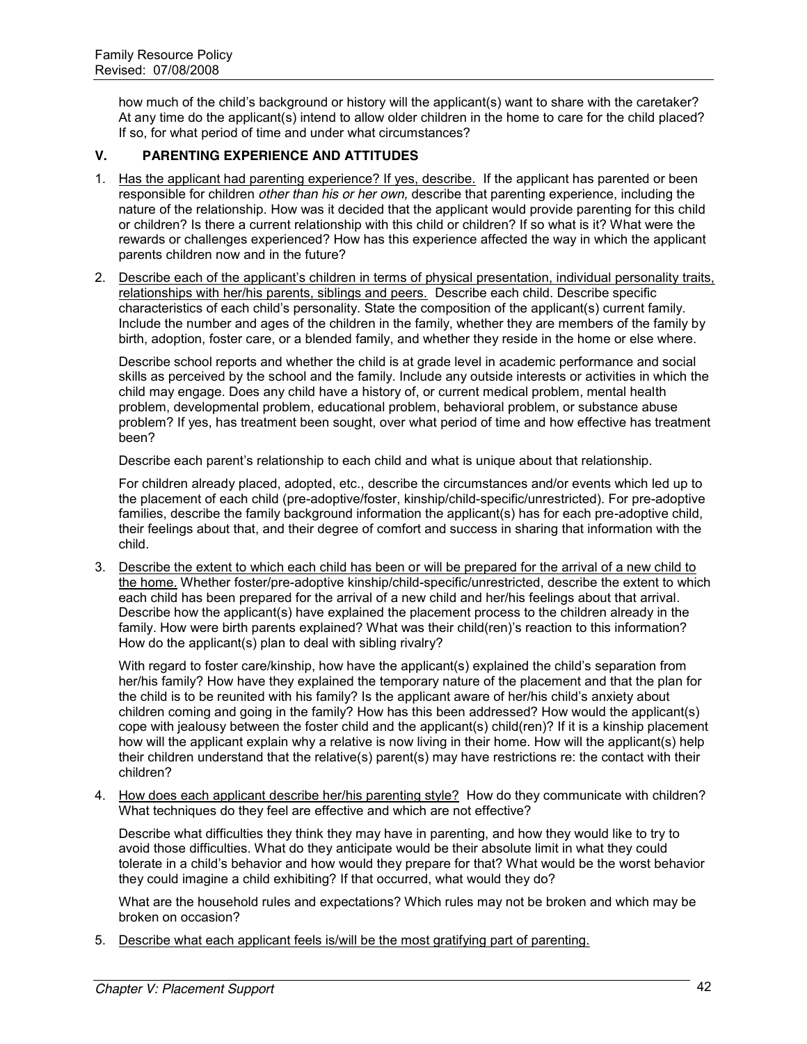how much of the child's background or history will the applicant(s) want to share with the caretaker? At any time do the applicant(s) intend to allow older children in the home to care for the child placed? If so, for what period of time and under what circumstances?

## V. PARENTING EXPERIENCE AND ATTITUDES

1. <u>Has the applicant had parenting experience? If yes, describe.</u> If the applicant has parented or been responsible for children *other than his or her own,* describe that parenting experience, including the nature of the relationship. How was it decided that the applicant would provide parenting for this child or children? Is there a current relationship with this child or children? If so what is it? What were the rewards or challenges experienced? How has this experience affected the way in which the applicant parents children now and in the future?

2. <u>Describe each of the applicant's children in terms of physical presentation, individual personality traits, relationships with her/his parents, siblings and peers.</u> Describe each child. Describe specific characteristics of each child's personality. State the composition of the applicant(s) current family. Include the number and ages of the children in the family, whether they are members of the family by birth, adoption, foster care, or a blended family, and whether they reside in the home or else where.

   Describe school reports and whether the child is at grade level in academic performance and social skills as perceived by the school and the family. Include any outside interests or activities in which the child may engage. Does any child have a history of, or current medical problem, mental health problem, developmental problem, educational problem, behavioral problem, or substance abuse problem? If yes, has treatment been sought, over what period of time and how effective has treatment been?

   Describe each parent's relationship to each child and what is unique about that relationship.

   For children already placed, adopted, etc., describe the circumstances and/or events which led up to the placement of each child (pre-adoptive/foster, kinship/child-specific/unrestricted). For pre-adoptive families, describe the family background information the applicant(s) has for each pre-adoptive child, their feelings about that, and their degree of comfort and success in sharing that information with the child.

3. <u>Describe the extent to which each child has been or will be prepared for the arrival of a new child to the home.</u> Whether foster/pre-adoptive kinship/child-specific/unrestricted, describe the extent to which each child has been prepared for the arrival of a new child and her/his feelings about that arrival. Describe how the applicant(s) have explained the placement process to the children already in the family. How were birth parents explained? What was their child(ren)'s reaction to this information? How do the applicant(s) plan to deal with sibling rivalry?

   With regard to foster care/kinship, how have the applicant(s) explained the child's separation from her/his family? How have they explained the temporary nature of the placement and that the plan for the child is to be reunited with his family? Is the applicant aware of her/his child's anxiety about children coming and going in the family? How has this been addressed? How would the applicant(s) cope with jealousy between the foster child and the applicant(s) child(ren)? If it is a kinship placement how will the applicant explain why a relative is now living in their home. How will the applicant(s) help their children understand that the relative(s) parent(s) may have restrictions re: the contact with their children?

4. <u>How does each applicant describe her/his parenting style?</u> How do they communicate with children? What techniques do they feel are effective and which are not effective?

   Describe what difficulties they think they may have in parenting, and how they would like to try to avoid those difficulties. What do they anticipate would be their absolute limit in what they could tolerate in a child's behavior and how would they prepare for that? What would be the worst behavior they could imagine a child exhibiting? If that occurred, what would they do?

   What are the household rules and expectations? Which rules may not be broken and which may be broken on occasion?

5. <u>Describe what each applicant feels is/will be the most gratifying part of parenting.</u>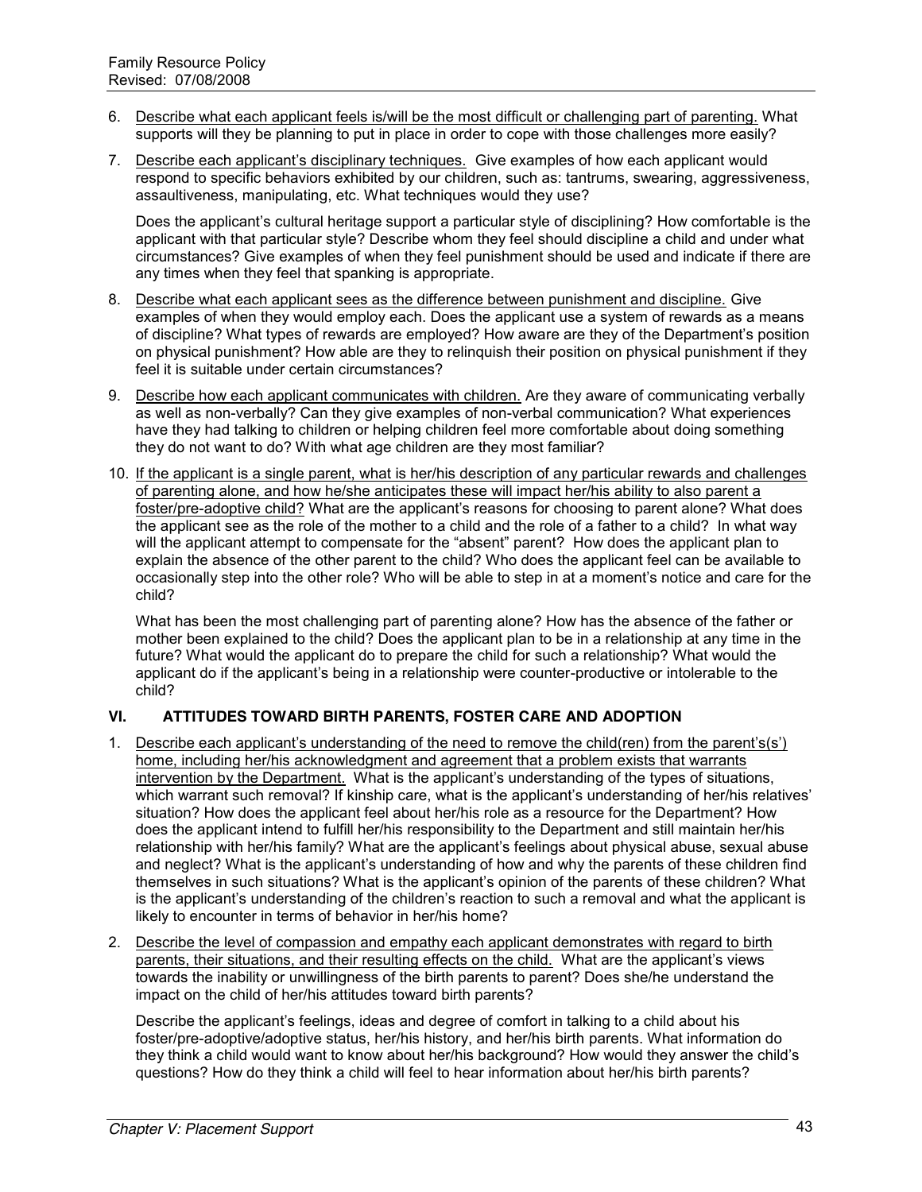6. Describe what each applicant feels is/will be the most difficult or challenging part of parenting. What supports will they be planning to put in place in order to cope with those challenges more easily?

7. Describe each applicant's disciplinary techniques. Give examples of how each applicant would respond to specific behaviors exhibited by our children, such as: tantrums, swearing, aggressiveness, assaultiveness, manipulating, etc. What techniques would they use?

   Does the applicant's cultural heritage support a particular style of disciplining? How comfortable is the applicant with that particular style? Describe whom they feel should discipline a child and under what circumstances? Give examples of when they feel punishment should be used and indicate if there are any times when they feel that spanking is appropriate.

8. Describe what each applicant sees as the difference between punishment and discipline. Give examples of when they would employ each. Does the applicant use a system of rewards as a means of discipline? What types of rewards are employed? How aware are they of the Department's position on physical punishment? How able are they to relinquish their position on physical punishment if they feel it is suitable under certain circumstances?

9. Describe how each applicant communicates with children. Are they aware of communicating verbally as well as non-verbally? Can they give examples of non-verbal communication? What experiences have they had talking to children or helping children feel more comfortable about doing something they do not want to do? With what age children are they most familiar?

10. If the applicant is a single parent, what is her/his description of any particular rewards and challenges of parenting alone, and how he/she anticipates these will impact her/his ability to also parent a foster/pre-adoptive child? What are the applicant's reasons for choosing to parent alone? What does the applicant see as the role of the mother to a child and the role of a father to a child? In what way will the applicant attempt to compensate for the "absent" parent? How does the applicant plan to explain the absence of the other parent to the child? Who does the applicant feel can be available to occasionally step into the other role? Who will be able to step in at a moment's notice and care for the child?

    What has been the most challenging part of parenting alone? How has the absence of the father or mother been explained to the child? Does the applicant plan to be in a relationship at any time in the future? What would the applicant do to prepare the child for such a relationship? What would the applicant do if the applicant's being in a relationship were counter-productive or intolerable to the child?

## VI. ATTITUDES TOWARD BIRTH PARENTS, FOSTER CARE AND ADOPTION

1. Describe each applicant's understanding of the need to remove the child(ren) from the parent's(s') home, including her/his acknowledgment and agreement that a problem exists that warrants intervention by the Department. What is the applicant's understanding of the types of situations, which warrant such removal? If kinship care, what is the applicant's understanding of her/his relatives' situation? How does the applicant feel about her/his role as a resource for the Department? How does the applicant intend to fulfill her/his responsibility to the Department and still maintain her/his relationship with her/his family? What are the applicant's feelings about physical abuse, sexual abuse and neglect? What is the applicant's understanding of how and why the parents of these children find themselves in such situations? What is the applicant's opinion of the parents of these children? What is the applicant's understanding of the children's reaction to such a removal and what the applicant is likely to encounter in terms of behavior in her/his home?

2. Describe the level of compassion and empathy each applicant demonstrates with regard to birth parents, their situations, and their resulting effects on the child. What are the applicant's views towards the inability or unwillingness of the birth parents to parent? Does she/he understand the impact on the child of her/his attitudes toward birth parents?

   Describe the applicant's feelings, ideas and degree of comfort in talking to a child about his foster/pre-adoptive/adoptive status, her/his history, and her/his birth parents. What information do they think a child would want to know about her/his background? How would they answer the child's questions? How do they think a child will feel to hear information about her/his birth parents?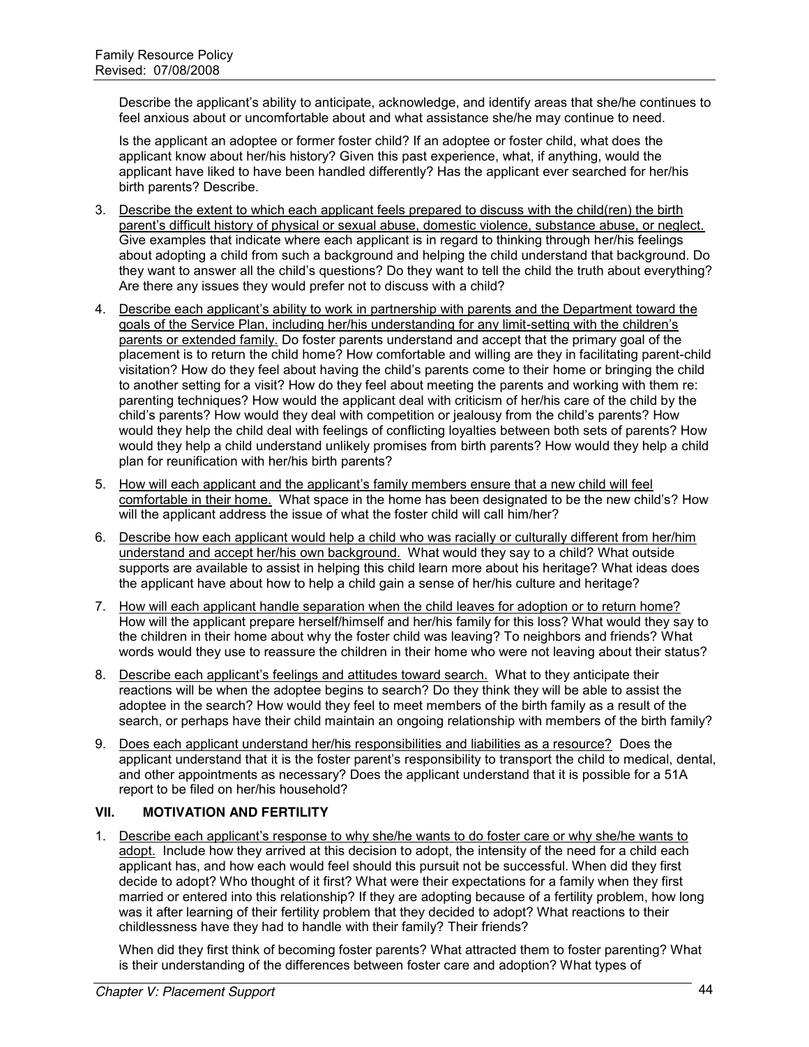Describe the applicant's ability to anticipate, acknowledge, and identify areas that she/he continues to feel anxious about or uncomfortable about and what assistance she/he may continue to need.

Is the applicant an adoptee or former foster child? If an adoptee or foster child, what does the applicant know about her/his history? Given this past experience, what, if anything, would the applicant have liked to have been handled differently? Has the applicant ever searched for her/his birth parents? Describe.

3. <u>Describe the extent to which each applicant feels prepared to discuss with the child(ren) the birth parent's difficult history of physical or sexual abuse, domestic violence, substance abuse, or neglect.</u> Give examples that indicate where each applicant is in regard to thinking through her/his feelings about adopting a child from such a background and helping the child understand that background. Do they want to answer all the child's questions? Do they want to tell the child the truth about everything? Are there any issues they would prefer not to discuss with a child?

4. <u>Describe each applicant's ability to work in partnership with parents and the Department toward the goals of the Service Plan, including her/his understanding for any limit-setting with the children's parents or extended family.</u> Do foster parents understand and accept that the primary goal of the placement is to return the child home? How comfortable and willing are they in facilitating parent-child visitation? How do they feel about having the child's parents come to their home or bringing the child to another setting for a visit? How do they feel about meeting the parents and working with them re: parenting techniques? How would the applicant deal with criticism of her/his care of the child by the child's parents? How would they deal with competition or jealousy from the child's parents? How would they help the child deal with feelings of conflicting loyalties between both sets of parents? How would they help a child understand unlikely promises from birth parents? How would they help a child plan for reunification with her/his birth parents?

5. <u>How will each applicant and the applicant's family members ensure that a new child will feel comfortable in their home.</u> What space in the home has been designated to be the new child's? How will the applicant address the issue of what the foster child will call him/her?

6. <u>Describe how each applicant would help a child who was racially or culturally different from her/him understand and accept her/his own background.</u> What would they say to a child? What outside supports are available to assist in helping this child learn more about his heritage? What ideas does the applicant have about how to help a child gain a sense of her/his culture and heritage?

7. <u>How will each applicant handle separation when the child leaves for adoption or to return home?</u> How will the applicant prepare herself/himself and her/his family for this loss? What would they say to the children in their home about why the foster child was leaving? To neighbors and friends? What words would they use to reassure the children in their home who were not leaving about their status?

8. <u>Describe each applicant's feelings and attitudes toward search.</u> What to they anticipate their reactions will be when the adoptee begins to search? Do they think they will be able to assist the adoptee in the search? How would they feel to meet members of the birth family as a result of the search, or perhaps have their child maintain an ongoing relationship with members of the birth family?

9. <u>Does each applicant understand her/his responsibilities and liabilities as a resource?</u> Does the applicant understand that it is the foster parent's responsibility to transport the child to medical, dental, and other appointments as necessary? Does the applicant understand that it is possible for a 51A report to be filed on her/his household?

## VII. MOTIVATION AND FERTILITY

1. <u>Describe each applicant's response to why she/he wants to do foster care or why she/he wants to adopt.</u> Include how they arrived at this decision to adopt, the intensity of the need for a child each applicant has, and how each would feel should this pursuit not be successful. When did they first decide to adopt? Who thought of it first? What were their expectations for a family when they first married or entered into this relationship? If they are adopting because of a fertility problem, how long was it after learning of their fertility problem that they decided to adopt? What reactions to their childlessness have they had to handle with their family? Their friends?

   When did they first think of becoming foster parents? What attracted them to foster parenting? What is their understanding of the differences between foster care and adoption? What types of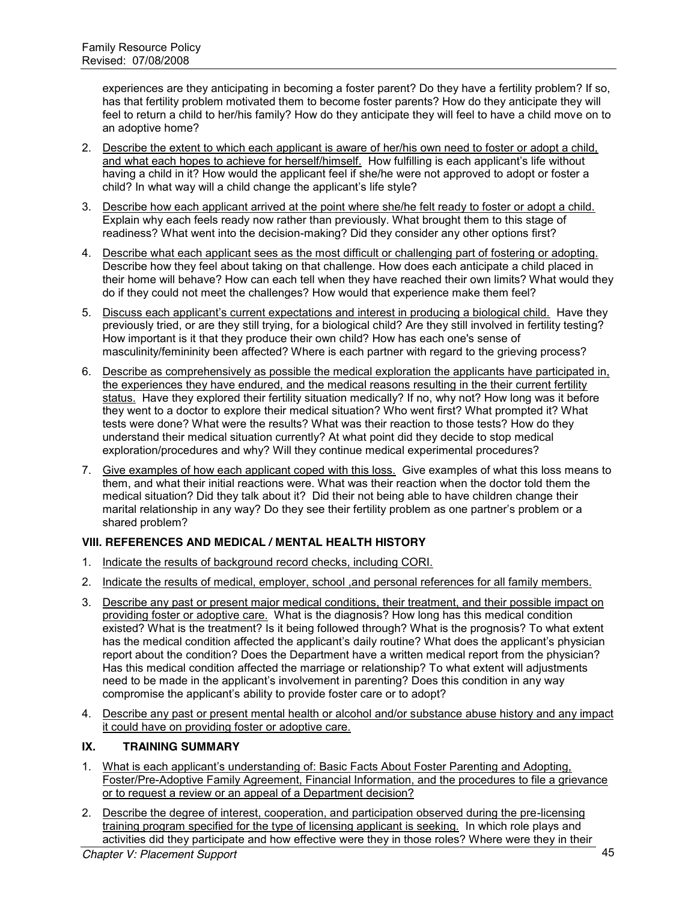experiences are they anticipating in becoming a foster parent? Do they have a fertility problem? If so, has that fertility problem motivated them to become foster parents? How do they anticipate they will feel to return a child to her/his family? How do they anticipate they will feel to have a child move on to an adoptive home?

2. Describe the extent to which each applicant is aware of her/his own need to foster or adopt a child, and what each hopes to achieve for herself/himself. How fulfilling is each applicant's life without having a child in it? How would the applicant feel if she/he were not approved to adopt or foster a child? In what way will a child change the applicant's life style?

3. Describe how each applicant arrived at the point where she/he felt ready to foster or adopt a child. Explain why each feels ready now rather than previously. What brought them to this stage of readiness? What went into the decision-making? Did they consider any other options first?

4. Describe what each applicant sees as the most difficult or challenging part of fostering or adopting. Describe how they feel about taking on that challenge. How does each anticipate a child placed in their home will behave? How can each tell when they have reached their own limits? What would they do if they could not meet the challenges? How would that experience make them feel?

5. Discuss each applicant's current expectations and interest in producing a biological child. Have they previously tried, or are they still trying, for a biological child? Are they still involved in fertility testing? How important is it that they produce their own child? How has each one's sense of masculinity/femininity been affected? Where is each partner with regard to the grieving process?

6. Describe as comprehensively as possible the medical exploration the applicants have participated in, the experiences they have endured, and the medical reasons resulting in the their current fertility status. Have they explored their fertility situation medically? If no, why not? How long was it before they went to a doctor to explore their medical situation? Who went first? What prompted it? What tests were done? What were the results? What was their reaction to those tests? How do they understand their medical situation currently? At what point did they decide to stop medical exploration/procedures and why? Will they continue medical experimental procedures?

7. Give examples of how each applicant coped with this loss. Give examples of what this loss means to them, and what their initial reactions were. What was their reaction when the doctor told them the medical situation? Did they talk about it? Did their not being able to have children change their marital relationship in any way? Do they see their fertility problem as one partner's problem or a shared problem?

### VIII. REFERENCES AND MEDICAL / MENTAL HEALTH HISTORY

1. Indicate the results of background record checks, including CORI.

2. Indicate the results of medical, employer, school ,and personal references for all family members.

3. Describe any past or present major medical conditions, their treatment, and their possible impact on providing foster or adoptive care. What is the diagnosis? How long has this medical condition existed? What is the treatment? Is it being followed through? What is the prognosis? To what extent has the medical condition affected the applicant's daily routine? What does the applicant's physician report about the condition? Does the Department have a written medical report from the physician? Has this medical condition affected the marriage or relationship? To what extent will adjustments need to be made in the applicant's involvement in parenting? Does this condition in any way compromise the applicant's ability to provide foster care or to adopt?

4. Describe any past or present mental health or alcohol and/or substance abuse history and any impact it could have on providing foster or adoptive care.

### IX. TRAINING SUMMARY

1. What is each applicant's understanding of: Basic Facts About Foster Parenting and Adopting, Foster/Pre-Adoptive Family Agreement, Financial Information, and the procedures to file a grievance or to request a review or an appeal of a Department decision?

2. Describe the degree of interest, cooperation, and participation observed during the pre-licensing training program specified for the type of licensing applicant is seeking. In which role plays and activities did they participate and how effective were they in those roles? Where were they in their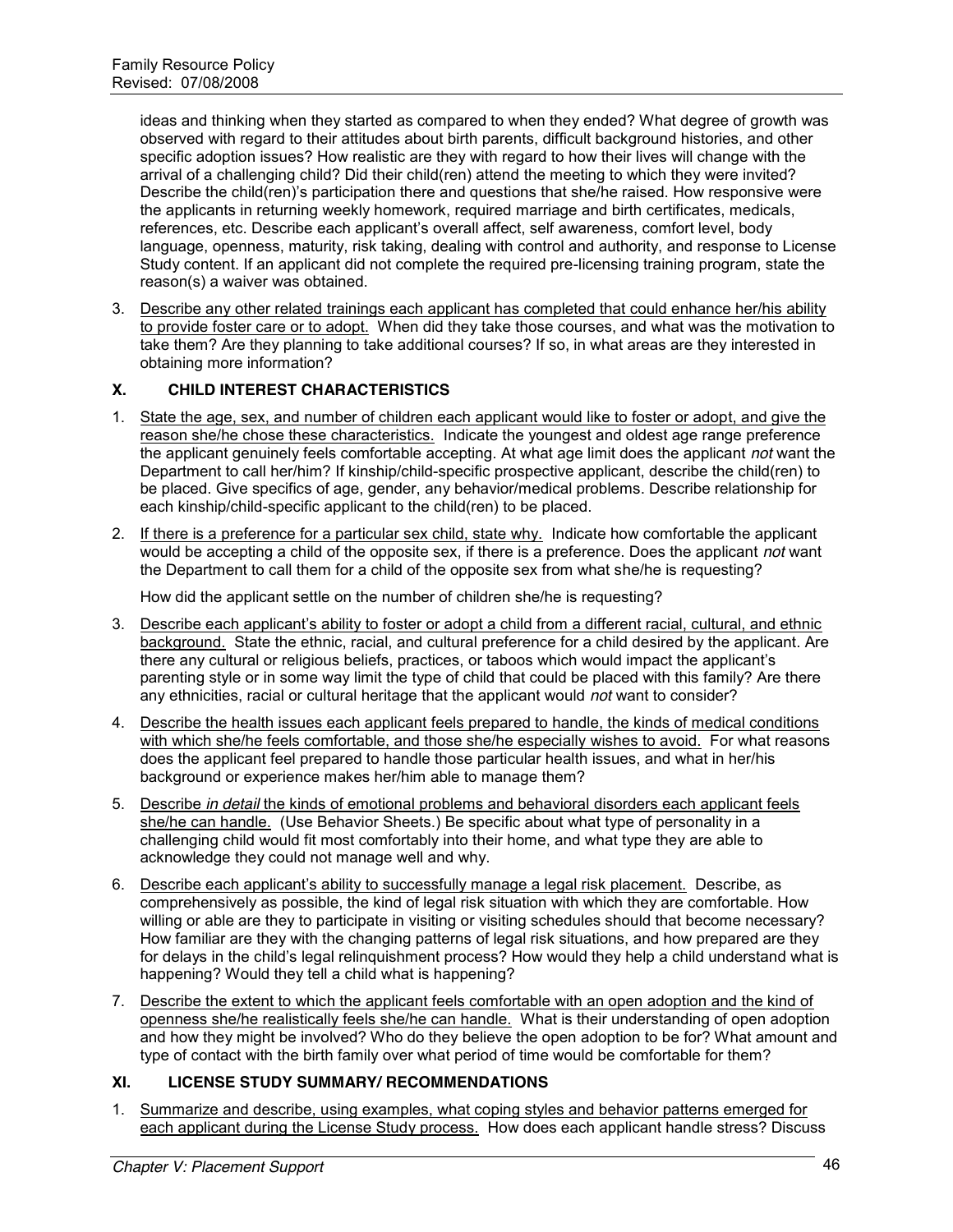ideas and thinking when they started as compared to when they ended? What degree of growth was observed with regard to their attitudes about birth parents, difficult background histories, and other specific adoption issues? How realistic are they with regard to how their lives will change with the arrival of a challenging child? Did their child(ren) attend the meeting to which they were invited? Describe the child(ren)'s participation there and questions that she/he raised. How responsive were the applicants in returning weekly homework, required marriage and birth certificates, medicals, references, etc. Describe each applicant's overall affect, self awareness, comfort level, body language, openness, maturity, risk taking, dealing with control and authority, and response to License Study content. If an applicant did not complete the required pre-licensing training program, state the reason(s) a waiver was obtained.

3. <u>Describe any other related trainings each applicant has completed that could enhance her/his ability to provide foster care or to adopt.</u> When did they take those courses, and what was the motivation to take them? Are they planning to take additional courses? If so, in what areas are they interested in obtaining more information?

## X. CHILD INTEREST CHARACTERISTICS

1. <u>State the age, sex, and number of children each applicant would like to foster or adopt, and give the reason she/he chose these characteristics.</u> Indicate the youngest and oldest age range preference the applicant genuinely feels comfortable accepting. At what age limit does the applicant *not* want the Department to call her/him? If kinship/child-specific prospective applicant, describe the child(ren) to be placed. Give specifics of age, gender, any behavior/medical problems. Describe relationship for each kinship/child-specific applicant to the child(ren) to be placed.

2. <u>If there is a preference for a particular sex child, state why.</u> Indicate how comfortable the applicant would be accepting a child of the opposite sex, if there is a preference. Does the applicant *not* want the Department to call them for a child of the opposite sex from what she/he is requesting?

   How did the applicant settle on the number of children she/he is requesting?

3. <u>Describe each applicant's ability to foster or adopt a child from a different racial, cultural, and ethnic background.</u> State the ethnic, racial, and cultural preference for a child desired by the applicant. Are there any cultural or religious beliefs, practices, or taboos which would impact the applicant's parenting style or in some way limit the type of child that could be placed with this family? Are there any ethnicities, racial or cultural heritage that the applicant would *not* want to consider?

4. <u>Describe the health issues each applicant feels prepared to handle, the kinds of medical conditions with which she/he feels comfortable, and those she/he especially wishes to avoid.</u> For what reasons does the applicant feel prepared to handle those particular health issues, and what in her/his background or experience makes her/him able to manage them?

5. <u>Describe *in detail* the kinds of emotional problems and behavioral disorders each applicant feels she/he can handle.</u> (Use Behavior Sheets.) Be specific about what type of personality in a challenging child would fit most comfortably into their home, and what type they are able to acknowledge they could not manage well and why.

6. <u>Describe each applicant's ability to successfully manage a legal risk placement.</u> Describe, as comprehensively as possible, the kind of legal risk situation with which they are comfortable. How willing or able are they to participate in visiting or visiting schedules should that become necessary? How familiar are they with the changing patterns of legal risk situations, and how prepared are they for delays in the child's legal relinquishment process? How would they help a child understand what is happening? Would they tell a child what is happening?

7. <u>Describe the extent to which the applicant feels comfortable with an open adoption and the kind of openness she/he realistically feels she/he can handle.</u> What is their understanding of open adoption and how they might be involved? Who do they believe the open adoption to be for? What amount and type of contact with the birth family over what period of time would be comfortable for them?

## XI. LICENSE STUDY SUMMARY/ RECOMMENDATIONS

1. <u>Summarize and describe, using examples, what coping styles and behavior patterns emerged for each applicant during the License Study process.</u> How does each applicant handle stress? Discuss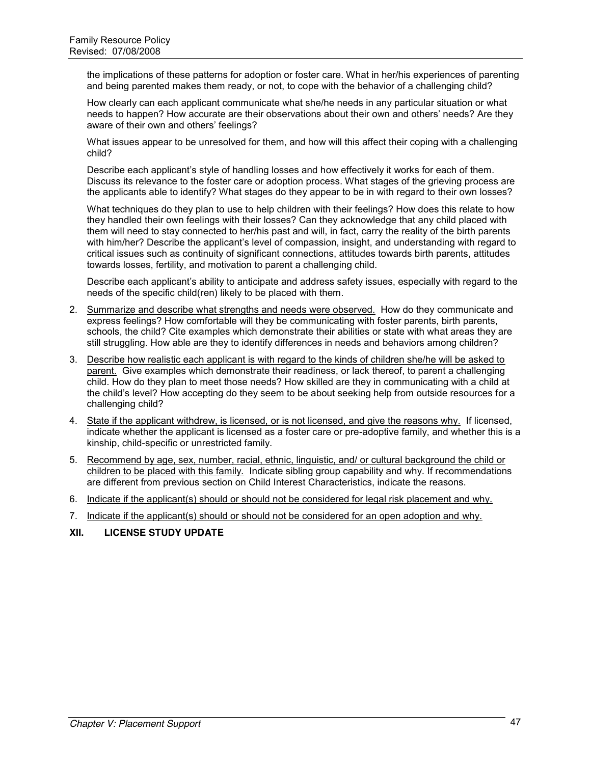the implications of these patterns for adoption or foster care. What in her/his experiences of parenting and being parented makes them ready, or not, to cope with the behavior of a challenging child?

How clearly can each applicant communicate what she/he needs in any particular situation or what needs to happen? How accurate are their observations about their own and others' needs? Are they aware of their own and others' feelings?

What issues appear to be unresolved for them, and how will this affect their coping with a challenging child?

Describe each applicant's style of handling losses and how effectively it works for each of them. Discuss its relevance to the foster care or adoption process. What stages of the grieving process are the applicants able to identify? What stages do they appear to be in with regard to their own losses?

What techniques do they plan to use to help children with their feelings? How does this relate to how they handled their own feelings with their losses? Can they acknowledge that any child placed with them will need to stay connected to her/his past and will, in fact, carry the reality of the birth parents with him/her? Describe the applicant's level of compassion, insight, and understanding with regard to critical issues such as continuity of significant connections, attitudes towards birth parents, attitudes towards losses, fertility, and motivation to parent a challenging child.

Describe each applicant's ability to anticipate and address safety issues, especially with regard to the needs of the specific child(ren) likely to be placed with them.

2. Summarize and describe what strengths and needs were observed. How do they communicate and express feelings? How comfortable will they be communicating with foster parents, birth parents, schools, the child? Cite examples which demonstrate their abilities or state with what areas they are still struggling. How able are they to identify differences in needs and behaviors among children?
3. Describe how realistic each applicant is with regard to the kinds of children she/he will be asked to parent. Give examples which demonstrate their readiness, or lack thereof, to parent a challenging child. How do they plan to meet those needs? How skilled are they in communicating with a child at the child's level? How accepting do they seem to be about seeking help from outside resources for a challenging child?
4. State if the applicant withdrew, is licensed, or is not licensed, and give the reasons why. If licensed, indicate whether the applicant is licensed as a foster care or pre-adoptive family, and whether this is a kinship, child-specific or unrestricted family.
5. Recommend by age, sex, number, racial, ethnic, linguistic, and/ or cultural background the child or children to be placed with this family. Indicate sibling group capability and why. If recommendations are different from previous section on Child Interest Characteristics, indicate the reasons.
6. Indicate if the applicant(s) should or should not be considered for legal risk placement and why.
7. Indicate if the applicant(s) should or should not be considered for an open adoption and why.

## XII. LICENSE STUDY UPDATE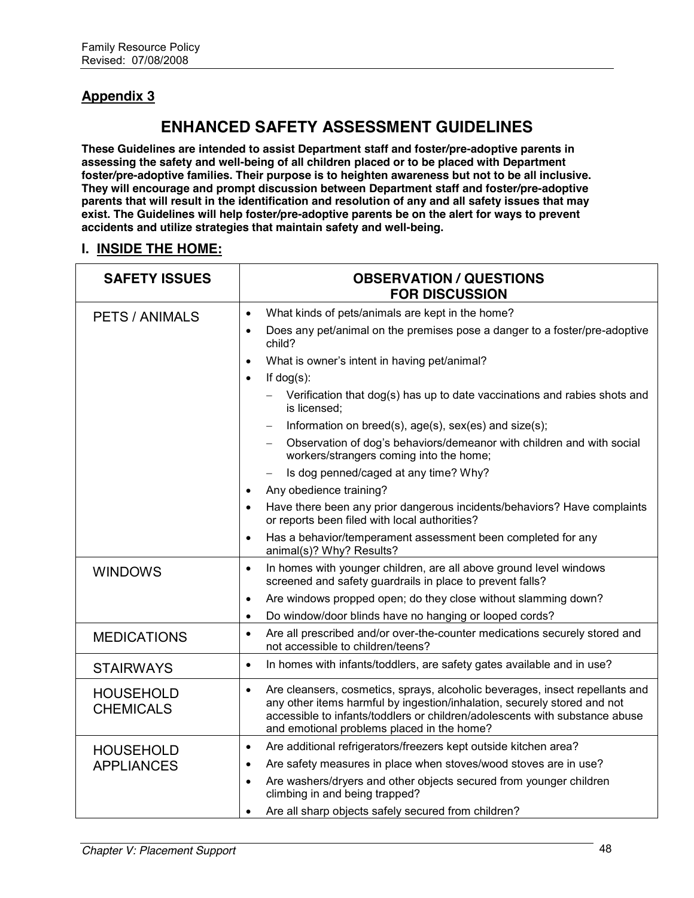## Appendix 3

# ENHANCED SAFETY ASSESSMENT GUIDELINES

**These Guidelines are intended to assist Department staff and foster/pre-adoptive parents in assessing the safety and well-being of all children placed or to be placed with Department foster/pre-adoptive families. Their purpose is to heighten awareness but not to be all inclusive. They will encourage and prompt discussion between Department staff and foster/pre-adoptive parents that will result in the identification and resolution of any and all safety issues that may exist. The Guidelines will help foster/pre-adoptive parents be on the alert for ways to prevent accidents and utilize strategies that maintain safety and well-being.**

## I. INSIDE THE HOME:

| SAFETY ISSUES | OBSERVATION / QUESTIONS FOR DISCUSSION |
|---|---|
| PETS / ANIMALS | • What kinds of pets/animals are kept in the home?<br>• Does any pet/animal on the premises pose a danger to a foster/pre-adoptive child?<br>• What is owner's intent in having pet/animal?<br>• If dog(s):<br>– Verification that dog(s) has up to date vaccinations and rabies shots and is licensed;<br>– Information on breed(s), age(s), sex(es) and size(s);<br>– Observation of dog's behaviors/demeanor with children and with social workers/strangers coming into the home;<br>– Is dog penned/caged at any time? Why?<br>• Any obedience training?<br>• Have there been any prior dangerous incidents/behaviors? Have complaints or reports been filed with local authorities?<br>• Has a behavior/temperament assessment been completed for any animal(s)? Why? Results? |
| WINDOWS | • In homes with younger children, are all above ground level windows screened and safety guardrails in place to prevent falls?<br>• Are windows propped open; do they close without slamming down?<br>• Do window/door blinds have no hanging or looped cords? |
| MEDICATIONS | • Are all prescribed and/or over-the-counter medications securely stored and not accessible to children/teens? |
| STAIRWAYS | • In homes with infants/toddlers, are safety gates available and in use? |
| HOUSEHOLD CHEMICALS | • Are cleansers, cosmetics, sprays, alcoholic beverages, insect repellants and any other items harmful by ingestion/inhalation, securely stored and not accessible to infants/toddlers or children/adolescents with substance abuse and emotional problems placed in the home? |
| HOUSEHOLD APPLIANCES | • Are additional refrigerators/freezers kept outside kitchen area?<br>• Are safety measures in place when stoves/wood stoves are in use?<br>• Are washers/dryers and other objects secured from younger children climbing in and being trapped?<br>• Are all sharp objects safely secured from children? |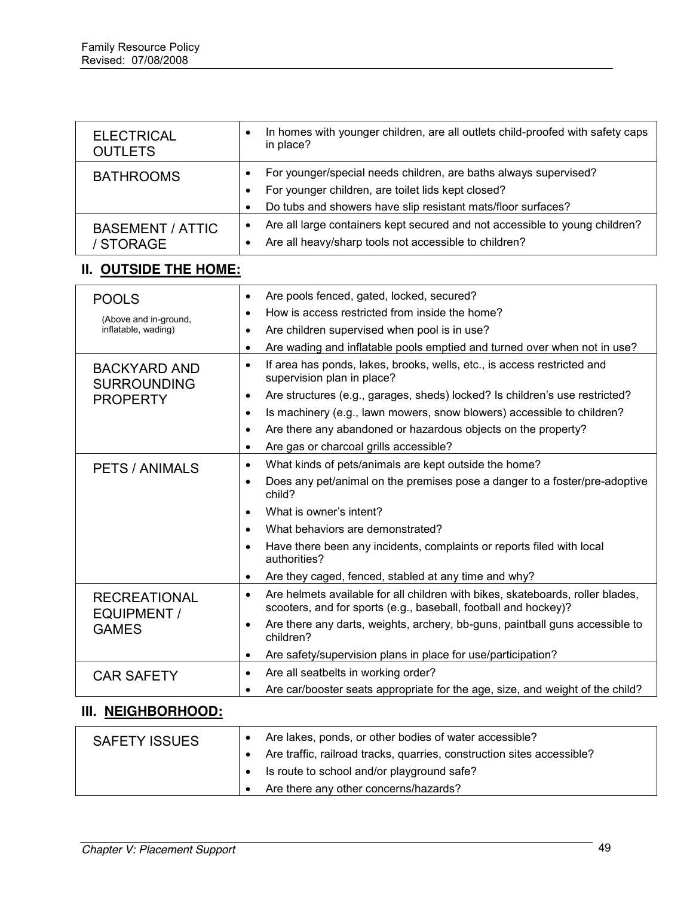| | |
|---|---|
| ELECTRICAL OUTLETS | • In homes with younger children, are all outlets child-proofed with safety caps in place? |
| BATHROOMS | • For younger/special needs children, are baths always supervised?<br>• For younger children, are toilet lids kept closed?<br>• Do tubs and showers have slip resistant mats/floor surfaces? |
| BASEMENT / ATTIC / STORAGE | • Are all large containers kept secured and not accessible to young children?<br>• Are all heavy/sharp tools not accessible to children? |

## II. OUTSIDE THE HOME:

| | |
|---|---|
| POOLS<br>(Above and in-ground, inflatable, wading) | • Are pools fenced, gated, locked, secured?<br>• How is access restricted from inside the home?<br>• Are children supervised when pool is in use?<br>• Are wading and inflatable pools emptied and turned over when not in use? |
| BACKYARD AND SURROUNDING PROPERTY | • If area has ponds, lakes, brooks, wells, etc., is access restricted and supervision plan in place?<br>• Are structures (e.g., garages, sheds) locked? Is children's use restricted?<br>• Is machinery (e.g., lawn mowers, snow blowers) accessible to children?<br>• Are there any abandoned or hazardous objects on the property?<br>• Are gas or charcoal grills accessible? |
| PETS / ANIMALS | • What kinds of pets/animals are kept outside the home?<br>• Does any pet/animal on the premises pose a danger to a foster/pre-adoptive child?<br>• What is owner's intent?<br>• What behaviors are demonstrated?<br>• Have there been any incidents, complaints or reports filed with local authorities?<br>• Are they caged, fenced, stabled at any time and why? |
| RECREATIONAL EQUIPMENT / GAMES | • Are helmets available for all children with bikes, skateboards, roller blades, scooters, and for sports (e.g., baseball, football and hockey)?<br>• Are there any darts, weights, archery, bb-guns, paintball guns accessible to children?<br>• Are safety/supervision plans in place for use/participation? |
| CAR SAFETY | • Are all seatbelts in working order?<br>• Are car/booster seats appropriate for the age, size, and weight of the child? |

## III. NEIGHBORHOOD:

| | |
|---|---|
| SAFETY ISSUES | • Are lakes, ponds, or other bodies of water accessible?<br>• Are traffic, railroad tracks, quarries, construction sites accessible?<br>• Is route to school and/or playground safe?<br>• Are there any other concerns/hazards? |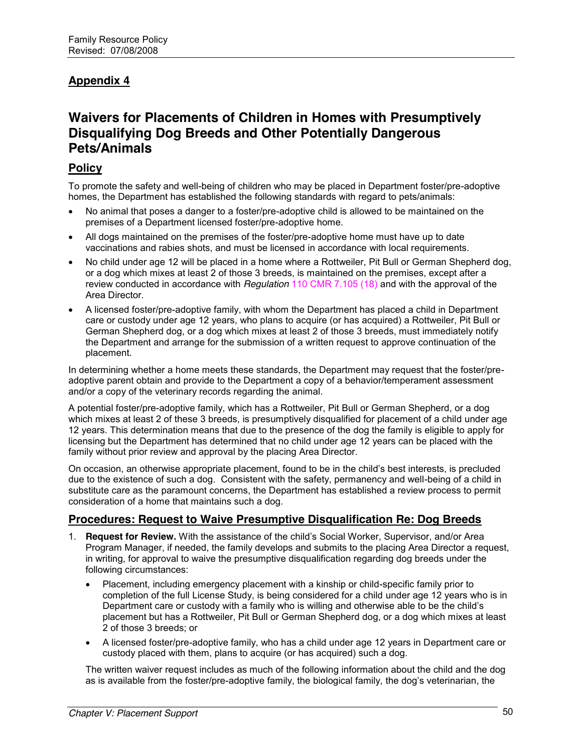## Appendix 4

# Waivers for Placements of Children in Homes with Presumptively Disqualifying Dog Breeds and Other Potentially Dangerous Pets/Animals

## Policy

To promote the safety and well-being of children who may be placed in Department foster/pre-adoptive homes, the Department has established the following standards with regard to pets/animals:

- No animal that poses a danger to a foster/pre-adoptive child is allowed to be maintained on the premises of a Department licensed foster/pre-adoptive home.
- All dogs maintained on the premises of the foster/pre-adoptive home must have up to date vaccinations and rabies shots, and must be licensed in accordance with local requirements.
- No child under age 12 will be placed in a home where a Rottweiler, Pit Bull or German Shepherd dog, or a dog which mixes at least 2 of those 3 breeds, is maintained on the premises, except after a review conducted in accordance with *Regulation* 110 CMR 7.105 (18) and with the approval of the Area Director.
- A licensed foster/pre-adoptive family, with whom the Department has placed a child in Department care or custody under age 12 years, who plans to acquire (or has acquired) a Rottweiler, Pit Bull or German Shepherd dog, or a dog which mixes at least 2 of those 3 breeds, must immediately notify the Department and arrange for the submission of a written request to approve continuation of the placement.

In determining whether a home meets these standards, the Department may request that the foster/pre-adoptive parent obtain and provide to the Department a copy of a behavior/temperament assessment and/or a copy of the veterinary records regarding the animal.

A potential foster/pre-adoptive family, which has a Rottweiler, Pit Bull or German Shepherd, or a dog which mixes at least 2 of these 3 breeds, is presumptively disqualified for placement of a child under age 12 years. This determination means that due to the presence of the dog the family is eligible to apply for licensing but the Department has determined that no child under age 12 years can be placed with the family without prior review and approval by the placing Area Director.

On occasion, an otherwise appropriate placement, found to be in the child's best interests, is precluded due to the existence of such a dog. Consistent with the safety, permanency and well-being of a child in substitute care as the paramount concerns, the Department has established a review process to permit consideration of a home that maintains such a dog.

## Procedures: Request to Waive Presumptive Disqualification Re: Dog Breeds

1. **Request for Review.** With the assistance of the child's Social Worker, Supervisor, and/or Area Program Manager, if needed, the family develops and submits to the placing Area Director a request, in writing, for approval to waive the presumptive disqualification regarding dog breeds under the following circumstances:

   - Placement, including emergency placement with a kinship or child-specific family prior to completion of the full License Study, is being considered for a child under age 12 years who is in Department care or custody with a family who is willing and otherwise able to be the child's placement but has a Rottweiler, Pit Bull or German Shepherd dog, or a dog which mixes at least 2 of those 3 breeds; or
   - A licensed foster/pre-adoptive family, who has a child under age 12 years in Department care or custody placed with them, plans to acquire (or has acquired) such a dog.

   The written waiver request includes as much of the following information about the child and the dog as is available from the foster/pre-adoptive family, the biological family, the dog's veterinarian, the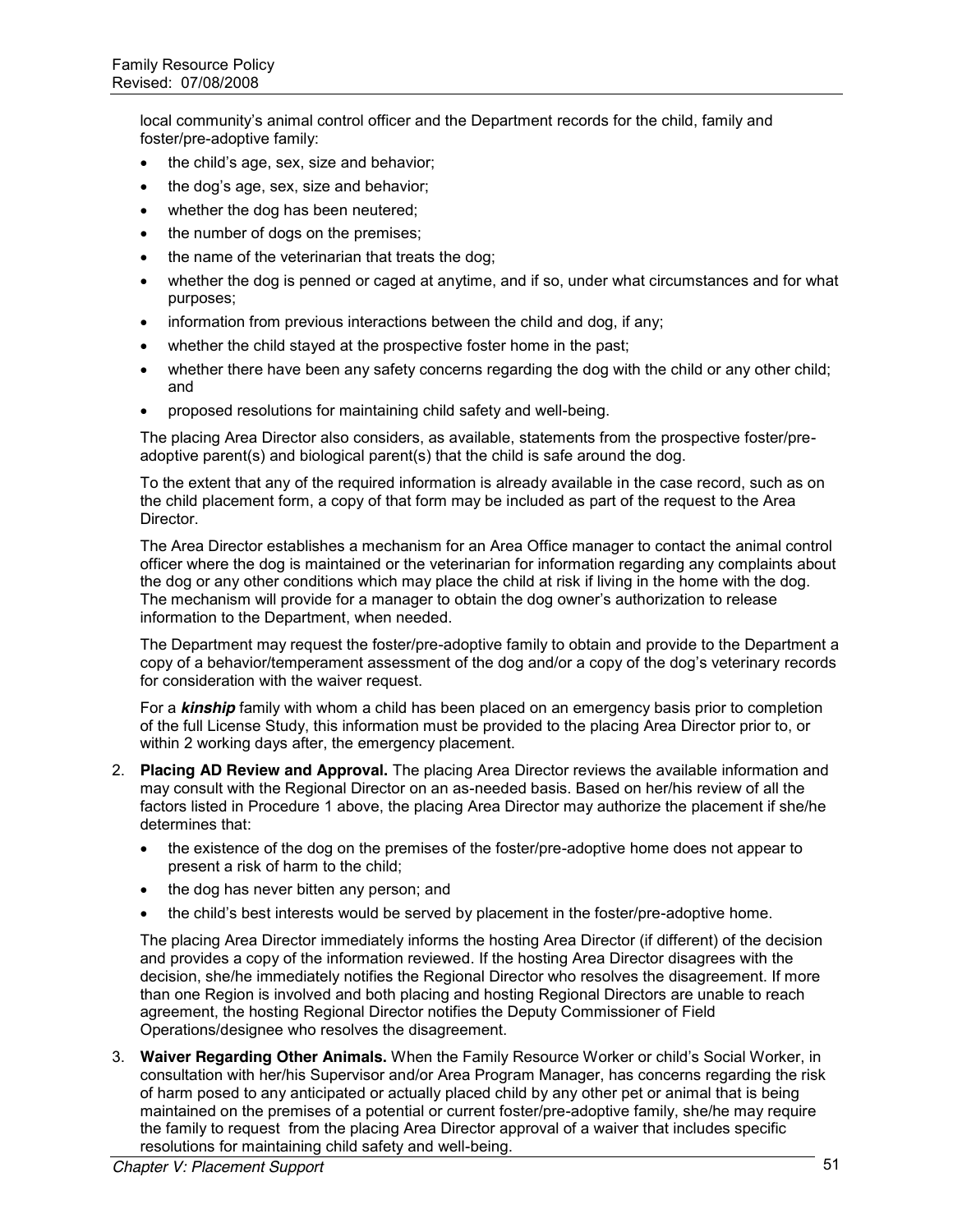local community's animal control officer and the Department records for the child, family and foster/pre-adoptive family:

- the child's age, sex, size and behavior;
- the dog's age, sex, size and behavior;
- whether the dog has been neutered;
- the number of dogs on the premises;
- the name of the veterinarian that treats the dog;
- whether the dog is penned or caged at anytime, and if so, under what circumstances and for what purposes;
- information from previous interactions between the child and dog, if any;
- whether the child stayed at the prospective foster home in the past;
- whether there have been any safety concerns regarding the dog with the child or any other child; and
- proposed resolutions for maintaining child safety and well-being.

The placing Area Director also considers, as available, statements from the prospective foster/pre-adoptive parent(s) and biological parent(s) that the child is safe around the dog.

To the extent that any of the required information is already available in the case record, such as on the child placement form, a copy of that form may be included as part of the request to the Area Director.

The Area Director establishes a mechanism for an Area Office manager to contact the animal control officer where the dog is maintained or the veterinarian for information regarding any complaints about the dog or any other conditions which may place the child at risk if living in the home with the dog. The mechanism will provide for a manager to obtain the dog owner's authorization to release information to the Department, when needed.

The Department may request the foster/pre-adoptive family to obtain and provide to the Department a copy of a behavior/temperament assessment of the dog and/or a copy of the dog's veterinary records for consideration with the waiver request.

For a ***kinship*** family with whom a child has been placed on an emergency basis prior to completion of the full License Study, this information must be provided to the placing Area Director prior to, or within 2 working days after, the emergency placement.

2. **Placing AD Review and Approval.** The placing Area Director reviews the available information and may consult with the Regional Director on an as-needed basis. Based on her/his review of all the factors listed in Procedure 1 above, the placing Area Director may authorize the placement if she/he determines that:
   - the existence of the dog on the premises of the foster/pre-adoptive home does not appear to present a risk of harm to the child;
   - the dog has never bitten any person; and
   - the child's best interests would be served by placement in the foster/pre-adoptive home.

   The placing Area Director immediately informs the hosting Area Director (if different) of the decision and provides a copy of the information reviewed. If the hosting Area Director disagrees with the decision, she/he immediately notifies the Regional Director who resolves the disagreement. If more than one Region is involved and both placing and hosting Regional Directors are unable to reach agreement, the hosting Regional Director notifies the Deputy Commissioner of Field Operations/designee who resolves the disagreement.

3. **Waiver Regarding Other Animals.** When the Family Resource Worker or child's Social Worker, in consultation with her/his Supervisor and/or Area Program Manager, has concerns regarding the risk of harm posed to any anticipated or actually placed child by any other pet or animal that is being maintained on the premises of a potential or current foster/pre-adoptive family, she/he may require the family to request from the placing Area Director approval of a waiver that includes specific resolutions for maintaining child safety and well-being.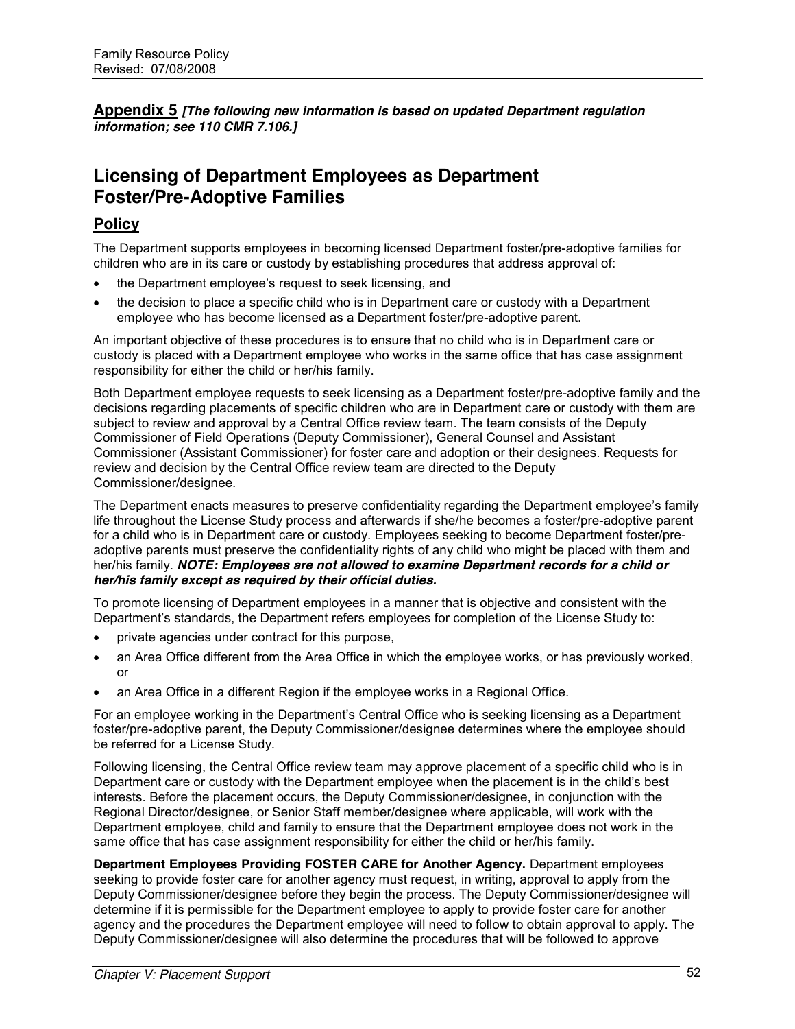**Appendix 5** ***[The following new information is based on updated Department regulation information; see 110 CMR 7.106.]***

# Licensing of Department Employees as Department Foster/Pre-Adoptive Families

## Policy

The Department supports employees in becoming licensed Department foster/pre-adoptive families for children who are in its care or custody by establishing procedures that address approval of:

- the Department employee's request to seek licensing, and
- the decision to place a specific child who is in Department care or custody with a Department employee who has become licensed as a Department foster/pre-adoptive parent.

An important objective of these procedures is to ensure that no child who is in Department care or custody is placed with a Department employee who works in the same office that has case assignment responsibility for either the child or her/his family.

Both Department employee requests to seek licensing as a Department foster/pre-adoptive family and the decisions regarding placements of specific children who are in Department care or custody with them are subject to review and approval by a Central Office review team. The team consists of the Deputy Commissioner of Field Operations (Deputy Commissioner), General Counsel and Assistant Commissioner (Assistant Commissioner) for foster care and adoption or their designees. Requests for review and decision by the Central Office review team are directed to the Deputy Commissioner/designee.

The Department enacts measures to preserve confidentiality regarding the Department employee's family life throughout the License Study process and afterwards if she/he becomes a foster/pre-adoptive parent for a child who is in Department care or custody. Employees seeking to become Department foster/pre-adoptive parents must preserve the confidentiality rights of any child who might be placed with them and her/his family. ***NOTE: Employees are not allowed to examine Department records for a child or her/his family except as required by their official duties.***

To promote licensing of Department employees in a manner that is objective and consistent with the Department's standards, the Department refers employees for completion of the License Study to:

- private agencies under contract for this purpose,
- an Area Office different from the Area Office in which the employee works, or has previously worked, or
- an Area Office in a different Region if the employee works in a Regional Office.

For an employee working in the Department's Central Office who is seeking licensing as a Department foster/pre-adoptive parent, the Deputy Commissioner/designee determines where the employee should be referred for a License Study.

Following licensing, the Central Office review team may approve placement of a specific child who is in Department care or custody with the Department employee when the placement is in the child's best interests. Before the placement occurs, the Deputy Commissioner/designee, in conjunction with the Regional Director/designee, or Senior Staff member/designee where applicable, will work with the Department employee, child and family to ensure that the Department employee does not work in the same office that has case assignment responsibility for either the child or her/his family.

**Department Employees Providing FOSTER CARE for Another Agency.** Department employees seeking to provide foster care for another agency must request, in writing, approval to apply from the Deputy Commissioner/designee before they begin the process. The Deputy Commissioner/designee will determine if it is permissible for the Department employee to apply to provide foster care for another agency and the procedures the Department employee will need to follow to obtain approval to apply. The Deputy Commissioner/designee will also determine the procedures that will be followed to approve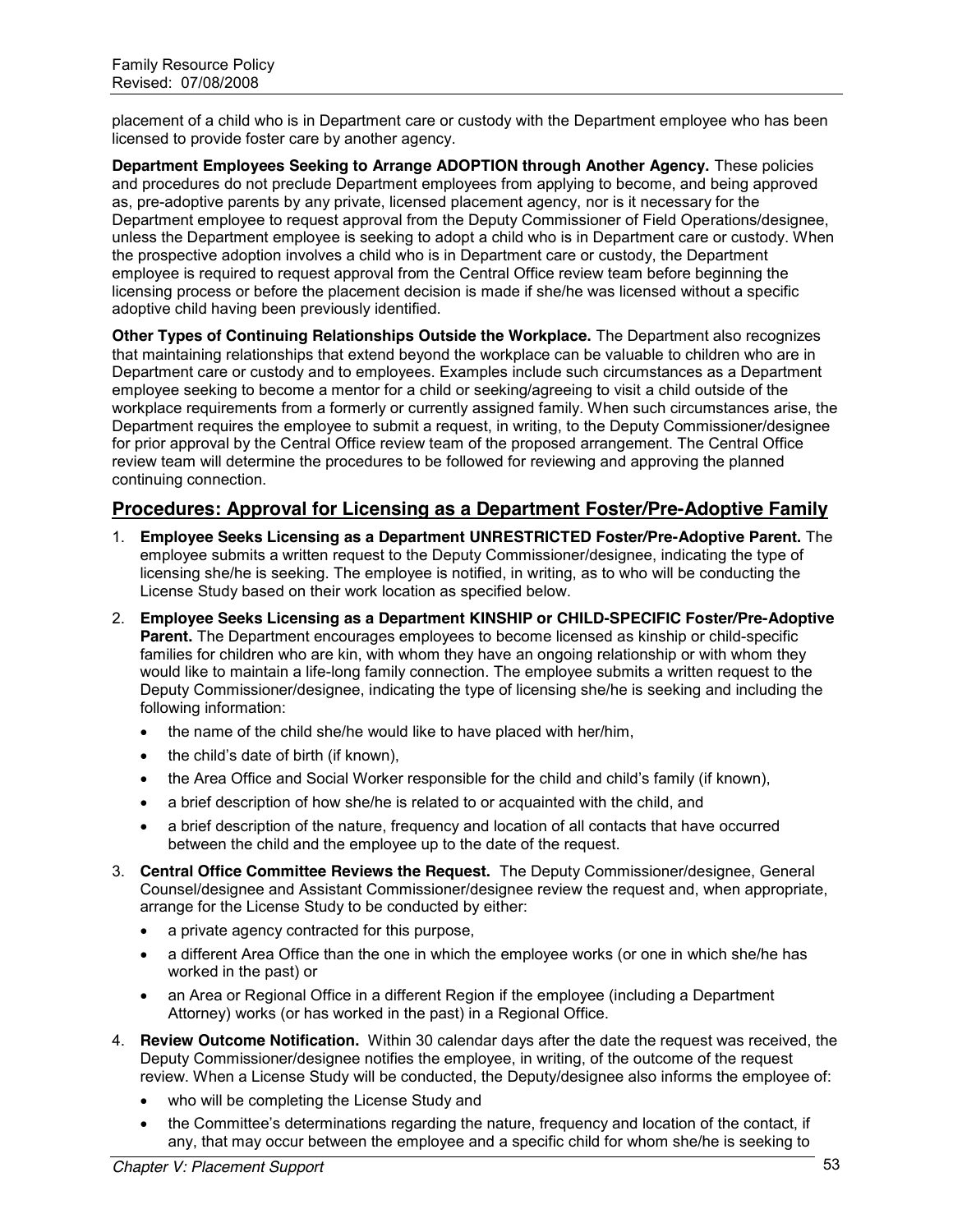placement of a child who is in Department care or custody with the Department employee who has been licensed to provide foster care by another agency.

**Department Employees Seeking to Arrange ADOPTION through Another Agency.** These policies and procedures do not preclude Department employees from applying to become, and being approved as, pre-adoptive parents by any private, licensed placement agency, nor is it necessary for the Department employee to request approval from the Deputy Commissioner of Field Operations/designee, unless the Department employee is seeking to adopt a child who is in Department care or custody. When the prospective adoption involves a child who is in Department care or custody, the Department employee is required to request approval from the Central Office review team before beginning the licensing process or before the placement decision is made if she/he was licensed without a specific adoptive child having been previously identified.

**Other Types of Continuing Relationships Outside the Workplace.** The Department also recognizes that maintaining relationships that extend beyond the workplace can be valuable to children who are in Department care or custody and to employees. Examples include such circumstances as a Department employee seeking to become a mentor for a child or seeking/agreeing to visit a child outside of the workplace requirements from a formerly or currently assigned family. When such circumstances arise, the Department requires the employee to submit a request, in writing, to the Deputy Commissioner/designee for prior approval by the Central Office review team of the proposed arrangement. The Central Office review team will determine the procedures to be followed for reviewing and approving the planned continuing connection.

## Procedures: Approval for Licensing as a Department Foster/Pre-Adoptive Family

1. **Employee Seeks Licensing as a Department UNRESTRICTED Foster/Pre-Adoptive Parent.** The employee submits a written request to the Deputy Commissioner/designee, indicating the type of licensing she/he is seeking. The employee is notified, in writing, as to who will be conducting the License Study based on their work location as specified below.
2. **Employee Seeks Licensing as a Department KINSHIP or CHILD-SPECIFIC Foster/Pre-Adoptive Parent.** The Department encourages employees to become licensed as kinship or child-specific families for children who are kin, with whom they have an ongoing relationship or with whom they would like to maintain a life-long family connection. The employee submits a written request to the Deputy Commissioner/designee, indicating the type of licensing she/he is seeking and including the following information:
   - the name of the child she/he would like to have placed with her/him,
   - the child's date of birth (if known),
   - the Area Office and Social Worker responsible for the child and child's family (if known),
   - a brief description of how she/he is related to or acquainted with the child, and
   - a brief description of the nature, frequency and location of all contacts that have occurred between the child and the employee up to the date of the request.
3. **Central Office Committee Reviews the Request.** The Deputy Commissioner/designee, General Counsel/designee and Assistant Commissioner/designee review the request and, when appropriate, arrange for the License Study to be conducted by either:
   - a private agency contracted for this purpose,
   - a different Area Office than the one in which the employee works (or one in which she/he has worked in the past) or
   - an Area or Regional Office in a different Region if the employee (including a Department Attorney) works (or has worked in the past) in a Regional Office.
4. **Review Outcome Notification.** Within 30 calendar days after the date the request was received, the Deputy Commissioner/designee notifies the employee, in writing, of the outcome of the request review. When a License Study will be conducted, the Deputy/designee also informs the employee of:
   - who will be completing the License Study and
   - the Committee's determinations regarding the nature, frequency and location of the contact, if any, that may occur between the employee and a specific child for whom she/he is seeking to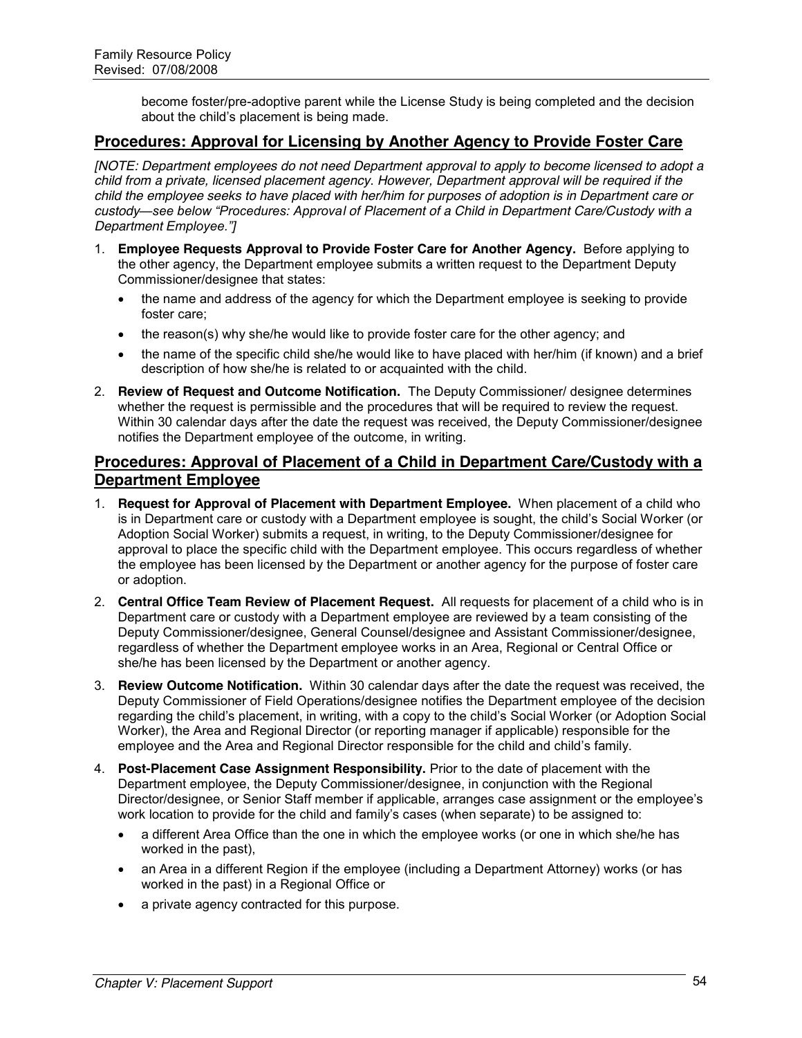become foster/pre-adoptive parent while the License Study is being completed and the decision about the child's placement is being made.

## Procedures: Approval for Licensing by Another Agency to Provide Foster Care

*[NOTE: Department employees do not need Department approval to apply to become licensed to adopt a child from a private, licensed placement agency. However, Department approval will be required if the child the employee seeks to have placed with her/him for purposes of adoption is in Department care or custody—see below "Procedures: Approval of Placement of a Child in Department Care/Custody with a Department Employee."]*

1. **Employee Requests Approval to Provide Foster Care for Another Agency.** Before applying to the other agency, the Department employee submits a written request to the Department Deputy Commissioner/designee that states:
   - the name and address of the agency for which the Department employee is seeking to provide foster care;
   - the reason(s) why she/he would like to provide foster care for the other agency; and
   - the name of the specific child she/he would like to have placed with her/him (if known) and a brief description of how she/he is related to or acquainted with the child.
2. **Review of Request and Outcome Notification.** The Deputy Commissioner/ designee determines whether the request is permissible and the procedures that will be required to review the request. Within 30 calendar days after the date the request was received, the Deputy Commissioner/designee notifies the Department employee of the outcome, in writing.

## Procedures: Approval of Placement of a Child in Department Care/Custody with a Department Employee

1. **Request for Approval of Placement with Department Employee.** When placement of a child who is in Department care or custody with a Department employee is sought, the child's Social Worker (or Adoption Social Worker) submits a request, in writing, to the Deputy Commissioner/designee for approval to place the specific child with the Department employee. This occurs regardless of whether the employee has been licensed by the Department or another agency for the purpose of foster care or adoption.
2. **Central Office Team Review of Placement Request.** All requests for placement of a child who is in Department care or custody with a Department employee are reviewed by a team consisting of the Deputy Commissioner/designee, General Counsel/designee and Assistant Commissioner/designee, regardless of whether the Department employee works in an Area, Regional or Central Office or she/he has been licensed by the Department or another agency.
3. **Review Outcome Notification.** Within 30 calendar days after the date the request was received, the Deputy Commissioner of Field Operations/designee notifies the Department employee of the decision regarding the child's placement, in writing, with a copy to the child's Social Worker (or Adoption Social Worker), the Area and Regional Director (or reporting manager if applicable) responsible for the employee and the Area and Regional Director responsible for the child and child's family.
4. **Post-Placement Case Assignment Responsibility.** Prior to the date of placement with the Department employee, the Deputy Commissioner/designee, in conjunction with the Regional Director/designee, or Senior Staff member if applicable, arranges case assignment or the employee's work location to provide for the child and family's cases (when separate) to be assigned to:
   - a different Area Office than the one in which the employee works (or one in which she/he has worked in the past),
   - an Area in a different Region if the employee (including a Department Attorney) works (or has worked in the past) in a Regional Office or
   - a private agency contracted for this purpose.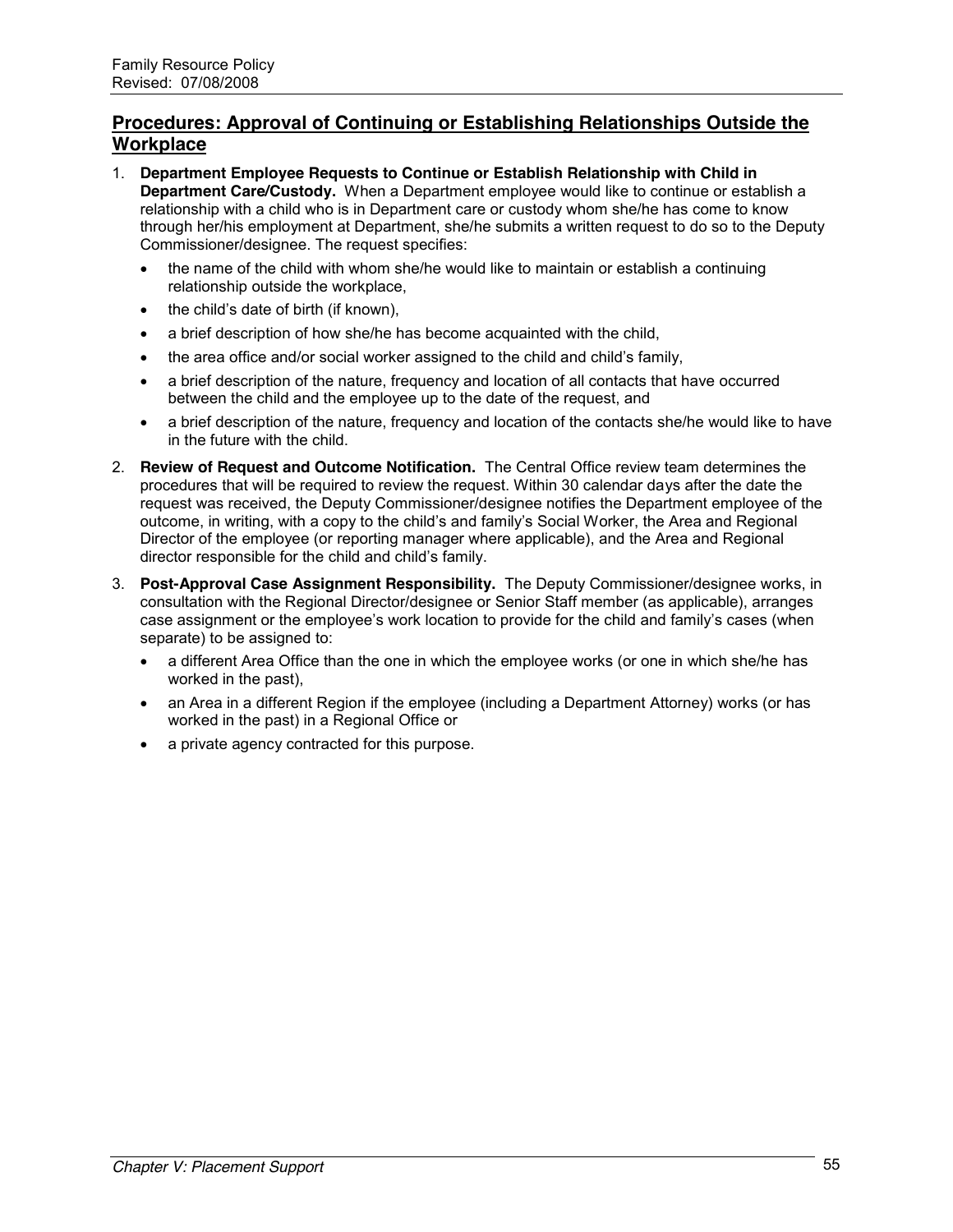## Procedures: Approval of Continuing or Establishing Relationships Outside the Workplace

1. **Department Employee Requests to Continue or Establish Relationship with Child in Department Care/Custody.** When a Department employee would like to continue or establish a relationship with a child who is in Department care or custody whom she/he has come to know through her/his employment at Department, she/he submits a written request to do so to the Deputy Commissioner/designee. The request specifies:
   - the name of the child with whom she/he would like to maintain or establish a continuing relationship outside the workplace,
   - the child's date of birth (if known),
   - a brief description of how she/he has become acquainted with the child,
   - the area office and/or social worker assigned to the child and child's family,
   - a brief description of the nature, frequency and location of all contacts that have occurred between the child and the employee up to the date of the request, and
   - a brief description of the nature, frequency and location of the contacts she/he would like to have in the future with the child.
2. **Review of Request and Outcome Notification.** The Central Office review team determines the procedures that will be required to review the request. Within 30 calendar days after the date the request was received, the Deputy Commissioner/designee notifies the Department employee of the outcome, in writing, with a copy to the child's and family's Social Worker, the Area and Regional Director of the employee (or reporting manager where applicable), and the Area and Regional director responsible for the child and child's family.
3. **Post-Approval Case Assignment Responsibility.** The Deputy Commissioner/designee works, in consultation with the Regional Director/designee or Senior Staff member (as applicable), arranges case assignment or the employee's work location to provide for the child and family's cases (when separate) to be assigned to:
   - a different Area Office than the one in which the employee works (or one in which she/he has worked in the past),
   - an Area in a different Region if the employee (including a Department Attorney) works (or has worked in the past) in a Regional Office or
   - a private agency contracted for this purpose.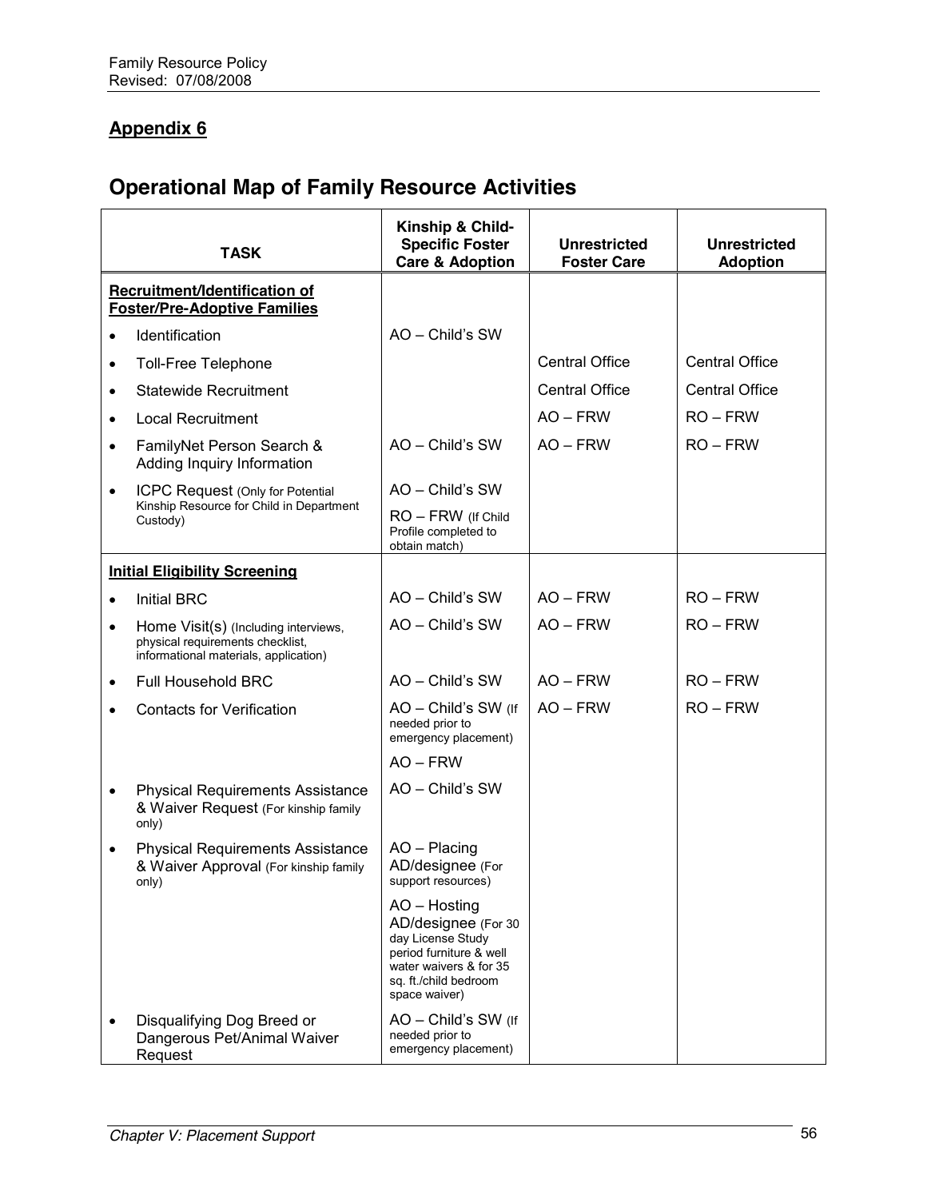## Appendix 6

# Operational Map of Family Resource Activities

| TASK | Kinship & Child-Specific Foster Care & Adoption | Unrestricted Foster Care | Unrestricted Adoption |
|---|---|---|---|
| **Recruitment/Identification of Foster/Pre-Adoptive Families** | | | |
| • Identification | AO – Child's SW | | |
| • Toll-Free Telephone | | Central Office | Central Office |
| • Statewide Recruitment | | Central Office | Central Office |
| • Local Recruitment | | AO – FRW | RO – FRW |
| • FamilyNet Person Search & Adding Inquiry Information | AO – Child's SW | AO – FRW | RO – FRW |
| • ICPC Request (Only for Potential Kinship Resource for Child in Department Custody) | AO – Child's SW<br>RO – FRW (If Child Profile completed to obtain match) | | |
| **Initial Eligibility Screening** | | | |
| • Initial BRC | AO – Child's SW | AO – FRW | RO – FRW |
| • Home Visit(s) (Including interviews, physical requirements checklist, informational materials, application) | AO – Child's SW | AO – FRW | RO – FRW |
| • Full Household BRC | AO – Child's SW | AO – FRW | RO – FRW |
| • Contacts for Verification | AO – Child's SW (If needed prior to emergency placement)<br>AO – FRW | AO – FRW | RO – FRW |
| • Physical Requirements Assistance & Waiver Request (For kinship family only) | AO – Child's SW | | |
| • Physical Requirements Assistance & Waiver Approval (For kinship family only) | AO – Placing AD/designee (For support resources)<br>AO – Hosting AD/designee (For 30 day License Study period furniture & well water waivers & for 35 sq. ft./child bedroom space waiver) | | |
| • Disqualifying Dog Breed or Dangerous Pet/Animal Waiver Request | AO – Child's SW (If needed prior to emergency placement) | | |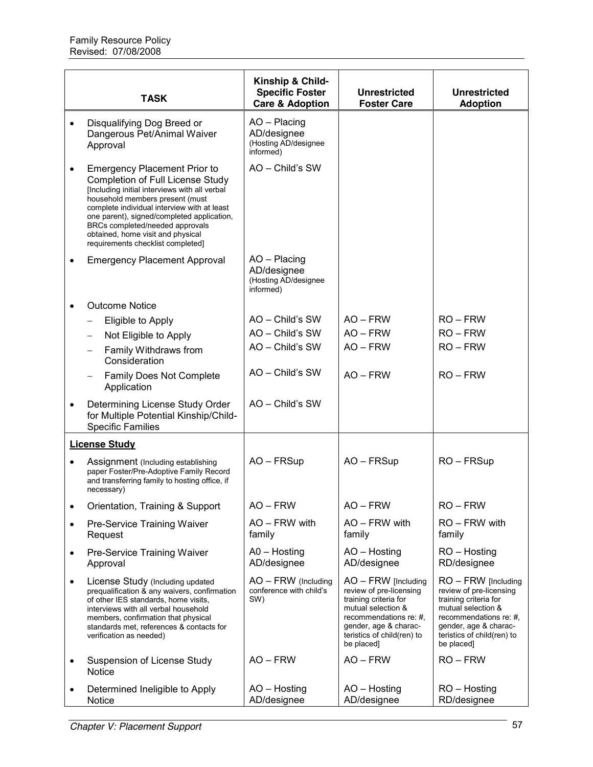| TASK | Kinship & Child-Specific Foster Care & Adoption | Unrestricted Foster Care | Unrestricted Adoption |
|---|---|---|---|
| • Disqualifying Dog Breed or Dangerous Pet/Animal Waiver Approval | AO – Placing AD/designee (Hosting AD/designee informed) | | |
| • Emergency Placement Prior to Completion of Full License Study [Including initial interviews with all verbal household members present (must complete individual interview with at least one parent), signed/completed application, BRCs completed/needed approvals obtained, home visit and physical requirements checklist completed] | AO – Child's SW | | |
| • Emergency Placement Approval | AO – Placing AD/designee (Hosting AD/designee informed) | | |
| • Outcome Notice | | | |
| – Eligible to Apply | AO – Child's SW | AO – FRW | RO – FRW |
| – Not Eligible to Apply | AO – Child's SW | AO – FRW | RO – FRW |
| – Family Withdraws from Consideration | AO – Child's SW | AO – FRW | RO – FRW |
| – Family Does Not Complete Application | AO – Child's SW | AO – FRW | RO – FRW |
| • Determining License Study Order for Multiple Potential Kinship/Child-Specific Families | AO – Child's SW | | |
| **<u>License Study</u>** | | | |
| • Assignment (Including establishing paper Foster/Pre-Adoptive Family Record and transferring family to hosting office, if necessary) | AO – FRSup | AO – FRSup | RO – FRSup |
| • Orientation, Training & Support | AO – FRW | AO – FRW | RO – FRW |
| • Pre-Service Training Waiver Request | AO – FRW with family | AO – FRW with family | RO – FRW with family |
| • Pre-Service Training Waiver Approval | A0 – Hosting AD/designee | AO – Hosting AD/designee | RO – Hosting RD/designee |
| • License Study (Including updated prequalification & any waivers, confirmation of other IES standards, home visits, interviews with all verbal household members, confirmation that physical standards met, references & contacts for verification as needed) | AO – FRW (Including conference with child's SW) | AO – FRW [Including review of pre-licensing training criteria for mutual selection & recommendations re: #, gender, age & characteristics of child(ren) to be placed] | RO – FRW [Including review of pre-licensing training criteria for mutual selection & recommendations re: #, gender, age & characteristics of child(ren) to be placed] |
| • Suspension of License Study Notice | AO – FRW | AO – FRW | RO – FRW |
| • Determined Ineligible to Apply Notice | AO – Hosting AD/designee | AO – Hosting AD/designee | RO – Hosting RD/designee |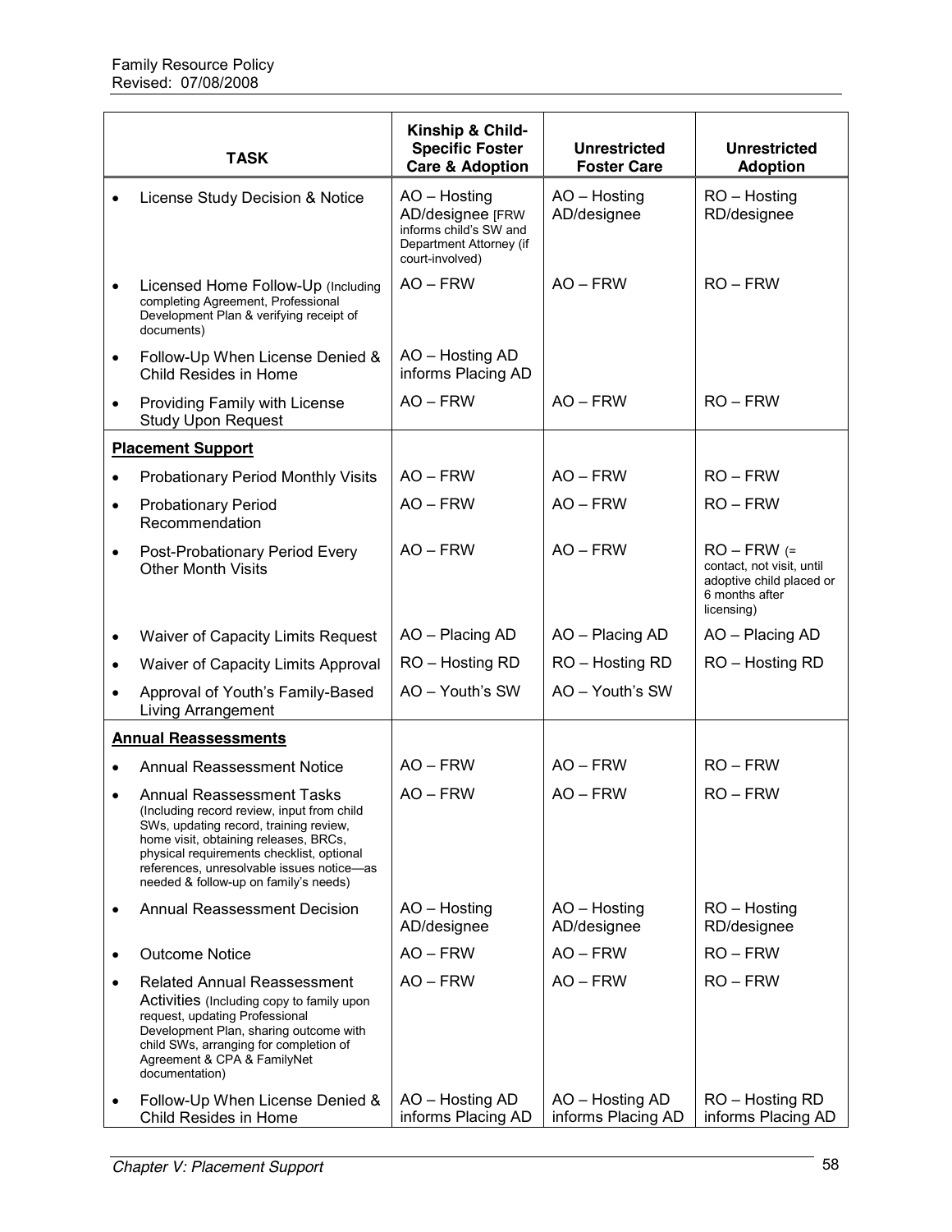| TASK | Kinship & Child-Specific Foster Care & Adoption | Unrestricted Foster Care | Unrestricted Adoption |
|---|---|---|---|
| • License Study Decision & Notice | AO – Hosting AD/designee [FRW informs child's SW and Department Attorney (if court-involved) | AO – Hosting AD/designee | RO – Hosting RD/designee |
| • Licensed Home Follow-Up (Including completing Agreement, Professional Development Plan & verifying receipt of documents) | AO – FRW | AO – FRW | RO – FRW |
| • Follow-Up When License Denied & Child Resides in Home | AO – Hosting AD informs Placing AD | | |
| • Providing Family with License Study Upon Request | AO – FRW | AO – FRW | RO – FRW |
| **Placement Support** | | | |
| • Probationary Period Monthly Visits | AO – FRW | AO – FRW | RO – FRW |
| • Probationary Period Recommendation | AO – FRW | AO – FRW | RO – FRW |
| • Post-Probationary Period Every Other Month Visits | AO – FRW | AO – FRW | RO – FRW (= contact, not visit, until adoptive child placed or 6 months after licensing) |
| • Waiver of Capacity Limits Request | AO – Placing AD | AO – Placing AD | AO – Placing AD |
| • Waiver of Capacity Limits Approval | RO – Hosting RD | RO – Hosting RD | RO – Hosting RD |
| • Approval of Youth's Family-Based Living Arrangement | AO – Youth's SW | AO – Youth's SW | |
| **Annual Reassessments** | | | |
| • Annual Reassessment Notice | AO – FRW | AO – FRW | RO – FRW |
| • Annual Reassessment Tasks (Including record review, input from child SWs, updating record, training review, home visit, obtaining releases, BRCs, physical requirements checklist, optional references, unresolvable issues notice—as needed & follow-up on family's needs) | AO – FRW | AO – FRW | RO – FRW |
| • Annual Reassessment Decision | AO – Hosting AD/designee | AO – Hosting AD/designee | RO – Hosting RD/designee |
| • Outcome Notice | AO – FRW | AO – FRW | RO – FRW |
| • Related Annual Reassessment Activities (Including copy to family upon request, updating Professional Development Plan, sharing outcome with child SWs, arranging for completion of Agreement & CPA & FamilyNet documentation) | AO – FRW | AO – FRW | RO – FRW |
| • Follow-Up When License Denied & Child Resides in Home | AO – Hosting AD informs Placing AD | AO – Hosting AD informs Placing AD | RO – Hosting RD informs Placing AD |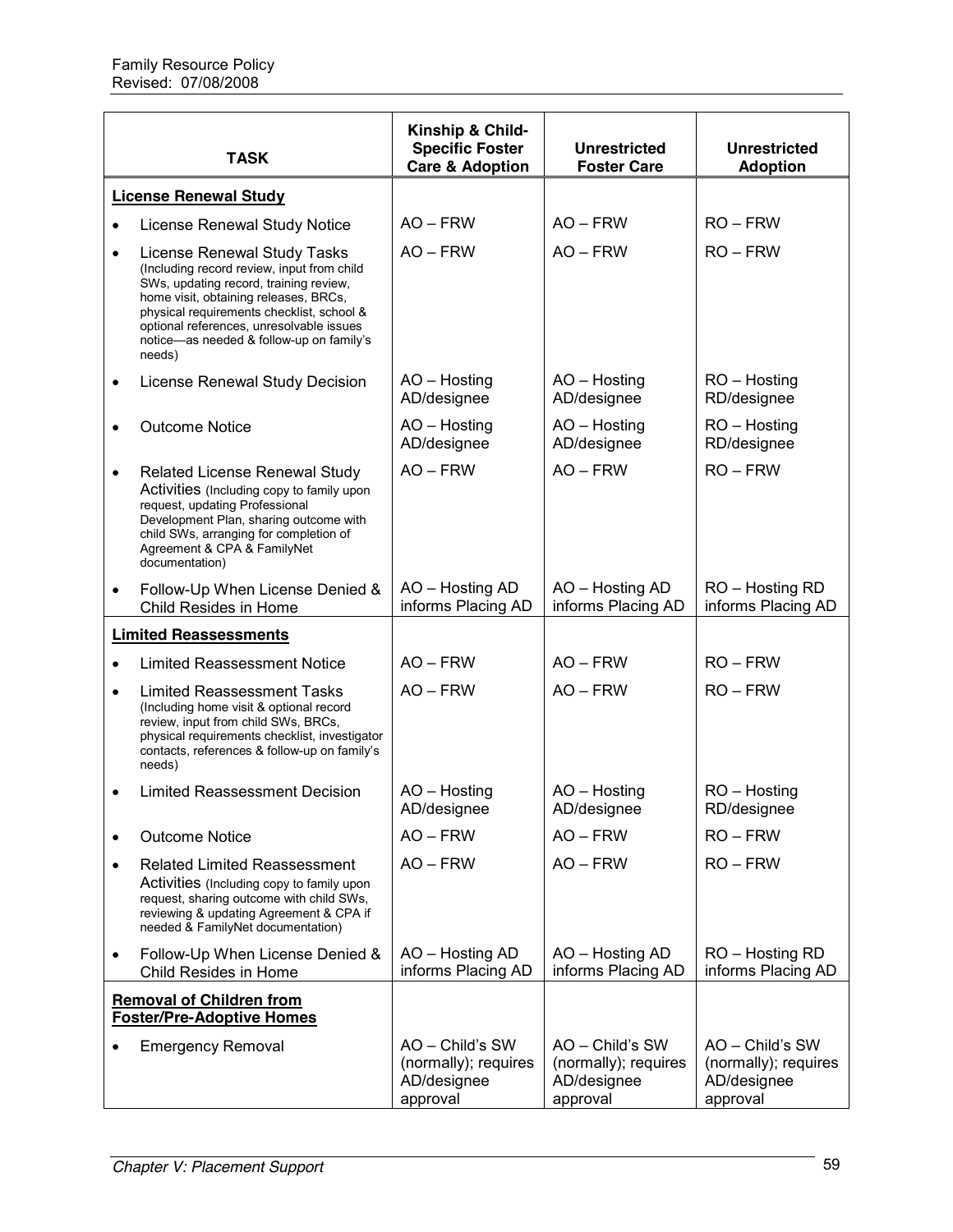| TASK | Kinship & Child-Specific Foster Care & Adoption | Unrestricted Foster Care | Unrestricted Adoption |
|---|---|---|---|
| **License Renewal Study** | | | |
| • License Renewal Study Notice | AO – FRW | AO – FRW | RO – FRW |
| • License Renewal Study Tasks (Including record review, input from child SWs, updating record, training review, home visit, obtaining releases, BRCs, physical requirements checklist, school & optional references, unresolvable issues notice—as needed & follow-up on family's needs) | AO – FRW | AO – FRW | RO – FRW |
| • License Renewal Study Decision | AO – Hosting AD/designee | AO – Hosting AD/designee | RO – Hosting RD/designee |
| • Outcome Notice | AO – Hosting AD/designee | AO – Hosting AD/designee | RO – Hosting RD/designee |
| • Related License Renewal Study Activities (Including copy to family upon request, updating Professional Development Plan, sharing outcome with child SWs, arranging for completion of Agreement & CPA & FamilyNet documentation) | AO – FRW | AO – FRW | RO – FRW |
| • Follow-Up When License Denied & Child Resides in Home | AO – Hosting AD informs Placing AD | AO – Hosting AD informs Placing AD | RO – Hosting RD informs Placing AD |
| **Limited Reassessments** | | | |
| • Limited Reassessment Notice | AO – FRW | AO – FRW | RO – FRW |
| • Limited Reassessment Tasks (Including home visit & optional record review, input from child SWs, BRCs, physical requirements checklist, investigator contacts, references & follow-up on family's needs) | AO – FRW | AO – FRW | RO – FRW |
| • Limited Reassessment Decision | AO – Hosting AD/designee | AO – Hosting AD/designee | RO – Hosting RD/designee |
| • Outcome Notice | AO – FRW | AO – FRW | RO – FRW |
| • Related Limited Reassessment Activities (Including copy to family upon request, sharing outcome with child SWs, reviewing & updating Agreement & CPA if needed & FamilyNet documentation) | AO – FRW | AO – FRW | RO – FRW |
| • Follow-Up When License Denied & Child Resides in Home | AO – Hosting AD informs Placing AD | AO – Hosting AD informs Placing AD | RO – Hosting RD informs Placing AD |
| **Removal of Children from Foster/Pre-Adoptive Homes** | | | |
| • Emergency Removal | AO – Child's SW (normally); requires AD/designee approval | AO – Child's SW (normally); requires AD/designee approval | AO – Child's SW (normally); requires AD/designee approval |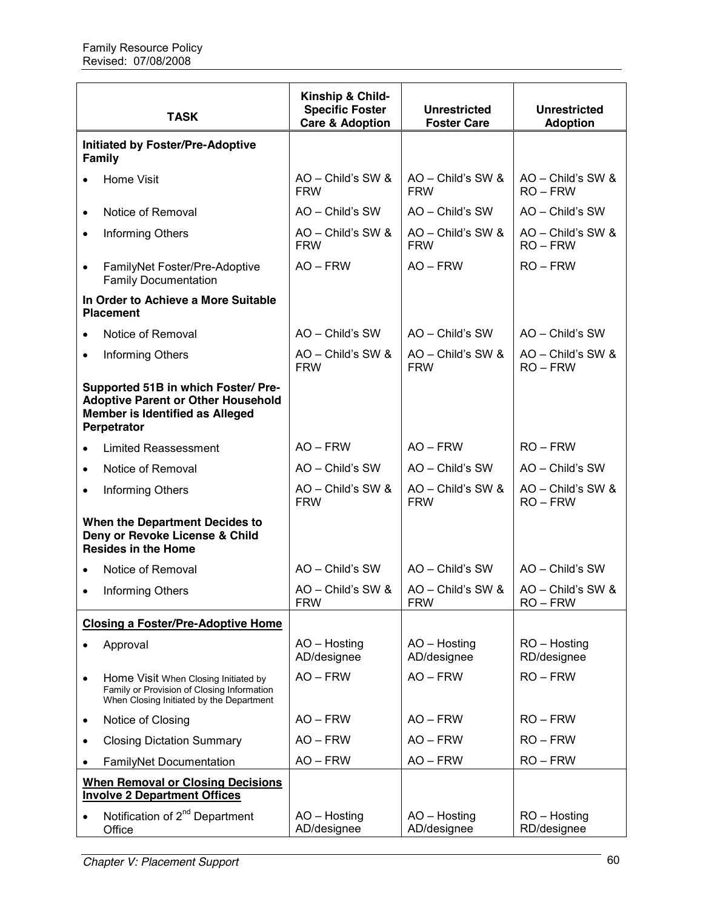| TASK | Kinship & Child-Specific Foster Care & Adoption | Unrestricted Foster Care | Unrestricted Adoption |
|---|---|---|---|
| **Initiated by Foster/Pre-Adoptive Family** | | | |
| • Home Visit | AO – Child's SW & FRW | AO – Child's SW & FRW | AO – Child's SW & RO – FRW |
| • Notice of Removal | AO – Child's SW | AO – Child's SW | AO – Child's SW |
| • Informing Others | AO – Child's SW & FRW | AO – Child's SW & FRW | AO – Child's SW & RO – FRW |
| • FamilyNet Foster/Pre-Adoptive Family Documentation | AO – FRW | AO – FRW | RO – FRW |
| **In Order to Achieve a More Suitable Placement** | | | |
| • Notice of Removal | AO – Child's SW | AO – Child's SW | AO – Child's SW |
| • Informing Others | AO – Child's SW & FRW | AO – Child's SW & FRW | AO – Child's SW & RO – FRW |
| **Supported 51B in which Foster/ Pre-Adoptive Parent or Other Household Member is Identified as Alleged Perpetrator** | | | |
| • Limited Reassessment | AO – FRW | AO – FRW | RO – FRW |
| • Notice of Removal | AO – Child's SW | AO – Child's SW | AO – Child's SW |
| • Informing Others | AO – Child's SW & FRW | AO – Child's SW & FRW | AO – Child's SW & RO – FRW |
| **When the Department Decides to Deny or Revoke License & Child Resides in the Home** | | | |
| • Notice of Removal | AO – Child's SW | AO – Child's SW | AO – Child's SW |
| • Informing Others | AO – Child's SW & FRW | AO – Child's SW & FRW | AO – Child's SW & RO – FRW |
| **<u>Closing a Foster/Pre-Adoptive Home</u>** | | | |
| • Approval | AO – Hosting AD/designee | AO – Hosting AD/designee | RO – Hosting RD/designee |
| • Home Visit When Closing Initiated by Family or Provision of Closing Information When Closing Initiated by the Department | AO – FRW | AO – FRW | RO – FRW |
| • Notice of Closing | AO – FRW | AO – FRW | RO – FRW |
| • Closing Dictation Summary | AO – FRW | AO – FRW | RO – FRW |
| • FamilyNet Documentation | AO – FRW | AO – FRW | RO – FRW |
| **<u>When Removal or Closing Decisions Involve 2 Department Offices</u>** | | | |
| • Notification of 2nd Department Office | AO – Hosting AD/designee | AO – Hosting AD/designee | RO – Hosting RD/designee |